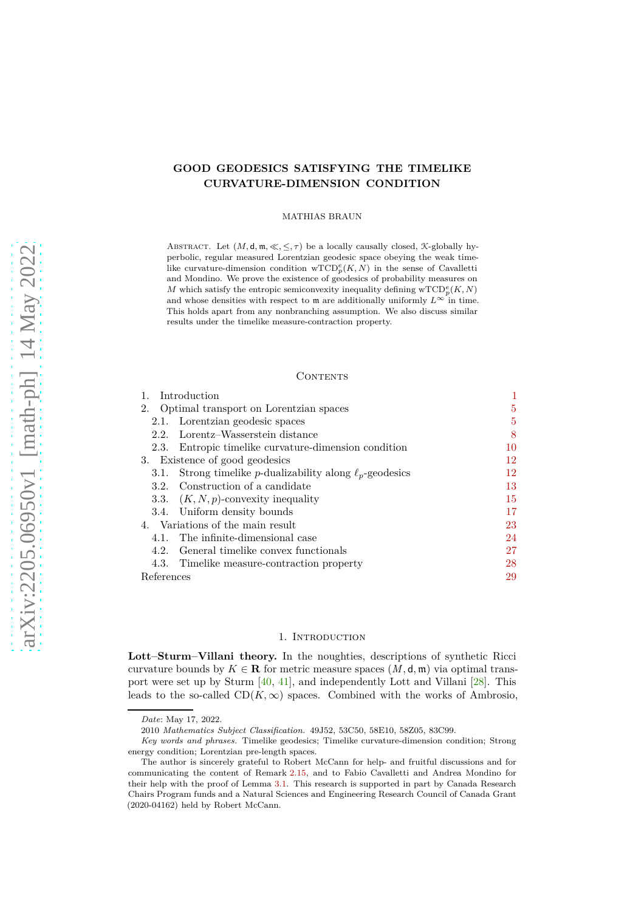# GOOD GEODESICS SATISFYING THE TIMELIKE CURVATURE-DIMENSION CONDITION

MATHIAS BRAUN

ABSTRACT. Let $(M, \mathsf{d}, \mathfrak{m}, \ll, \leq, \tau)$ be a locally causally closed, $\mathcal{K}$-globally hyperbolic, regular measured Lorentzian geodesic space obeying the weak timelike curvature-dimension condition $\mathrm{wTCD}_p^e(K,N)$ in the sense of Cavalletti and Mondino. We prove the existence of geodesics of probability measures on $M$ which satisfy the entropic semiconvexity inequality defining $\mathrm{wTCD}_p^e(K,N)$ and whose densities with respect to $\mathfrak{m}$ are additionally uniformly $L^\infty$ in time. This holds apart from any nonbranching assumption. We also discuss similar results under the timelike measure-contraction property.

CONTENTS

1. Introduction 1
2. Optimal transport on Lorentzian spaces 5
   2.1. Lorentzian geodesic spaces 5
   2.2. Lorentz–Wasserstein distance 8
   2.3. Entropic timelike curvature-dimension condition 10
3. Existence of good geodesics 12
   3.1. Strong timelike $p$-dualizability along $\ell_p$-geodesics 12
   3.2. Construction of a candidate 13
   3.3. $(K, N, p)$-convexity inequality 15
   3.4. Uniform density bounds 17
4. Variations of the main result 23
   4.1. The infinite-dimensional case 24
   4.2. General timelike convex functionals 27
   4.3. Timelike measure-contraction property 28

References 29

## 1. INTRODUCTION

**Lott–Sturm–Villani theory.** In the noughties, descriptions of synthetic Ricci curvature bounds by $K \in \mathbf{R}$ for metric measure spaces $(M, \mathsf{d}, \mathfrak{m})$ via optimal transport were set up by Sturm [40, 41], and independently Lott and Villani [28]. This leads to the so-called $\mathrm{CD}(K,\infty)$ spaces. Combined with the works of Ambrosio,

---

*Date*: May 17, 2022.

2010 *Mathematics Subject Classification.* 49J52, 53C50, 58E10, 58Z05, 83C99.

*Key words and phrases.* Timelike geodesics; Timelike curvature-dimension condition; Strong energy condition; Lorentzian pre-length spaces.

The author is sincerely grateful to Robert McCann for help- and fruitful discussions and for communicating the content of Remark 2.15, and to Fabio Cavalletti and Andrea Mondino for their help with the proof of Lemma 3.1. This research is supported in part by Canada Research Chairs Program funds and a Natural Sciences and Engineering Research Council of Canada Grant (2020-04162) held by Robert McCann.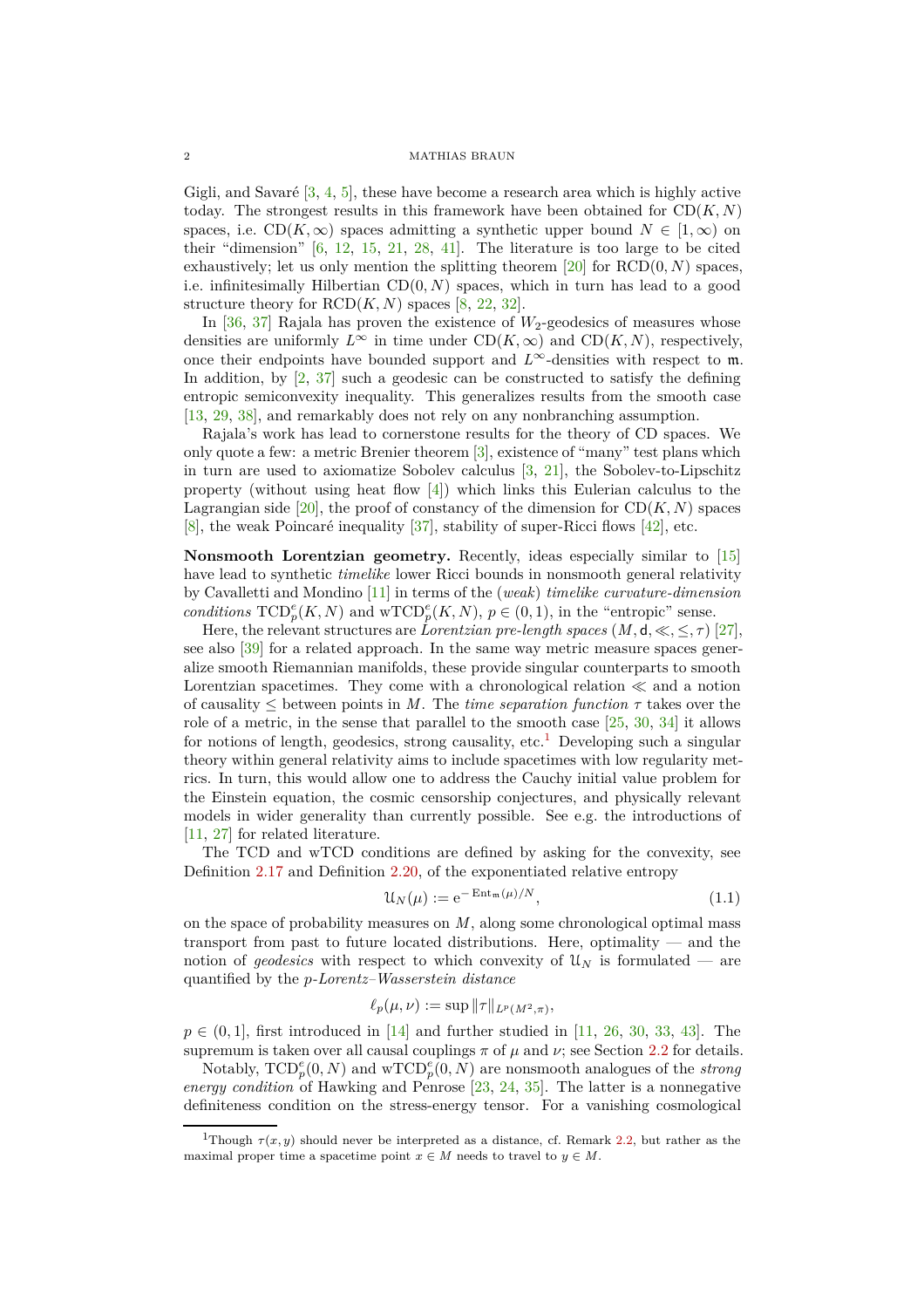Gigli, and Savaré [3, 4, 5], these have become a research area which is highly active today. The strongest results in this framework have been obtained for $\mathrm{CD}(K,N)$ spaces, i.e. $\mathrm{CD}(K,\infty)$ spaces admitting a synthetic upper bound $N \in [1,\infty)$ on their "dimension" [6, 12, 15, 21, 28, 41]. The literature is too large to be cited exhaustively; let us only mention the splitting theorem [20] for $\mathrm{RCD}(0,N)$ spaces, i.e. infinitesimally Hilbertian $\mathrm{CD}(0,N)$ spaces, which in turn has lead to a good structure theory for $\mathrm{RCD}(K,N)$ spaces [8, 22, 32].

In [36, 37] Rajala has proven the existence of $W_2$-geodesics of measures whose densities are uniformly $L^\infty$ in time under $\mathrm{CD}(K,\infty)$ and $\mathrm{CD}(K,N)$, respectively, once their endpoints have bounded support and $L^\infty$-densities with respect to $\mathfrak{m}$. In addition, by [2, 37] such a geodesic can be constructed to satisfy the defining entropic semiconvexity inequality. This generalizes results from the smooth case [13, 29, 38], and remarkably does not rely on any nonbranching assumption.

Rajala's work has lead to cornerstone results for the theory of CD spaces. We only quote a few: a metric Brenier theorem [3], existence of "many" test plans which in turn are used to axiomatize Sobolev calculus [3, 21], the Sobolev-to-Lipschitz property (without using heat flow [4]) which links this Eulerian calculus to the Lagrangian side [20], the proof of constancy of the dimension for $\mathrm{CD}(K,N)$ spaces [8], the weak Poincaré inequality [37], stability of super-Ricci flows [42], etc.

**Nonsmooth Lorentzian geometry.** Recently, ideas especially similar to [15] have lead to synthetic *timelike* lower Ricci bounds in nonsmooth general relativity by Cavalletti and Mondino [11] in terms of the (*weak*) *timelike curvature-dimension conditions* $\mathrm{TCD}_p^e(K,N)$ and $\mathrm{wTCD}_p^e(K,N)$, $p \in (0,1)$, in the "entropic" sense.

Here, the relevant structures are *Lorentzian pre-length spaces* $(M,\mathsf{d},\ll,\leq,\tau)$ [27], see also [39] for a related approach. In the same way metric measure spaces generalize smooth Riemannian manifolds, these provide singular counterparts to smooth Lorentzian spacetimes. They come with a chronological relation $\ll$ and a notion of causality $\leq$ between points in $M$. The *time separation function* $\tau$ takes over the role of a metric, in the sense that parallel to the smooth case [25, 30, 34] it allows for notions of length, geodesics, strong causality, etc.[1] Developing such a singular theory within general relativity aims to include spacetimes with low regularity metrics. In turn, this would allow one to address the Cauchy initial value problem for the Einstein equation, the cosmic censorship conjectures, and physically relevant models in wider generality than currently possible. See e.g. the introductions of [11, 27] for related literature.

The TCD and wTCD conditions are defined by asking for the convexity, see Definition 2.17 and Definition 2.20, of the exponentiated relative entropy

$$\mathcal{U}_N(\mu) := \mathrm{e}^{-\mathrm{Ent}_{\mathfrak{m}}(\mu)/N}, \tag{1.1}$$

on the space of probability measures on $M$, along some chronological optimal mass transport from past to future located distributions. Here, optimality — and the notion of *geodesics* with respect to which convexity of $\mathcal{U}_N$ is formulated — are quantified by the *p-Lorentz–Wasserstein distance*

$$\ell_p(\mu,\nu) := \sup \|\tau\|_{L^p(M^2,\pi)},$$

$p \in (0,1]$, first introduced in [14] and further studied in [11, 26, 30, 33, 43]. The supremum is taken over all causal couplings $\pi$ of $\mu$ and $\nu$; see Section 2.2 for details.

Notably, $\mathrm{TCD}_p^e(0,N)$ and $\mathrm{wTCD}_p^e(0,N)$ are nonsmooth analogues of the *strong energy condition* of Hawking and Penrose [23, 24, 35]. The latter is a nonnegative definiteness condition on the stress-energy tensor. For a vanishing cosmological

[1] Though $\tau(x,y)$ should never be interpreted as a distance, cf. Remark 2.2, but rather as the maximal proper time a spacetime point $x \in M$ needs to travel to $y \in M$.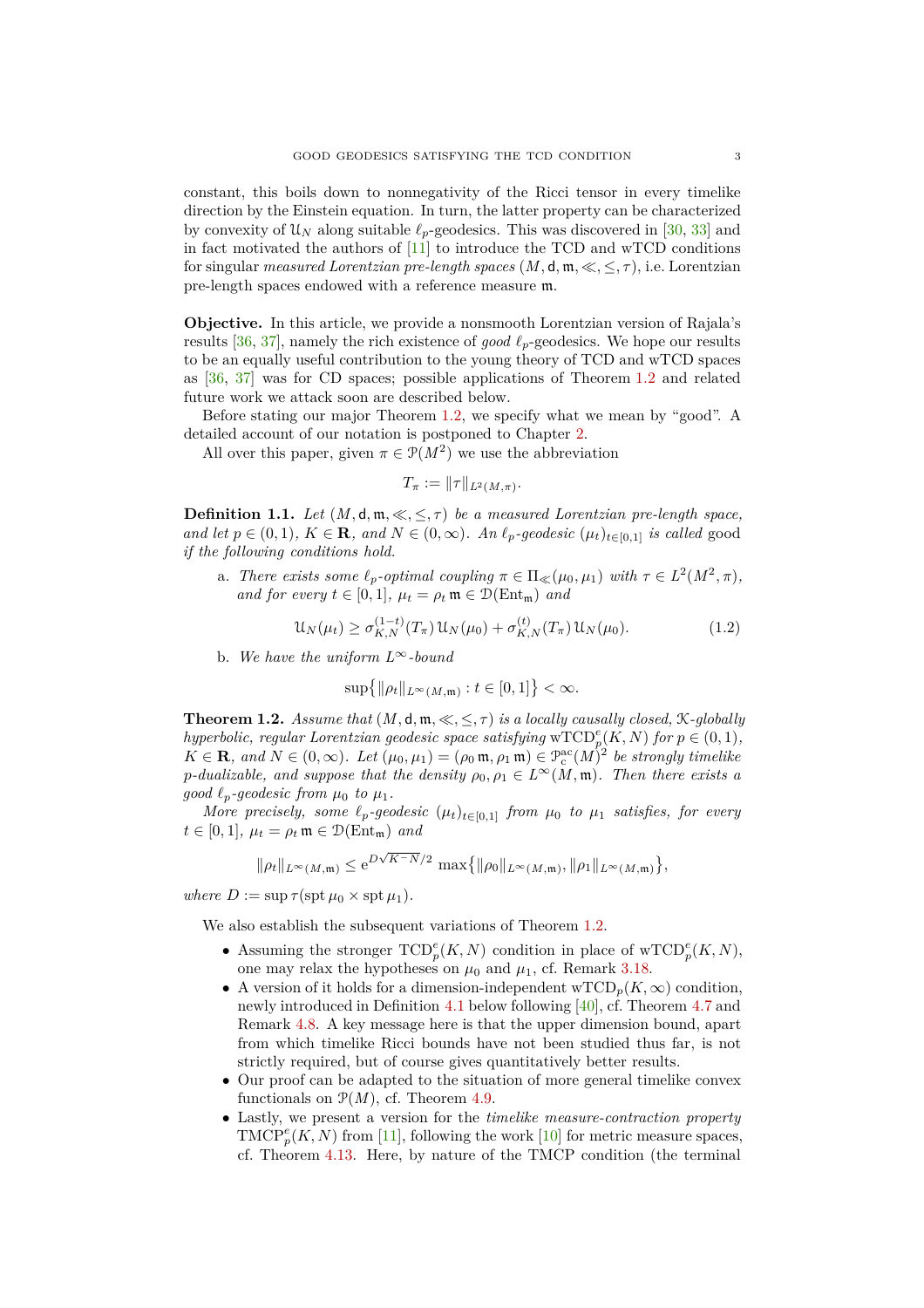constant, this boils down to nonnegativity of the Ricci tensor in every timelike direction by the Einstein equation. In turn, the latter property can be characterized by convexity of $\mathcal{U}_N$ along suitable $\ell_p$-geodesics. This was discovered in [30, 33] and in fact motivated the authors of [11] to introduce the TCD and wTCD conditions for singular *measured Lorentzian pre-length spaces* $(M, \mathsf{d}, \mathfrak{m}, \ll, \leq, \tau)$, i.e. Lorentzian pre-length spaces endowed with a reference measure $\mathfrak{m}$.

**Objective.** In this article, we provide a nonsmooth Lorentzian version of Rajala's results [36, 37], namely the rich existence of *good* $\ell_p$-geodesics. We hope our results to be an equally useful contribution to the young theory of TCD and wTCD spaces as [36, 37] was for CD spaces; possible applications of Theorem 1.2 and related future work we attack soon are described below.

Before stating our major Theorem 1.2, we specify what we mean by "good". A detailed account of our notation is postponed to Chapter 2.

All over this paper, given $\pi \in \mathcal{P}(M^2)$ we use the abbreviation

$$T_\pi := \|\tau\|_{L^2(M,\pi)}.$$

**Definition 1.1.** *Let $(M, \mathsf{d}, \mathfrak{m}, \ll, \leq, \tau)$ be a measured Lorentzian pre-length space, and let $p \in (0, 1)$, $K \in \mathbf{R}$, and $N \in (0, \infty)$. An $\ell_p$-geodesic $(\mu_t)_{t\in[0,1]}$ is called* good *if the following conditions hold.*

a. *There exists some $\ell_p$-optimal coupling $\pi \in \Pi_\ll(\mu_0, \mu_1)$ with $\tau \in L^2(M^2, \pi)$, and for every $t \in [0, 1]$, $\mu_t = \rho_t \, \mathfrak{m} \in \mathcal{D}(\mathrm{Ent}_\mathfrak{m})$ and*

$$\mathcal{U}_N(\mu_t) \geq \sigma^{(1-t)}_{K,N}(T_\pi)\, \mathcal{U}_N(\mu_0) + \sigma^{(t)}_{K,N}(T_\pi)\, \mathcal{U}_N(\mu_0). \tag{1.2}$$

b. *We have the uniform $L^\infty$-bound*

$$\sup\big\{\|\rho_t\|_{L^\infty(M,\mathfrak{m})} : t \in [0, 1]\big\} < \infty.$$

**Theorem 1.2.** *Assume that $(M, \mathsf{d}, \mathfrak{m}, \ll, \leq, \tau)$ is a locally causally closed, $\mathcal{K}$-globally hyperbolic, regular Lorentzian geodesic space satisfying $\mathrm{wTCD}^e_p(K, N)$ for $p \in (0, 1)$, $K \in \mathbf{R}$, and $N \in (0, \infty)$. Let $(\mu_0, \mu_1) = (\rho_0 \, \mathfrak{m}, \rho_1 \, \mathfrak{m}) \in \mathcal{P}^{\mathrm{ac}}_{\mathrm{c}}(M)^2$ be strongly timelike $p$-dualizable, and suppose that the density $\rho_0, \rho_1 \in L^\infty(M, \mathfrak{m})$. Then there exists a good $\ell_p$-geodesic from $\mu_0$ to $\mu_1$.*

*More precisely, some $\ell_p$-geodesic $(\mu_t)_{t\in[0,1]}$ from $\mu_0$ to $\mu_1$ satisfies, for every $t \in [0, 1]$, $\mu_t = \rho_t \, \mathfrak{m} \in \mathcal{D}(\mathrm{Ent}_\mathfrak{m})$ and*

$$\|\rho_t\|_{L^\infty(M,\mathfrak{m})} \leq \mathrm{e}^{D\sqrt{K^- N}/2} \, \max\big\{\|\rho_0\|_{L^\infty(M,\mathfrak{m})}, \|\rho_1\|_{L^\infty(M,\mathfrak{m})}\big\},$$

*where $D := \sup \tau(\operatorname{spt} \mu_0 \times \operatorname{spt} \mu_1)$.*

We also establish the subsequent variations of Theorem 1.2.

- Assuming the stronger $\mathrm{TCD}^e_p(K, N)$ condition in place of $\mathrm{wTCD}^e_p(K, N)$, one may relax the hypotheses on $\mu_0$ and $\mu_1$, cf. Remark 3.18.
- A version of it holds for a dimension-independent $\mathrm{wTCD}_p(K, \infty)$ condition, newly introduced in Definition 4.1 below following [40], cf. Theorem 4.7 and Remark 4.8. A key message here is that the upper dimension bound, apart from which timelike Ricci bounds have not been studied thus far, is not strictly required, but of course gives quantitatively better results.
- Our proof can be adapted to the situation of more general timelike convex functionals on $\mathcal{P}(M)$, cf. Theorem 4.9.
- Lastly, we present a version for the *timelike measure-contraction property* $\mathrm{TMCP}^e_p(K, N)$ from [11], following the work [10] for metric measure spaces, cf. Theorem 4.13. Here, by nature of the TMCP condition (the terminal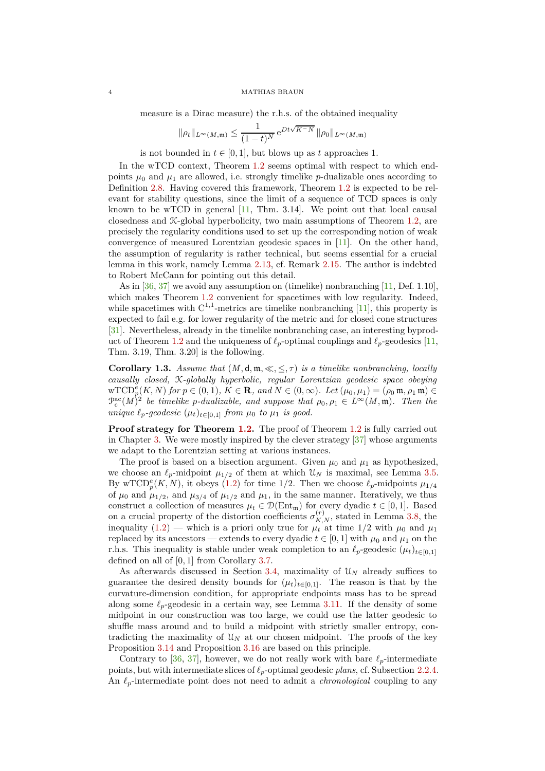measure is a Dirac measure) the r.h.s. of the obtained inequality

$$\|\rho_t\|_{L^\infty(M,\mathfrak{m})} \leq \frac{1}{(1-t)^N}\,\mathrm{e}^{Dt\sqrt{K^-N}}\,\|\rho_0\|_{L^\infty(M,\mathfrak{m})}$$

is not bounded in $t \in [0,1]$, but blows up as $t$ approaches 1.

In the wTCD context, Theorem 1.2 seems optimal with respect to which endpoints $\mu_0$ and $\mu_1$ are allowed, i.e. strongly timelike $p$-dualizable ones according to Definition 2.8. Having covered this framework, Theorem 1.2 is expected to be relevant for stability questions, since the limit of a sequence of TCD spaces is only known to be wTCD in general [11, Thm. 3.14]. We point out that local causal closedness and $\mathcal{K}$-global hyperbolicity, two main assumptions of Theorem 1.2, are precisely the regularity conditions used to set up the corresponding notion of weak convergence of measured Lorentzian geodesic spaces in [11]. On the other hand, the assumption of regularity is rather technical, but seems essential for a crucial lemma in this work, namely Lemma 2.13, cf. Remark 2.15. The author is indebted to Robert McCann for pointing out this detail.

As in [36, 37] we avoid any assumption on (timelike) nonbranching [11, Def. 1.10], which makes Theorem 1.2 convenient for spacetimes with low regularity. Indeed, while spacetimes with $\mathrm{C}^{1,1}$-metrics are timelike nonbranching [11], this property is expected to fail e.g. for lower regularity of the metric and for closed cone structures [31]. Nevertheless, already in the timelike nonbranching case, an interesting byproduct of Theorem 1.2 and the uniqueness of $\ell_p$-optimal couplings and $\ell_p$-geodesics [11, Thm. 3.19, Thm. 3.20] is the following.

**Corollary 1.3.** *Assume that $(M,\mathsf{d},\mathfrak{m},\ll,\leq,\tau)$ is a timelike nonbranching, locally causally closed, $\mathcal{K}$-globally hyperbolic, regular Lorentzian geodesic space obeying $\mathrm{wTCD}_p^e(K,N)$ for $p\in(0,1)$, $K\in\mathbf{R}$, and $N\in(0,\infty)$. Let $(\mu_0,\mu_1)=(\rho_0\,\mathfrak{m},\rho_1\,\mathfrak{m})\in\mathcal{P}_c^{\mathrm{ac}}(M)^2$ be timelike $p$-dualizable, and suppose that $\rho_0,\rho_1\in L^\infty(M,\mathfrak{m})$. Then the unique $\ell_p$-geodesic $(\mu_t)_{t\in[0,1]}$ from $\mu_0$ to $\mu_1$ is good.*

**Proof strategy for Theorem 1.2.** The proof of Theorem 1.2 is fully carried out in Chapter 3. We were mostly inspired by the clever strategy [37] whose arguments we adapt to the Lorentzian setting at various instances.

The proof is based on a bisection argument. Given $\mu_0$ and $\mu_1$ as hypothesized, we choose an $\ell_p$-midpoint $\mu_{1/2}$ of them at which $\mathcal{U}_N$ is maximal, see Lemma 3.5. By $\mathrm{wTCD}_p^e(K,N)$, it obeys (1.2) for time 1/2. Then we choose $\ell_p$-midpoints $\mu_{1/4}$ of $\mu_0$ and $\mu_{1/2}$, and $\mu_{3/4}$ of $\mu_{1/2}$ and $\mu_1$, in the same manner. Iteratively, we thus construct a collection of measures $\mu_t\in\mathcal{D}(\mathrm{Ent}_\mathfrak{m})$ for every dyadic $t\in[0,1]$. Based on a crucial property of the distortion coefficients $\sigma_{K,N}^{(r)}$, stated in Lemma 3.8, the inequality (1.2) — which is a priori only true for $\mu_t$ at time 1/2 with $\mu_0$ and $\mu_1$ replaced by its ancestors — extends to every dyadic $t\in[0,1]$ with $\mu_0$ and $\mu_1$ on the r.h.s. This inequality is stable under weak completion to an $\ell_p$-geodesic $(\mu_t)_{t\in[0,1]}$ defined on all of $[0,1]$ from Corollary 3.7.

As afterwards discussed in Section 3.4, maximality of $\mathcal{U}_N$ already suffices to guarantee the desired density bounds for $(\mu_t)_{t\in[0,1]}$. The reason is that by the curvature-dimension condition, for appropriate endpoints mass has to be spread along some $\ell_p$-geodesic in a certain way, see Lemma 3.11. If the density of some midpoint in our construction was too large, we could use the latter geodesic to shuffle mass around and to build a midpoint with strictly smaller entropy, contradicting the maximality of $\mathcal{U}_N$ at our chosen midpoint. The proofs of the key Proposition 3.14 and Proposition 3.16 are based on this principle.

Contrary to [36, 37], however, we do not really work with bare $\ell_p$-intermediate points, but with intermediate slices of $\ell_p$-optimal geodesic *plans*, cf. Subsection 2.2.4. An $\ell_p$-intermediate point does not need to admit a *chronological* coupling to any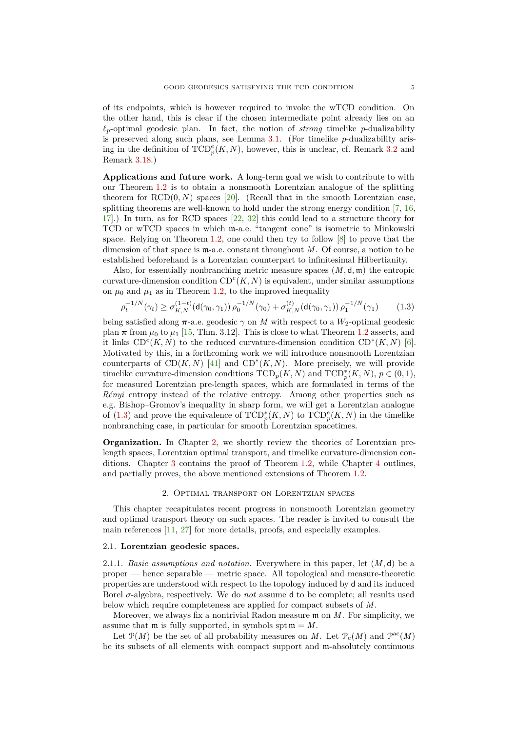of its endpoints, which is however required to invoke the wTCD condition. On the other hand, this is clear if the chosen intermediate point already lies on an $\ell_p$-optimal geodesic plan. In fact, the notion of *strong* timelike $p$-dualizability is preserved along such plans, see Lemma 3.1. (For timelike $p$-dualizability arising in the definition of $\mathrm{TCD}_p^e(K,N)$, however, this is unclear, cf. Remark 3.2 and Remark 3.18.)

**Applications and future work.** A long-term goal we wish to contribute to with our Theorem 1.2 is to obtain a nonsmooth Lorentzian analogue of the splitting theorem for $\mathrm{RCD}(0,N)$ spaces [20]. (Recall that in the smooth Lorentzian case, splitting theorems are well-known to hold under the strong energy condition [7, 16, 17].) In turn, as for RCD spaces [22, 32] this could lead to a structure theory for TCD or wTCD spaces in which $\mathfrak{m}$-a.e. "tangent cone" is isometric to Minkowski space. Relying on Theorem 1.2, one could then try to follow [8] to prove that the dimension of that space is $\mathfrak{m}$-a.e. constant throughout $M$. Of course, a notion to be established beforehand is a Lorentzian counterpart to infinitesimal Hilbertianity.

Also, for essentially nonbranching metric measure spaces $(M,\mathsf{d},\mathfrak{m})$ the entropic curvature-dimension condition $\mathrm{CD}^e(K,N)$ is equivalent, under similar assumptions on $\mu_0$ and $\mu_1$ as in Theorem 1.2, to the improved inequality

$$\rho_t^{-1/N}(\gamma_t) \geq \sigma_{K,N}^{(1-t)}(\mathsf{d}(\gamma_0,\gamma_1))\,\rho_0^{-1/N}(\gamma_0) + \sigma_{K,N}^{(t)}(\mathsf{d}(\gamma_0,\gamma_1))\,\rho_1^{-1/N}(\gamma_1) \tag{1.3}$$

being satisfied along $\boldsymbol{\pi}$-a.e. geodesic $\gamma$ on $M$ with respect to a $W_2$-optimal geodesic plan $\boldsymbol{\pi}$ from $\mu_0$ to $\mu_1$ [15, Thm. 3.12]. This is close to what Theorem 1.2 asserts, and it links $\mathrm{CD}^e(K,N)$ to the reduced curvature-dimension condition $\mathrm{CD}^*(K,N)$ [6]. Motivated by this, in a forthcoming work we will introduce nonsmooth Lorentzian counterparts of $\mathrm{CD}(K,N)$ [41] and $\mathrm{CD}^*(K,N)$. More precisely, we will provide timelike curvature-dimension conditions $\mathrm{TCD}_p(K,N)$ and $\mathrm{TCD}_p^*(K,N)$, $p\in(0,1)$, for measured Lorentzian pre-length spaces, which are formulated in terms of the *Rényi* entropy instead of the relative entropy. Among other properties such as e.g. Bishop–Gromov's inequality in sharp form, we will get a Lorentzian analogue of (1.3) and prove the equivalence of $\mathrm{TCD}_p^*(K,N)$ to $\mathrm{TCD}_p^e(K,N)$ in the timelike nonbranching case, in particular for smooth Lorentzian spacetimes.

**Organization.** In Chapter 2, we shortly review the theories of Lorentzian pre-length spaces, Lorentzian optimal transport, and timelike curvature-dimension conditions. Chapter 3 contains the proof of Theorem 1.2, while Chapter 4 outlines, and partially proves, the above mentioned extensions of Theorem 1.2.

## 2. Optimal transport on Lorentzian spaces

This chapter recapitulates recent progress in nonsmooth Lorentzian geometry and optimal transport theory on such spaces. The reader is invited to consult the main references [11, 27] for more details, proofs, and especially examples.

### 2.1. Lorentzian geodesic spaces.

2.1.1. *Basic assumptions and notation.* Everywhere in this paper, let $(M,\mathsf{d})$ be a proper — hence separable — metric space. All topological and measure-theoretic properties are understood with respect to the topology induced by $\mathsf{d}$ and its induced Borel $\sigma$-algebra, respectively. We do *not* assume $\mathsf{d}$ to be complete; all results used below which require completeness are applied for compact subsets of $M$.

Moreover, we always fix a nontrivial Radon measure $\mathfrak{m}$ on $M$. For simplicity, we assume that $\mathfrak{m}$ is fully supported, in symbols $\operatorname{spt}\mathfrak{m} = M$.

Let $\mathcal{P}(M)$ be the set of all probability measures on $M$. Let $\mathcal{P}_c(M)$ and $\mathcal{P}^{ac}(M)$ be its subsets of all elements with compact support and $\mathfrak{m}$-absolutely continuous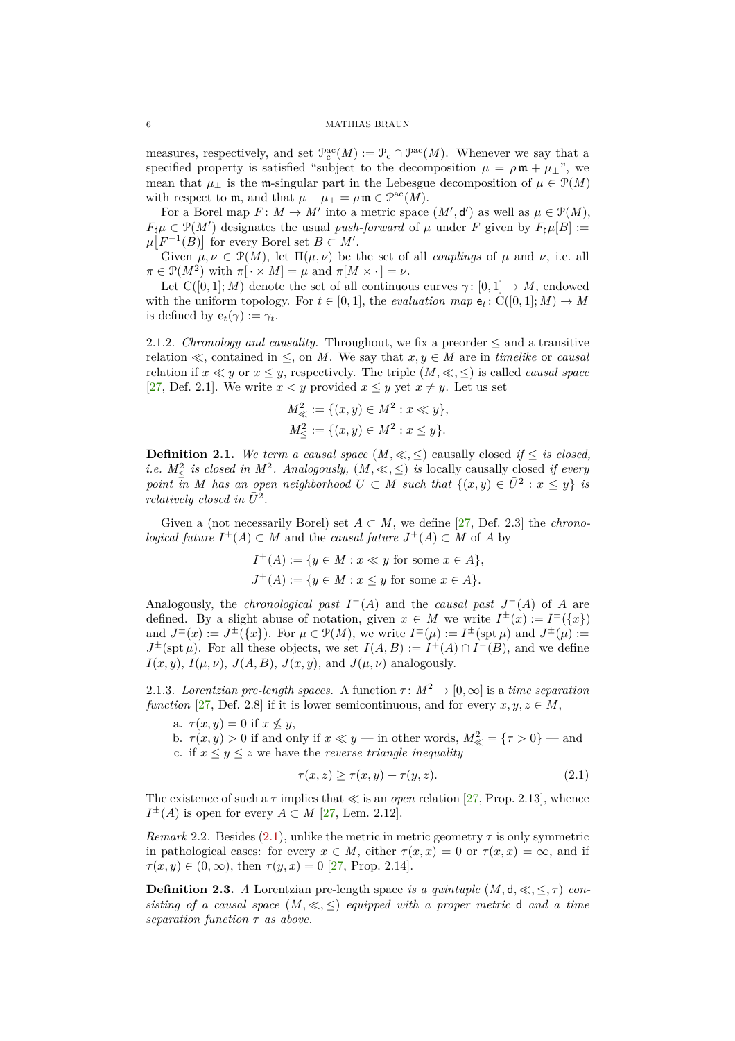measures, respectively, and set $\mathcal{P}_c^{ac}(M) := \mathcal{P}_c \cap \mathcal{P}^{ac}(M)$. Whenever we say that a specified property is satisfied "subject to the decomposition $\mu = \rho\,\mathfrak{m} + \mu_\perp$", we mean that $\mu_\perp$ is the $\mathfrak{m}$-singular part in the Lebesgue decomposition of $\mu \in \mathcal{P}(M)$ with respect to $\mathfrak{m}$, and that $\mu - \mu_\perp = \rho\,\mathfrak{m} \in \mathcal{P}^{ac}(M)$.

For a Borel map $F\colon M \to M'$ into a metric space $(M', \mathsf{d}')$ as well as $\mu \in \mathcal{P}(M)$, $F_\sharp\mu \in \mathcal{P}(M')$ designates the usual *push-forward* of $\mu$ under $F$ given by $F_\sharp\mu[B] := \mu\big[F^{-1}(B)\big]$ for every Borel set $B \subset M'$.

Given $\mu, \nu \in \mathcal{P}(M)$, let $\Pi(\mu,\nu)$ be the set of all *couplings* of $\mu$ and $\nu$, i.e. all $\pi \in \mathcal{P}(M^2)$ with $\pi[\,\cdot \times M] = \mu$ and $\pi[M \times \cdot\,] = \nu$.

Let $\mathrm{C}([0,1];M)$ denote the set of all continuous curves $\gamma\colon [0,1] \to M$, endowed with the uniform topology. For $t \in [0,1]$, the *evaluation map* $\mathsf{e}_t\colon \mathrm{C}([0,1];M) \to M$ is defined by $\mathsf{e}_t(\gamma) := \gamma_t$.

2.1.2. *Chronology and causality.* Throughout, we fix a preorder $\leq$ and a transitive relation $\ll$, contained in $\leq$, on $M$. We say that $x, y \in M$ are in *timelike* or *causal* relation if $x \ll y$ or $x \leq y$, respectively. The triple $(M, \ll, \leq)$ is called *causal space* [27, Def. 2.1]. We write $x < y$ provided $x \leq y$ yet $x \neq y$. Let us set

$$M^2_\ll := \{(x,y) \in M^2 : x \ll y\},$$
$$M^2_\leq := \{(x,y) \in M^2 : x \leq y\}.$$

**Definition 2.1.** *We term a causal space $(M, \ll, \leq)$* causally closed *if $\leq$ is closed, i.e. $M^2_\leq$ is closed in $M^2$. Analogously, $(M, \ll, \leq)$ is* locally causally closed *if every point in $M$ has an open neighborhood $U \subset M$ such that $\{(x,y) \in \bar{U}^2 : x \leq y\}$ is relatively closed in $\bar{U}^2$.*

Given a (not necessarily Borel) set $A \subset M$, we define [27, Def. 2.3] the *chronological future* $I^+(A) \subset M$ and the *causal future* $J^+(A) \subset M$ of $A$ by

$$I^+(A) := \{y \in M : x \ll y \text{ for some } x \in A\},$$
$$J^+(A) := \{y \in M : x \leq y \text{ for some } x \in A\}.$$

Analogously, the *chronological past* $I^-(A)$ and the *causal past* $J^-(A)$ of $A$ are defined. By a slight abuse of notation, given $x \in M$ we write $I^\pm(x) := I^\pm(\{x\})$ and $J^\pm(x) := J^\pm(\{x\})$. For $\mu \in \mathcal{P}(M)$, we write $I^\pm(\mu) := I^\pm(\operatorname{spt}\mu)$ and $J^\pm(\mu) := J^\pm(\operatorname{spt}\mu)$. For all these objects, we set $I(A,B) := I^+(A) \cap I^-(B)$, and we define $I(x,y)$, $I(\mu,\nu)$, $J(A,B)$, $J(x,y)$, and $J(\mu,\nu)$ analogously.

2.1.3. *Lorentzian pre-length spaces.* A function $\tau\colon M^2 \to [0,\infty]$ is a *time separation function* [27, Def. 2.8] if it is lower semicontinuous, and for every $x, y, z \in M$,

a. $\tau(x,y) = 0$ if $x \not\leq y$,
b. $\tau(x,y) > 0$ if and only if $x \ll y$ — in other words, $M^2_\ll = \{\tau > 0\}$ — and
c. if $x \leq y \leq z$ we have the *reverse triangle inequality*

$$\tau(x,z) \geq \tau(x,y) + \tau(y,z). \tag{2.1}$$

The existence of such a $\tau$ implies that $\ll$ is an *open* relation [27, Prop. 2.13], whence $I^\pm(A)$ is open for every $A \subset M$ [27, Lem. 2.12].

*Remark* 2.2. Besides (2.1), unlike the metric in metric geometry $\tau$ is only symmetric in pathological cases: for every $x \in M$, either $\tau(x,x) = 0$ or $\tau(x,x) = \infty$, and if $\tau(x,y) \in (0,\infty)$, then $\tau(y,x) = 0$ [27, Prop. 2.14].

**Definition 2.3.** *A* Lorentzian pre-length space *is a quintuple $(M, \mathsf{d}, \ll, \leq, \tau)$ consisting of a causal space $(M, \ll, \leq)$ equipped with a proper metric $\mathsf{d}$ and a time separation function $\tau$ as above.*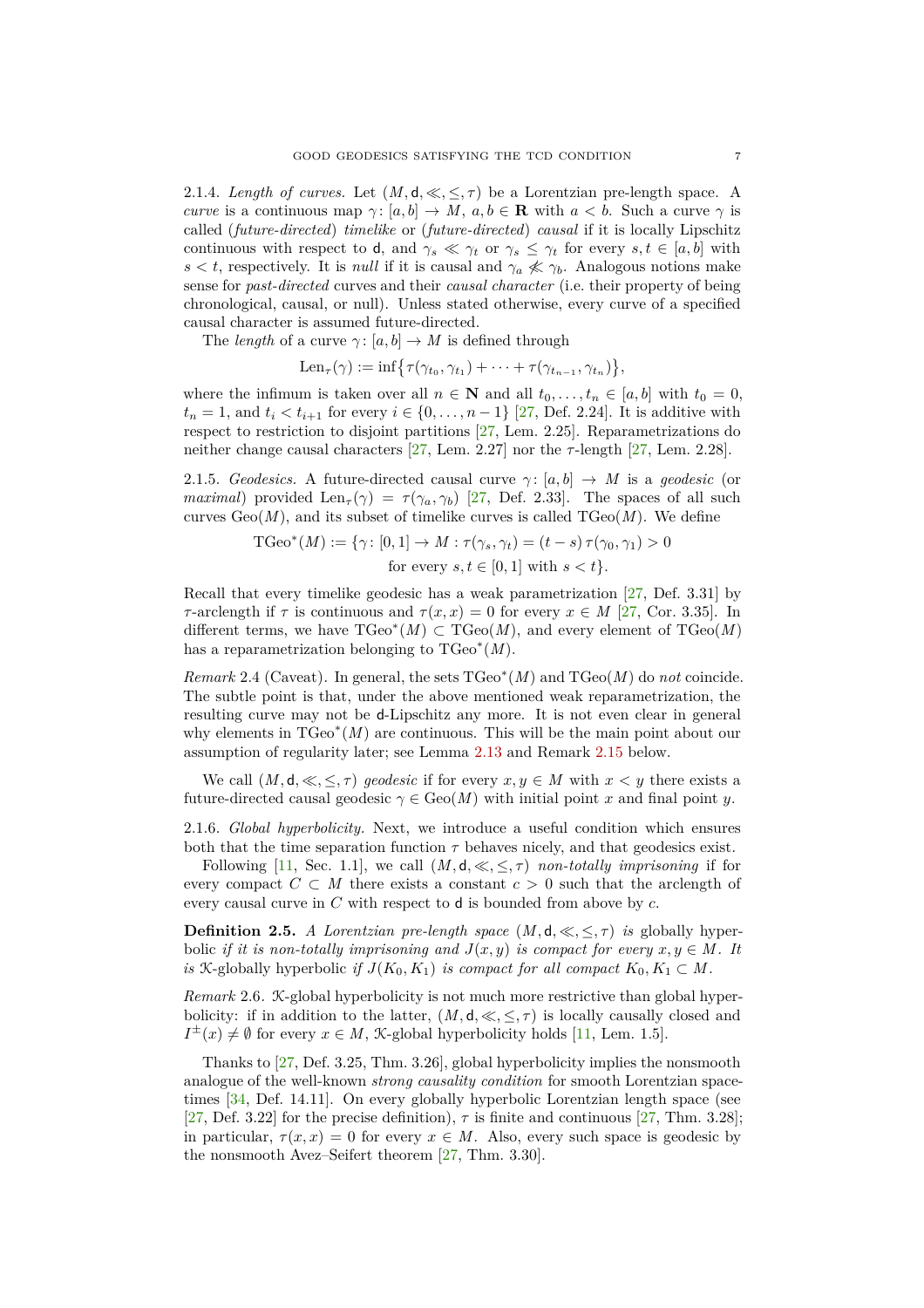2.1.4. *Length of curves.* Let $(M, \mathsf{d}, \ll, \leq, \tau)$ be a Lorentzian pre-length space. A *curve* is a continuous map $\gamma\colon [a,b] \to M$, $a, b \in \mathbf{R}$ with $a < b$. Such a curve $\gamma$ is called (*future-directed*) *timelike* or (*future-directed*) *causal* if it is locally Lipschitz continuous with respect to $\mathsf{d}$, and $\gamma_s \ll \gamma_t$ or $\gamma_s \leq \gamma_t$ for every $s, t \in [a,b]$ with $s < t$, respectively. It is *null* if it is causal and $\gamma_a \not\ll \gamma_b$. Analogous notions make sense for *past-directed* curves and their *causal character* (i.e. their property of being chronological, causal, or null). Unless stated otherwise, every curve of a specified causal character is assumed future-directed.

The *length* of a curve $\gamma\colon [a,b] \to M$ is defined through

$$\mathrm{Len}_\tau(\gamma) := \inf\big\{\tau(\gamma_{t_0}, \gamma_{t_1}) + \dots + \tau(\gamma_{t_{n-1}}, \gamma_{t_n})\big\},$$

where the infimum is taken over all $n \in \mathbf{N}$ and all $t_0, \dots, t_n \in [a,b]$ with $t_0 = 0$, $t_n = 1$, and $t_i < t_{i+1}$ for every $i \in \{0, \dots, n-1\}$ [27, Def. 2.24]. It is additive with respect to restriction to disjoint partitions [27, Lem. 2.25]. Reparametrizations do neither change causal characters [27, Lem. 2.27] nor the $\tau$-length [27, Lem. 2.28].

2.1.5. *Geodesics.* A future-directed causal curve $\gamma\colon [a,b] \to M$ is a *geodesic* (or *maximal*) provided $\mathrm{Len}_\tau(\gamma) = \tau(\gamma_a, \gamma_b)$ [27, Def. 2.33]. The spaces of all such curves $\mathrm{Geo}(M)$, and its subset of timelike curves is called $\mathrm{TGeo}(M)$. We define

$$\begin{aligned}\mathrm{TGeo}^*(M) := \{\gamma\colon [0,1] \to M : \tau(\gamma_s, \gamma_t) = (t-s)\,\tau(\gamma_0, \gamma_1) > 0 \\ \text{for every } s, t \in [0,1] \text{ with } s < t\}.\end{aligned}$$

Recall that every timelike geodesic has a weak parametrization [27, Def. 3.31] by $\tau$-arclength if $\tau$ is continuous and $\tau(x,x) = 0$ for every $x \in M$ [27, Cor. 3.35]. In different terms, we have $\mathrm{TGeo}^*(M) \subset \mathrm{TGeo}(M)$, and every element of $\mathrm{TGeo}(M)$ has a reparametrization belonging to $\mathrm{TGeo}^*(M)$.

*Remark* 2.4 (Caveat). In general, the sets $\mathrm{TGeo}^*(M)$ and $\mathrm{TGeo}(M)$ do *not* coincide. The subtle point is that, under the above mentioned weak reparametrization, the resulting curve may not be $\mathsf{d}$-Lipschitz any more. It is not even clear in general why elements in $\mathrm{TGeo}^*(M)$ are continuous. This will be the main point about our assumption of regularity later; see Lemma 2.13 and Remark 2.15 below.

We call $(M, \mathsf{d}, \ll, \leq, \tau)$ *geodesic* if for every $x, y \in M$ with $x < y$ there exists a future-directed causal geodesic $\gamma \in \mathrm{Geo}(M)$ with initial point $x$ and final point $y$.

2.1.6. *Global hyperbolicity.* Next, we introduce a useful condition which ensures both that the time separation function $\tau$ behaves nicely, and that geodesics exist.

Following [11, Sec. 1.1], we call $(M, \mathsf{d}, \ll, \leq, \tau)$ *non-totally imprisoning* if for every compact $C \subset M$ there exists a constant $c > 0$ such that the arclength of every causal curve in $C$ with respect to $\mathsf{d}$ is bounded from above by $c$.

**Definition 2.5.** *A Lorentzian pre-length space $(M, \mathsf{d}, \ll, \leq, \tau)$ is* globally hyperbolic *if it is non-totally imprisoning and $J(x,y)$ is compact for every $x, y \in M$. It is* $\mathcal{K}$-globally hyperbolic *if $J(K_0, K_1)$ is compact for all compact $K_0, K_1 \subset M$.*

*Remark* 2.6. $\mathcal{K}$-global hyperbolicity is not much more restrictive than global hyperbolicity: if in addition to the latter, $(M, \mathsf{d}, \ll, \leq, \tau)$ is locally causally closed and $I^\pm(x) \neq \emptyset$ for every $x \in M$, $\mathcal{K}$-global hyperbolicity holds [11, Lem. 1.5].

Thanks to [27, Def. 3.25, Thm. 3.26], global hyperbolicity implies the nonsmooth analogue of the well-known *strong causality condition* for smooth Lorentzian spacetimes [34, Def. 14.11]. On every globally hyperbolic Lorentzian length space (see [27, Def. 3.22] for the precise definition), $\tau$ is finite and continuous [27, Thm. 3.28]; in particular, $\tau(x,x) = 0$ for every $x \in M$. Also, every such space is geodesic by the nonsmooth Avez–Seifert theorem [27, Thm. 3.30].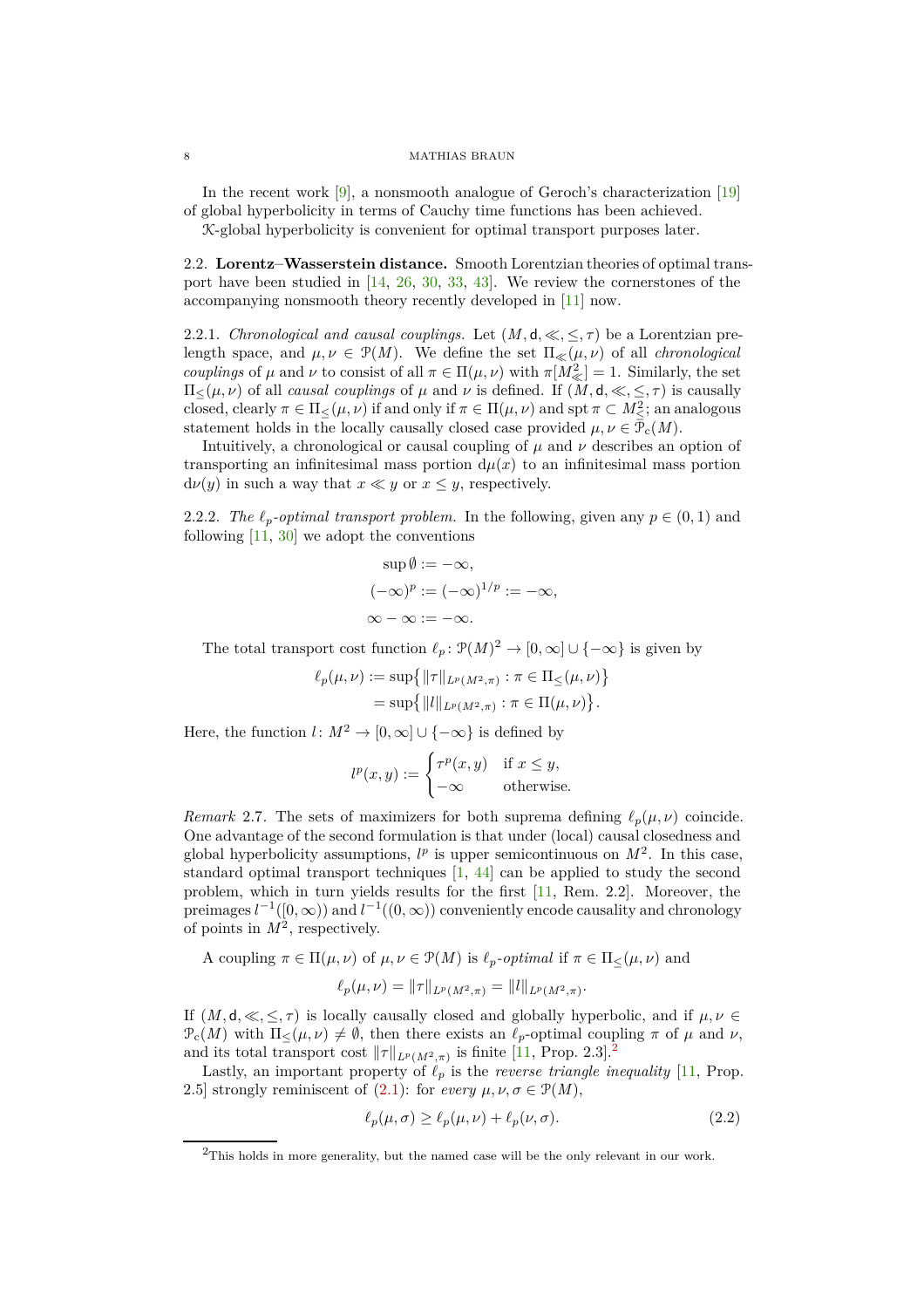In the recent work [9], a nonsmooth analogue of Geroch's characterization [19] of global hyperbolicity in terms of Cauchy time functions has been achieved.

$\mathcal{K}$-global hyperbolicity is convenient for optimal transport purposes later.

### 2.2. Lorentz–Wasserstein distance.

Smooth Lorentzian theories of optimal transport have been studied in [14, 26, 30, 33, 43]. We review the cornerstones of the accompanying nonsmooth theory recently developed in [11] now.

2.2.1. *Chronological and causal couplings.* Let $(M, \mathsf{d}, \ll, \leq, \tau)$ be a Lorentzian prelength space, and $\mu, \nu \in \mathcal{P}(M)$. We define the set $\Pi_{\ll}(\mu,\nu)$ of all *chronological couplings* of $\mu$ and $\nu$ to consist of all $\pi \in \Pi(\mu,\nu)$ with $\pi[M^2_{\ll}] = 1$. Similarly, the set $\Pi_{\leq}(\mu,\nu)$ of all *causal couplings* of $\mu$ and $\nu$ is defined. If $(M, \mathsf{d}, \ll, \leq, \tau)$ is causally closed, clearly $\pi \in \Pi_{\leq}(\mu,\nu)$ if and only if $\pi \in \Pi(\mu,\nu)$ and $\operatorname{spt}\pi \subset M^2_{\leq}$; an analogous statement holds in the locally causally closed case provided $\mu, \nu \in \mathcal{P}_{\mathrm{c}}(M)$.

Intuitively, a chronological or causal coupling of $\mu$ and $\nu$ describes an option of transporting an infinitesimal mass portion $\mathrm{d}\mu(x)$ to an infinitesimal mass portion $\mathrm{d}\nu(y)$ in such a way that $x \ll y$ or $x \leq y$, respectively.

2.2.2. *The $\ell_p$-optimal transport problem.* In the following, given any $p \in (0,1)$ and following [11, 30] we adopt the conventions

$$
\begin{aligned}
\sup \emptyset &:= -\infty,\\
(-\infty)^p := (-\infty)^{1/p} &:= -\infty,\\
\infty - \infty &:= -\infty.
\end{aligned}
$$

The total transport cost function $\ell_p \colon \mathcal{P}(M)^2 \to [0,\infty] \cup \{-\infty\}$ is given by

$$
\begin{aligned}
\ell_p(\mu,\nu) &:= \sup\big\{ \|\tau\|_{L^p(M^2,\pi)} : \pi \in \Pi_{\leq}(\mu,\nu)\big\}\\
&= \sup\big\{ \|l\|_{L^p(M^2,\pi)} : \pi \in \Pi(\mu,\nu)\big\}.
\end{aligned}
$$

Here, the function $l \colon M^2 \to [0,\infty] \cup \{-\infty\}$ is defined by

$$
l^p(x,y) := \begin{cases} \tau^p(x,y) & \text{if } x \leq y,\\ -\infty & \text{otherwise.}\end{cases}
$$

*Remark* 2.7. The sets of maximizers for both suprema defining $\ell_p(\mu,\nu)$ coincide. One advantage of the second formulation is that under (local) causal closedness and global hyperbolicity assumptions, $l^p$ is upper semicontinuous on $M^2$. In this case, standard optimal transport techniques [1, 44] can be applied to study the second problem, which in turn yields results for the first [11, Rem. 2.2]. Moreover, the preimages $l^{-1}([0,\infty))$ and $l^{-1}((0,\infty))$ conveniently encode causality and chronology of points in $M^2$, respectively.

A coupling $\pi \in \Pi(\mu,\nu)$ of $\mu, \nu \in \mathcal{P}(M)$ is *$\ell_p$-optimal* if $\pi \in \Pi_{\leq}(\mu,\nu)$ and

$$
\ell_p(\mu,\nu) = \|\tau\|_{L^p(M^2,\pi)} = \|l\|_{L^p(M^2,\pi)}.
$$

If $(M, \mathsf{d}, \ll, \leq, \tau)$ is locally causally closed and globally hyperbolic, and if $\mu, \nu \in \mathcal{P}_{\mathrm{c}}(M)$ with $\Pi_{\leq}(\mu,\nu) \neq \emptyset$, then there exists an $\ell_p$-optimal coupling $\pi$ of $\mu$ and $\nu$, and its total transport cost $\|\tau\|_{L^p(M^2,\pi)}$ is finite [11, Prop. 2.3].[2]

Lastly, an important property of $\ell_p$ is the *reverse triangle inequality* [11, Prop. 2.5] strongly reminiscent of (2.1): for *every* $\mu, \nu, \sigma \in \mathcal{P}(M)$,

$$
\ell_p(\mu,\sigma) \geq \ell_p(\mu,\nu) + \ell_p(\nu,\sigma). \tag{2.2}
$$

---

[2] This holds in more generality, but the named case will be the only relevant in our work.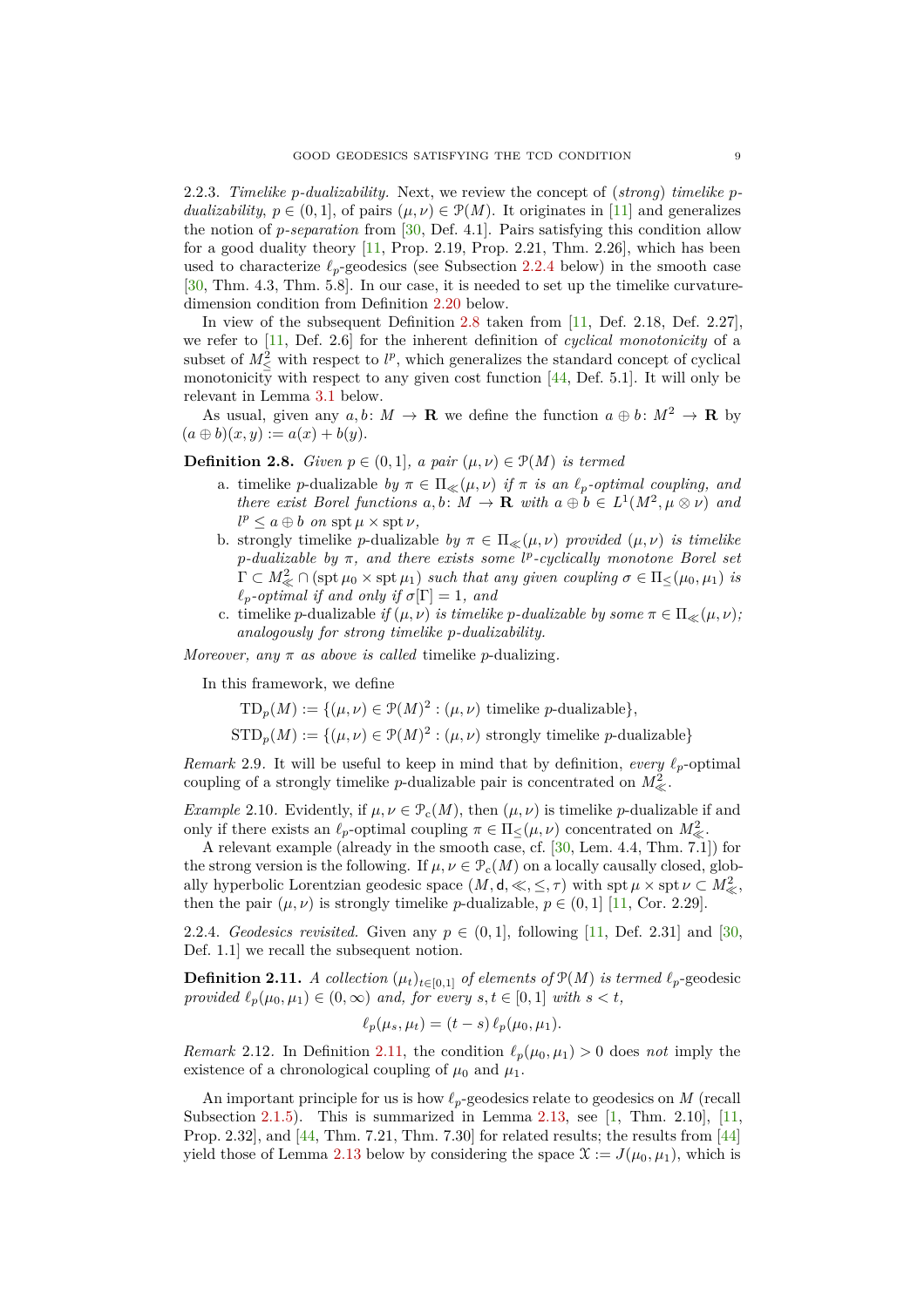2.2.3. *Timelike p-dualizability.* Next, we review the concept of (*strong*) *timelike p-dualizability*, $p \in (0,1]$, of pairs $(\mu,\nu) \in \mathcal{P}(M)$. It originates in [11] and generalizes the notion of *p-separation* from [30, Def. 4.1]. Pairs satisfying this condition allow for a good duality theory [11, Prop. 2.19, Prop. 2.21, Thm. 2.26], which has been used to characterize $\ell_p$-geodesics (see Subsection 2.2.4 below) in the smooth case [30, Thm. 4.3, Thm. 5.8]. In our case, it is needed to set up the timelike curvature-dimension condition from Definition 2.20 below.

In view of the subsequent Definition 2.8 taken from [11, Def. 2.18, Def. 2.27], we refer to [11, Def. 2.6] for the inherent definition of *cyclical monotonicity* of a subset of $M^2_\leq$ with respect to $l^p$, which generalizes the standard concept of cyclical monotonicity with respect to any given cost function [44, Def. 5.1]. It will only be relevant in Lemma 3.1 below.

As usual, given any $a, b\colon M \to \mathbf{R}$ we define the function $a \oplus b\colon M^2 \to \mathbf{R}$ by $(a \oplus b)(x,y) := a(x) + b(y)$.

**Definition 2.8.** *Given $p \in (0,1]$, a pair $(\mu,\nu) \in \mathcal{P}(M)$ is termed*

a. timelike $p$-dualizable *by $\pi \in \Pi_\ll(\mu,\nu)$ if $\pi$ is an $\ell_p$-optimal coupling, and there exist Borel functions $a, b\colon M \to \mathbf{R}$ with $a \oplus b \in L^1(M^2, \mu \otimes \nu)$ and $l^p \leq a \oplus b$ on $\operatorname{spt}\mu \times \operatorname{spt}\nu$,*
b. strongly timelike $p$-dualizable *by $\pi \in \Pi_\ll(\mu,\nu)$ provided $(\mu,\nu)$ is timelike $p$-dualizable by $\pi$, and there exists some $l^p$-cyclically monotone Borel set $\Gamma \subset M^2_\ll \cap (\operatorname{spt}\mu_0 \times \operatorname{spt}\mu_1)$ such that any given coupling $\sigma \in \Pi_\leq(\mu_0,\mu_1)$ is $\ell_p$-optimal if and only if $\sigma[\Gamma] = 1$, and*
c. timelike $p$-dualizable *if $(\mu,\nu)$ is timelike $p$-dualizable by some $\pi \in \Pi_\ll(\mu,\nu)$; analogously for strong timelike $p$-dualizability.*

*Moreover, any $\pi$ as above is called* timelike $p$-dualizing.

In this framework, we define

$$\mathrm{TD}_p(M) := \{(\mu,\nu) \in \mathcal{P}(M)^2 : (\mu,\nu) \text{ timelike } p\text{-dualizable}\},$$
$$\mathrm{STD}_p(M) := \{(\mu,\nu) \in \mathcal{P}(M)^2 : (\mu,\nu) \text{ strongly timelike } p\text{-dualizable}\}$$

*Remark* 2.9. It will be useful to keep in mind that by definition, *every* $\ell_p$-optimal coupling of a strongly timelike $p$-dualizable pair is concentrated on $M^2_\ll$.

*Example* 2.10. Evidently, if $\mu,\nu \in \mathcal{P}_c(M)$, then $(\mu,\nu)$ is timelike $p$-dualizable if and only if there exists an $\ell_p$-optimal coupling $\pi \in \Pi_\leq(\mu,\nu)$ concentrated on $M^2_\ll$.

A relevant example (already in the smooth case, cf. [30, Lem. 4.4, Thm. 7.1]) for the strong version is the following. If $\mu,\nu \in \mathcal{P}_c(M)$ on a locally causally closed, globally hyperbolic Lorentzian geodesic space $(M, \mathsf{d}, \ll, \leq, \tau)$ with $\operatorname{spt}\mu \times \operatorname{spt}\nu \subset M^2_\ll$, then the pair $(\mu,\nu)$ is strongly timelike $p$-dualizable, $p \in (0,1]$ [11, Cor. 2.29].

2.2.4. *Geodesics revisited.* Given any $p \in (0,1]$, following [11, Def. 2.31] and [30, Def. 1.1] we recall the subsequent notion.

**Definition 2.11.** *A collection $(\mu_t)_{t\in[0,1]}$ of elements of $\mathcal{P}(M)$ is termed* $\ell_p$-geodesic *provided $\ell_p(\mu_0,\mu_1) \in (0,\infty)$ and, for every $s,t \in [0,1]$ with $s < t$,*

$$\ell_p(\mu_s,\mu_t) = (t-s)\,\ell_p(\mu_0,\mu_1).$$

*Remark* 2.12. In Definition 2.11, the condition $\ell_p(\mu_0,\mu_1) > 0$ does *not* imply the existence of a chronological coupling of $\mu_0$ and $\mu_1$.

An important principle for us is how $\ell_p$-geodesics relate to geodesics on $M$ (recall Subsection 2.1.5). This is summarized in Lemma 2.13, see [1, Thm. 2.10], [11, Prop. 2.32], and [44, Thm. 7.21, Thm. 7.30] for related results; the results from [44] yield those of Lemma 2.13 below by considering the space $\mathcal{X} := J(\mu_0,\mu_1)$, which is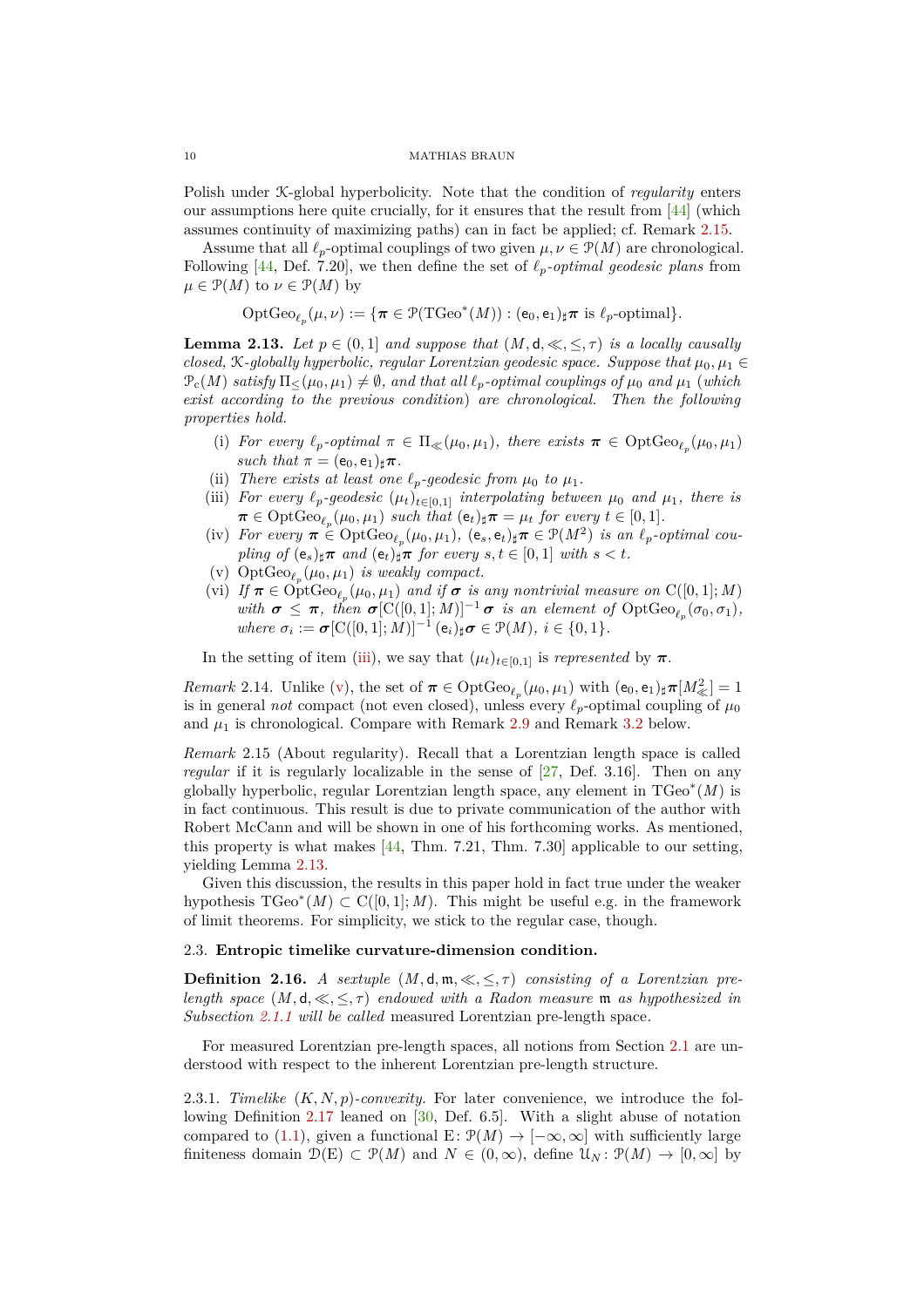Polish under $\mathcal{K}$-global hyperbolicity. Note that the condition of *regularity* enters our assumptions here quite crucially, for it ensures that the result from [44] (which assumes continuity of maximizing paths) can in fact be applied; cf. Remark 2.15.

Assume that all $\ell_p$-optimal couplings of two given $\mu, \nu \in \mathcal{P}(M)$ are chronological. Following [44, Def. 7.20], we then define the set of *$\ell_p$-optimal geodesic plans* from $\mu \in \mathcal{P}(M)$ to $\nu \in \mathcal{P}(M)$ by

$$\mathrm{OptGeo}_{\ell_p}(\mu, \nu) := \{\boldsymbol{\pi} \in \mathcal{P}(\mathrm{TGeo}^*(M)) : (\mathsf{e}_0, \mathsf{e}_1)_\sharp \boldsymbol{\pi} \text{ is } \ell_p\text{-optimal}\}.$$

**Lemma 2.13.** *Let $p \in (0, 1]$ and suppose that $(M, \mathsf{d}, \ll, \leq, \tau)$ is a locally causally closed, $\mathcal{K}$-globally hyperbolic, regular Lorentzian geodesic space. Suppose that $\mu_0, \mu_1 \in \mathcal{P}_c(M)$ satisfy $\Pi_\leq(\mu_0, \mu_1) \neq \emptyset$, and that all $\ell_p$-optimal couplings of $\mu_0$ and $\mu_1$ (which exist according to the previous condition) are chronological. Then the following properties hold.*

(i) *For every $\ell_p$-optimal $\pi \in \Pi_\ll(\mu_0, \mu_1)$, there exists $\boldsymbol{\pi} \in \mathrm{OptGeo}_{\ell_p}(\mu_0, \mu_1)$ such that $\pi = (\mathsf{e}_0, \mathsf{e}_1)_\sharp \boldsymbol{\pi}$.*

(ii) *There exists at least one $\ell_p$-geodesic from $\mu_0$ to $\mu_1$.*

(iii) *For every $\ell_p$-geodesic $(\mu_t)_{t\in[0,1]}$ interpolating between $\mu_0$ and $\mu_1$, there is $\boldsymbol{\pi} \in \mathrm{OptGeo}_{\ell_p}(\mu_0, \mu_1)$ such that $(\mathsf{e}_t)_\sharp \boldsymbol{\pi} = \mu_t$ for every $t \in [0, 1]$.*

(iv) *For every $\boldsymbol{\pi} \in \mathrm{OptGeo}_{\ell_p}(\mu_0, \mu_1)$, $(\mathsf{e}_s, \mathsf{e}_t)_\sharp \boldsymbol{\pi} \in \mathcal{P}(M^2)$ is an $\ell_p$-optimal coupling of $(\mathsf{e}_s)_\sharp \boldsymbol{\pi}$ and $(\mathsf{e}_t)_\sharp \boldsymbol{\pi}$ for every $s, t \in [0, 1]$ with $s < t$.*

(v) *$\mathrm{OptGeo}_{\ell_p}(\mu_0, \mu_1)$ is weakly compact.*

(vi) *If $\boldsymbol{\pi} \in \mathrm{OptGeo}_{\ell_p}(\mu_0, \mu_1)$ and if $\boldsymbol{\sigma}$ is any nontrivial measure on $\mathrm{C}([0, 1]; M)$ with $\boldsymbol{\sigma} \leq \boldsymbol{\pi}$, then $\boldsymbol{\sigma}[\mathrm{C}([0, 1]; M)]^{-1} \boldsymbol{\sigma}$ is an element of $\mathrm{OptGeo}_{\ell_p}(\sigma_0, \sigma_1)$, where $\sigma_i := \boldsymbol{\sigma}[\mathrm{C}([0, 1]; M)]^{-1} (\mathsf{e}_i)_\sharp \boldsymbol{\sigma} \in \mathcal{P}(M)$, $i \in \{0, 1\}$.*

In the setting of item (iii), we say that $(\mu_t)_{t\in[0,1]}$ is *represented* by $\boldsymbol{\pi}$.

*Remark* 2.14. Unlike (v), the set of $\boldsymbol{\pi} \in \mathrm{OptGeo}_{\ell_p}(\mu_0, \mu_1)$ with $(\mathsf{e}_0, \mathsf{e}_1)_\sharp \boldsymbol{\pi}[M^2_\ll] = 1$ is in general *not* compact (not even closed), unless every $\ell_p$-optimal coupling of $\mu_0$ and $\mu_1$ is chronological. Compare with Remark 2.9 and Remark 3.2 below.

*Remark* 2.15 (About regularity). Recall that a Lorentzian length space is called *regular* if it is regularly localizable in the sense of [27, Def. 3.16]. Then on any globally hyperbolic, regular Lorentzian length space, any element in $\mathrm{TGeo}^*(M)$ is in fact continuous. This result is due to private communication of the author with Robert McCann and will be shown in one of his forthcoming works. As mentioned, this property is what makes [44, Thm. 7.21, Thm. 7.30] applicable to our setting, yielding Lemma 2.13.

Given this discussion, the results in this paper hold in fact true under the weaker hypothesis $\mathrm{TGeo}^*(M) \subset \mathrm{C}([0, 1]; M)$. This might be useful e.g. in the framework of limit theorems. For simplicity, we stick to the regular case, though.

### 2.3. Entropic timelike curvature-dimension condition.

**Definition 2.16.** *A sextuple $(M, \mathsf{d}, \mathfrak{m}, \ll, \leq, \tau)$ consisting of a Lorentzian pre-length space $(M, \mathsf{d}, \ll, \leq, \tau)$ endowed with a Radon measure $\mathfrak{m}$ as hypothesized in Subsection 2.1.1 will be called* measured Lorentzian pre-length space.

For measured Lorentzian pre-length spaces, all notions from Section 2.1 are understood with respect to the inherent Lorentzian pre-length structure.

2.3.1. *Timelike $(K, N, p)$-convexity.* For later convenience, we introduce the following Definition 2.17 leaned on [30, Def. 6.5]. With a slight abuse of notation compared to (1.1), given a functional $\mathrm{E} \colon \mathcal{P}(M) \to [-\infty, \infty]$ with sufficiently large finiteness domain $\mathcal{D}(\mathrm{E}) \subset \mathcal{P}(M)$ and $N \in (0, \infty)$, define $\mathcal{U}_N \colon \mathcal{P}(M) \to [0, \infty]$ by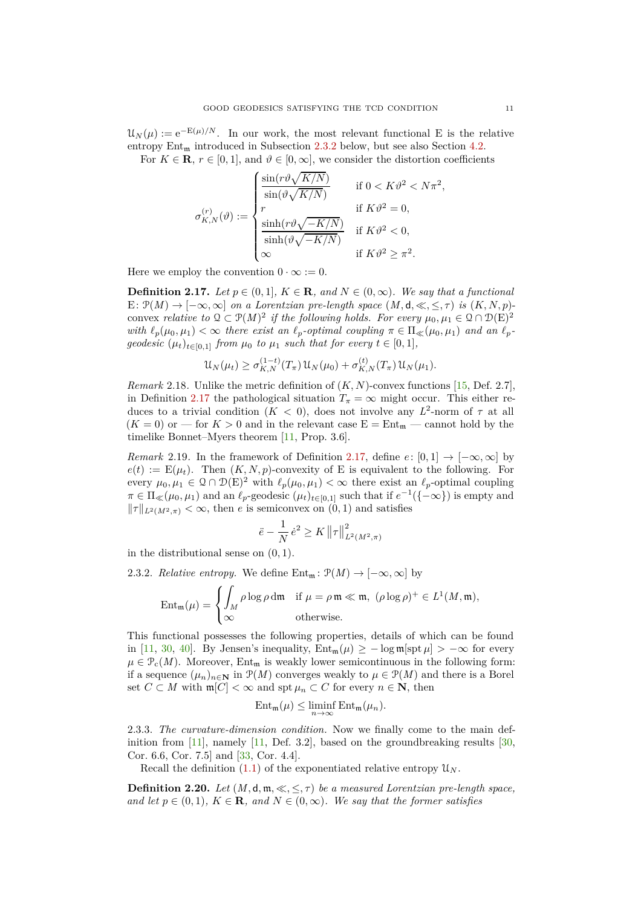$\mathcal{U}_N(\mu) := \mathrm{e}^{-\mathrm{E}(\mu)/N}$. In our work, the most relevant functional E is the relative entropy $\mathrm{Ent}_{\mathfrak{m}}$ introduced in Subsection 2.3.2 below, but see also Section 4.2.

For $K \in \mathbf{R}$, $r \in [0,1]$, and $\vartheta \in [0,\infty]$, we consider the distortion coefficients

$$\sigma_{K,N}^{(r)}(\vartheta) := \begin{cases} \dfrac{\sin(r\vartheta\sqrt{K/N})}{\sin(\vartheta\sqrt{K/N})} & \text{if } 0 < K\vartheta^2 < N\pi^2, \\ r & \text{if } K\vartheta^2 = 0, \\ \dfrac{\sinh(r\vartheta\sqrt{-K/N})}{\sinh(\vartheta\sqrt{-K/N})} & \text{if } K\vartheta^2 < 0, \\ \infty & \text{if } K\vartheta^2 \geq \pi^2. \end{cases}$$

Here we employ the convention $0 \cdot \infty := 0$.

**Definition 2.17.** *Let $p \in (0,1]$, $K \in \mathbf{R}$, and $N \in (0,\infty)$. We say that a functional $\mathrm{E}\colon \mathcal{P}(M) \to [-\infty,\infty]$ on a Lorentzian pre-length space $(M, \mathsf{d}, \ll, \leq, \tau)$ is* $(K,N,p)$-convex *relative to $\mathcal{Q} \subset \mathcal{P}(M)^2$ if the following holds. For every $\mu_0, \mu_1 \in \mathcal{Q} \cap \mathcal{D}(\mathrm{E})^2$ with $\ell_p(\mu_0,\mu_1) < \infty$ there exist an $\ell_p$-optimal coupling $\pi \in \Pi_{\ll}(\mu_0,\mu_1)$ and an $\ell_p$-geodesic $(\mu_t)_{t\in[0,1]}$ from $\mu_0$ to $\mu_1$ such that for every $t \in [0,1]$,*

$$\mathcal{U}_N(\mu_t) \geq \sigma_{K,N}^{(1-t)}(T_\pi)\,\mathcal{U}_N(\mu_0) + \sigma_{K,N}^{(t)}(T_\pi)\,\mathcal{U}_N(\mu_1).$$

*Remark* 2.18. Unlike the metric definition of $(K,N)$-convex functions [15, Def. 2.7], in Definition 2.17 the pathological situation $T_\pi = \infty$ might occur. This either reduces to a trivial condition ($K < 0$), does not involve any $L^2$-norm of $\tau$ at all ($K = 0$) or — for $K > 0$ and in the relevant case $\mathrm{E} = \mathrm{Ent}_{\mathfrak{m}}$ — cannot hold by the timelike Bonnet–Myers theorem [11, Prop. 3.6].

*Remark* 2.19. In the framework of Definition 2.17, define $e\colon [0,1] \to [-\infty,\infty]$ by $e(t) := \mathrm{E}(\mu_t)$. Then $(K,N,p)$-convexity of E is equivalent to the following. For every $\mu_0, \mu_1 \in \mathcal{Q} \cap \mathcal{D}(\mathrm{E})^2$ with $\ell_p(\mu_0,\mu_1) < \infty$ there exist an $\ell_p$-optimal coupling $\pi \in \Pi_{\ll}(\mu_0,\mu_1)$ and an $\ell_p$-geodesic $(\mu_t)_{t\in[0,1]}$ such that if $e^{-1}(\{-\infty\})$ is empty and $\|\tau\|_{L^2(M^2,\pi)} < \infty$, then $e$ is semiconvex on $(0,1)$ and satisfies

$$\ddot{e} - \frac{1}{N}\,\dot{e}^2 \geq K\,\big\|\tau\big\|_{L^2(M^2,\pi)}^2$$

in the distributional sense on $(0,1)$.

2.3.2. *Relative entropy.* We define $\mathrm{Ent}_{\mathfrak{m}}\colon \mathcal{P}(M) \to [-\infty,\infty]$ by

$$\mathrm{Ent}_{\mathfrak{m}}(\mu) = \begin{cases} \displaystyle\int_M \rho\log\rho\,\mathrm{d}\mathfrak{m} & \text{if } \mu = \rho\,\mathfrak{m} \ll \mathfrak{m},\ (\rho\log\rho)^+ \in L^1(M,\mathfrak{m}), \\ \infty & \text{otherwise.} \end{cases}$$

This functional possesses the following properties, details of which can be found in [11, 30, 40]. By Jensen's inequality, $\mathrm{Ent}_{\mathfrak{m}}(\mu) \geq -\log\mathfrak{m}[\operatorname{spt}\mu] > -\infty$ for every $\mu \in \mathcal{P}_{\mathrm{c}}(M)$. Moreover, $\mathrm{Ent}_{\mathfrak{m}}$ is weakly lower semicontinuous in the following form: if a sequence $(\mu_n)_{n\in\mathbf{N}}$ in $\mathcal{P}(M)$ converges weakly to $\mu \in \mathcal{P}(M)$ and there is a Borel set $C \subset M$ with $\mathfrak{m}[C] < \infty$ and $\operatorname{spt}\mu_n \subset C$ for every $n \in \mathbf{N}$, then

$$\mathrm{Ent}_{\mathfrak{m}}(\mu) \leq \liminf_{n\to\infty} \mathrm{Ent}_{\mathfrak{m}}(\mu_n).$$

2.3.3. *The curvature-dimension condition.* Now we finally come to the main definition from [11], namely [11, Def. 3.2], based on the groundbreaking results [30, Cor. 6.6, Cor. 7.5] and [33, Cor. 4.4].

Recall the definition (1.1) of the exponentiated relative entropy $\mathcal{U}_N$.

**Definition 2.20.** *Let $(M, \mathsf{d}, \mathfrak{m}, \ll, \leq, \tau)$ be a measured Lorentzian pre-length space, and let $p \in (0,1)$, $K \in \mathbf{R}$, and $N \in (0,\infty)$. We say that the former satisfies*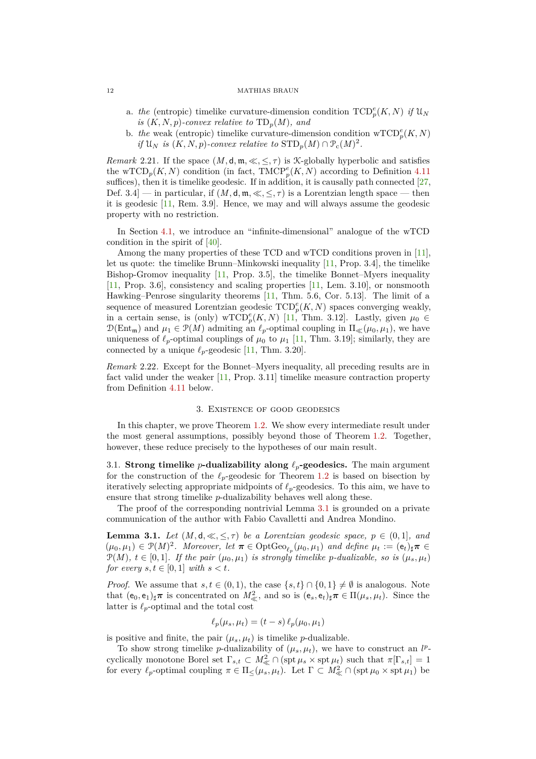a. *the* (entropic) timelike curvature-dimension condition $\mathrm{TCD}_p^e(K,N)$ *if* $\mathcal{U}_N$ *is* $(K,N,p)$*-convex relative to* $\mathrm{TD}_p(M)$*, and*
b. *the* weak (entropic) timelike curvature-dimension condition $\mathrm{wTCD}_p^e(K,N)$ *if* $\mathcal{U}_N$ *is* $(K,N,p)$*-convex relative to* $\mathrm{STD}_p(M) \cap \mathcal{P}_c(M)^2$.

*Remark* 2.21. If the space $(M, \mathsf{d}, \mathfrak{m}, \ll, \leq, \tau)$ is $\mathcal{K}$-globally hyperbolic and satisfies the $\mathrm{wTCD}_p(K,N)$ condition (in fact, $\mathrm{TMCP}_p^e(K,N)$ according to Definition 4.11 suffices), then it is timelike geodesic. If in addition, it is causally path connected [27, Def. 3.4] — in particular, if $(M, \mathsf{d}, \mathfrak{m}, \ll, \leq, \tau)$ is a Lorentzian length space — then it is geodesic [11, Rem. 3.9]. Hence, we may and will always assume the geodesic property with no restriction.

In Section 4.1, we introduce an "infinite-dimensional" analogue of the wTCD condition in the spirit of [40].

Among the many properties of these TCD and wTCD conditions proven in [11], let us quote: the timelike Brunn–Minkowski inequality [11, Prop. 3.4], the timelike Bishop-Gromov inequality [11, Prop. 3.5], the timelike Bonnet–Myers inequality [11, Prop. 3.6], consistency and scaling properties [11, Lem. 3.10], or nonsmooth Hawking–Penrose singularity theorems [11, Thm. 5.6, Cor. 5.13]. The limit of a sequence of measured Lorentzian geodesic $\mathrm{TCD}_p^e(K,N)$ spaces converging weakly, in a certain sense, is (only) $\mathrm{wTCD}_p^e(K,N)$ [11, Thm. 3.12]. Lastly, given $\mu_0 \in \mathcal{D}(\mathrm{Ent}_\mathfrak{m})$ and $\mu_1 \in \mathcal{P}(M)$ admiting an $\ell_p$-optimal coupling in $\Pi_\ll(\mu_0,\mu_1)$, we have uniqueness of $\ell_p$-optimal couplings of $\mu_0$ to $\mu_1$ [11, Thm. 3.19]; similarly, they are connected by a unique $\ell_p$-geodesic [11, Thm. 3.20].

*Remark* 2.22. Except for the Bonnet–Myers inequality, all preceding results are in fact valid under the weaker [11, Prop. 3.11] timelike measure contraction property from Definition 4.11 below.

## 3. Existence of good geodesics

In this chapter, we prove Theorem 1.2. We show every intermediate result under the most general assumptions, possibly beyond those of Theorem 1.2. Together, however, these reduce precisely to the hypotheses of our main result.

3.1. **Strong timelike $p$-dualizability along $\ell_p$-geodesics.** The main argument for the construction of the $\ell_p$-geodesic for Theorem 1.2 is based on bisection by iteratively selecting appropriate midpoints of $\ell_p$-geodesics. To this aim, we have to ensure that strong timelike $p$-dualizability behaves well along these.

The proof of the corresponding nontrivial Lemma 3.1 is grounded on a private communication of the author with Fabio Cavalletti and Andrea Mondino.

**Lemma 3.1.** *Let* $(M, \mathsf{d}, \ll, \leq, \tau)$ *be a Lorentzian geodesic space,* $p \in (0,1]$*, and* $(\mu_0, \mu_1) \in \mathcal{P}(M)^2$*. Moreover, let* $\boldsymbol{\pi} \in \mathrm{OptGeo}_{\ell_p}(\mu_0,\mu_1)$ *and define* $\mu_t := (\mathsf{e}_t)_\sharp \boldsymbol{\pi} \in \mathcal{P}(M)$*,* $t \in [0,1]$*. If the pair* $(\mu_0,\mu_1)$ *is strongly timelike* $p$*-dualizable, so is* $(\mu_s, \mu_t)$ *for every* $s,t \in [0,1]$ *with* $s < t$*.*

*Proof.* We assume that $s,t \in (0,1)$, the case $\{s,t\} \cap \{0,1\} \neq \emptyset$ is analogous. Note that $(\mathsf{e}_0, \mathsf{e}_1)_\sharp \boldsymbol{\pi}$ is concentrated on $M^2_\ll$, and so is $(\mathsf{e}_s, \mathsf{e}_t)_\sharp \boldsymbol{\pi} \in \Pi(\mu_s, \mu_t)$. Since the latter is $\ell_p$-optimal and the total cost

$$\ell_p(\mu_s, \mu_t) = (t-s)\,\ell_p(\mu_0,\mu_1)$$

is positive and finite, the pair $(\mu_s, \mu_t)$ is timelike $p$-dualizable.

To show strong timelike $p$-dualizability of $(\mu_s, \mu_t)$, we have to construct an $l^p$-cyclically monotone Borel set $\Gamma_{s,t} \subset M^2_\ll \cap (\operatorname{spt} \mu_s \times \operatorname{spt} \mu_t)$ such that $\pi[\Gamma_{s,t}] = 1$ for every $\ell_p$-optimal coupling $\pi \in \Pi_\leq(\mu_s, \mu_t)$. Let $\Gamma \subset M^2_\ll \cap (\operatorname{spt} \mu_0 \times \operatorname{spt} \mu_1)$ be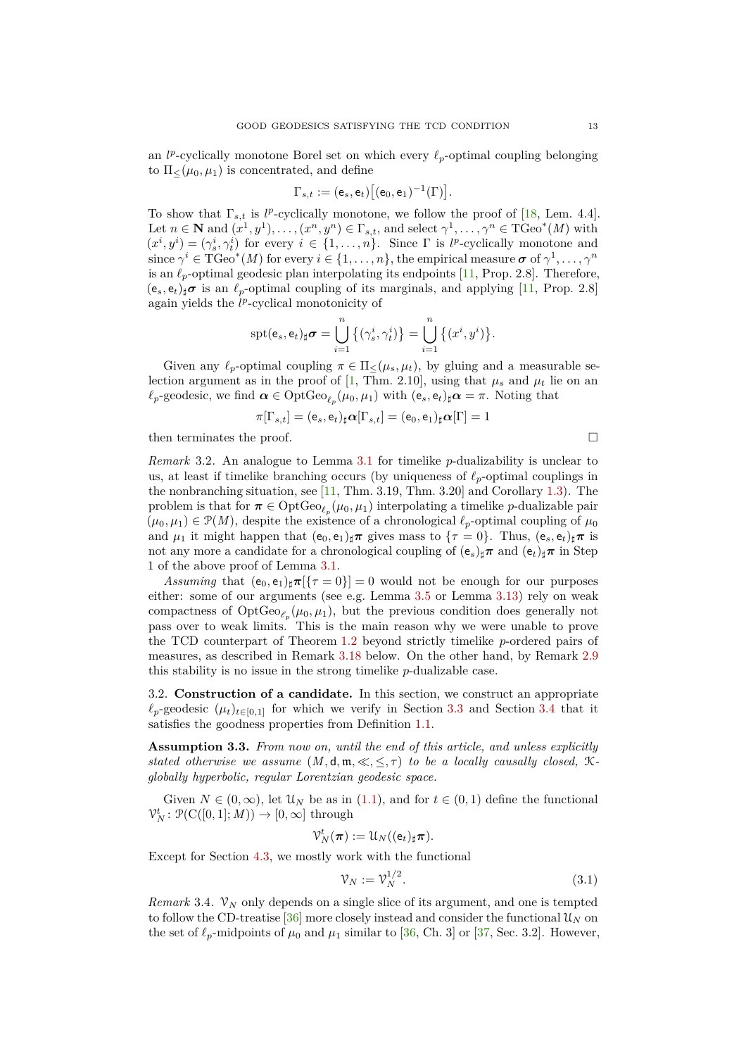an $l^p$-cyclically monotone Borel set on which every $\ell_p$-optimal coupling belonging to $\Pi_\leq(\mu_0,\mu_1)$ is concentrated, and define

$$\Gamma_{s,t} := (\mathsf{e}_s,\mathsf{e}_t)\big[(\mathsf{e}_0,\mathsf{e}_1)^{-1}(\Gamma)\big].$$

To show that $\Gamma_{s,t}$ is $l^p$-cyclically monotone, we follow the proof of [18, Lem. 4.4]. Let $n \in \mathbf{N}$ and $(x^1,y^1),\dots,(x^n,y^n) \in \Gamma_{s,t}$, and select $\gamma^1,\dots,\gamma^n \in \mathrm{TGeo}^*(M)$ with $(x^i,y^i) = (\gamma^i_s,\gamma^i_t)$ for every $i \in \{1,\dots,n\}$. Since $\Gamma$ is $l^p$-cyclically monotone and since $\gamma^i \in \mathrm{TGeo}^*(M)$ for every $i \in \{1,\dots,n\}$, the empirical measure $\boldsymbol{\sigma}$ of $\gamma^1,\dots,\gamma^n$ is an $\ell_p$-optimal geodesic plan interpolating its endpoints [11, Prop. 2.8]. Therefore, $(\mathsf{e}_s,\mathsf{e}_t)_\sharp\boldsymbol{\sigma}$ is an $\ell_p$-optimal coupling of its marginals, and applying [11, Prop. 2.8] again yields the $l^p$-cyclical monotonicity of

$$\mathrm{spt}(\mathsf{e}_s,\mathsf{e}_t)_\sharp\boldsymbol{\sigma} = \bigcup_{i=1}^n \big\{(\gamma^i_s,\gamma^i_t)\big\} = \bigcup_{i=1}^n \big\{(x^i,y^i)\big\}.$$

Given any $\ell_p$-optimal coupling $\pi \in \Pi_\leq(\mu_s,\mu_t)$, by gluing and a measurable selection argument as in the proof of [1, Thm. 2.10], using that $\mu_s$ and $\mu_t$ lie on an $\ell_p$-geodesic, we find $\boldsymbol{\alpha} \in \mathrm{OptGeo}_{\ell_p}(\mu_0,\mu_1)$ with $(\mathsf{e}_s,\mathsf{e}_t)_\sharp\boldsymbol{\alpha} = \pi$. Noting that

$$\pi[\Gamma_{s,t}] = (\mathsf{e}_s,\mathsf{e}_t)_\sharp\boldsymbol{\alpha}[\Gamma_{s,t}] = (\mathsf{e}_0,\mathsf{e}_1)_\sharp\boldsymbol{\alpha}[\Gamma] = 1$$

then terminates the proof. □

*Remark* 3.2. An analogue to Lemma 3.1 for timelike $p$-dualizability is unclear to us, at least if timelike branching occurs (by uniqueness of $\ell_p$-optimal couplings in the nonbranching situation, see [11, Thm. 3.19, Thm. 3.20] and Corollary 1.3). The problem is that for $\boldsymbol{\pi} \in \mathrm{OptGeo}_{\ell_p}(\mu_0,\mu_1)$ interpolating a timelike $p$-dualizable pair $(\mu_0,\mu_1) \in \mathcal{P}(M)$, despite the existence of a chronological $\ell_p$-optimal coupling of $\mu_0$ and $\mu_1$ it might happen that $(\mathsf{e}_0,\mathsf{e}_1)_\sharp\boldsymbol{\pi}$ gives mass to $\{\tau = 0\}$. Thus, $(\mathsf{e}_s,\mathsf{e}_t)_\sharp\boldsymbol{\pi}$ is not any more a candidate for a chronological coupling of $(\mathsf{e}_s)_\sharp\boldsymbol{\pi}$ and $(\mathsf{e}_t)_\sharp\boldsymbol{\pi}$ in Step 1 of the above proof of Lemma 3.1.

*Assuming* that $(\mathsf{e}_0,\mathsf{e}_1)_\sharp\boldsymbol{\pi}[\{\tau = 0\}] = 0$ would not be enough for our purposes either: some of our arguments (see e.g. Lemma 3.5 or Lemma 3.13) rely on weak compactness of $\mathrm{OptGeo}_{\ell_p}(\mu_0,\mu_1)$, but the previous condition does generally not pass over to weak limits. This is the main reason why we were unable to prove the TCD counterpart of Theorem 1.2 beyond strictly timelike $p$-ordered pairs of measures, as described in Remark 3.18 below. On the other hand, by Remark 2.9 this stability is no issue in the strong timelike $p$-dualizable case.

## 3.2. Construction of a candidate.

In this section, we construct an appropriate $\ell_p$-geodesic $(\mu_t)_{t\in[0,1]}$ for which we verify in Section 3.3 and Section 3.4 that it satisfies the goodness properties from Definition 1.1.

**Assumption 3.3.** *From now on, until the end of this article, and unless explicitly stated otherwise we assume $(M,\mathsf{d},\mathfrak{m},\ll,\leq,\tau)$ to be a locally causally closed, $\mathcal{K}$-globally hyperbolic, regular Lorentzian geodesic space.*

Given $N \in (0,\infty)$, let $\mathcal{U}_N$ be as in (1.1), and for $t \in (0,1)$ define the functional $\mathcal{V}^t_N \colon \mathcal{P}(\mathrm{C}([0,1];M)) \to [0,\infty]$ through

$$\mathcal{V}^t_N(\boldsymbol{\pi}) := \mathcal{U}_N((\mathsf{e}_t)_\sharp\boldsymbol{\pi}).$$

Except for Section 4.3, we mostly work with the functional

$$\mathcal{V}_N := \mathcal{V}^{1/2}_N. \tag{3.1}$$

*Remark* 3.4. $\mathcal{V}_N$ only depends on a single slice of its argument, and one is tempted to follow the CD-treatise [36] more closely instead and consider the functional $\mathcal{U}_N$ on the set of $\ell_p$-midpoints of $\mu_0$ and $\mu_1$ similar to [36, Ch. 3] or [37, Sec. 3.2]. However,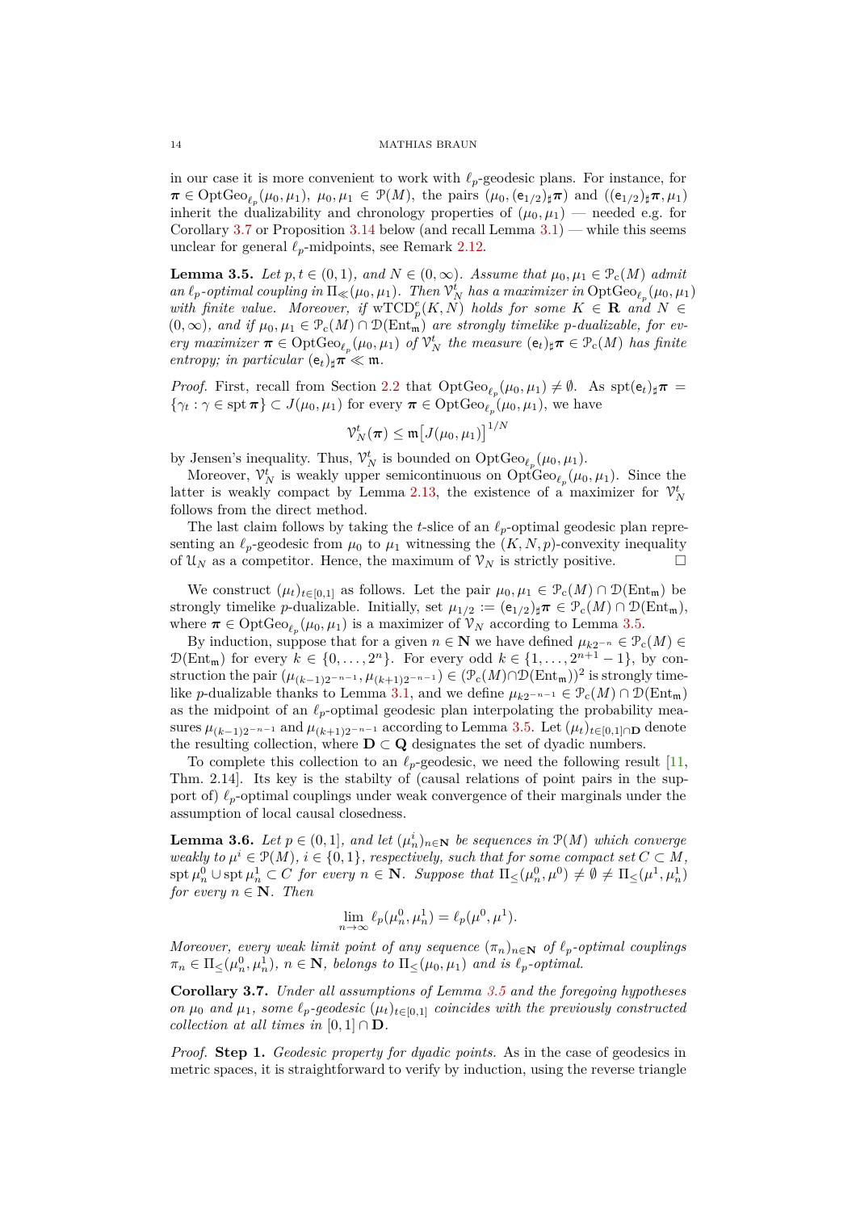in our case it is more convenient to work with $\ell_p$-geodesic plans. For instance, for $\boldsymbol{\pi} \in \mathrm{OptGeo}_{\ell_p}(\mu_0, \mu_1)$, $\mu_0, \mu_1 \in \mathcal{P}(M)$, the pairs $(\mu_0, (\mathsf{e}_{1/2})_\sharp \boldsymbol{\pi})$ and $((\mathsf{e}_{1/2})_\sharp\boldsymbol{\pi}, \mu_1)$ inherit the dualizability and chronology properties of $(\mu_0, \mu_1)$ — needed e.g. for Corollary 3.7 or Proposition 3.14 below (and recall Lemma 3.1) — while this seems unclear for general $\ell_p$-midpoints, see Remark 2.12.

**Lemma 3.5.** *Let $p, t \in (0,1)$, and $N \in (0,\infty)$. Assume that $\mu_0, \mu_1 \in \mathcal{P}_c(M)$ admit an $\ell_p$-optimal coupling in $\Pi_\ll(\mu_0,\mu_1)$. Then $\mathcal{V}_N^t$ has a maximizer in $\mathrm{OptGeo}_{\ell_p}(\mu_0,\mu_1)$ with finite value. Moreover, if $\mathrm{wTCD}_p^e(K,N)$ holds for some $K \in \mathbf{R}$ and $N \in (0,\infty)$, and if $\mu_0, \mu_1 \in \mathcal{P}_c(M) \cap \mathcal{D}(\mathrm{Ent}_\mathfrak{m})$ are strongly timelike $p$-dualizable, for every maximizer $\boldsymbol{\pi} \in \mathrm{OptGeo}_{\ell_p}(\mu_0,\mu_1)$ of $\mathcal{V}_N^t$ the measure $(\mathsf{e}_t)_\sharp\boldsymbol{\pi} \in \mathcal{P}_c(M)$ has finite entropy; in particular $(\mathsf{e}_t)_\sharp\boldsymbol{\pi} \ll \mathfrak{m}$.*

*Proof.* First, recall from Section 2.2 that $\mathrm{OptGeo}_{\ell_p}(\mu_0,\mu_1) \neq \emptyset$. As $\mathrm{spt}(\mathsf{e}_t)_\sharp\boldsymbol{\pi} = \{\gamma_t : \gamma \in \mathrm{spt}\,\boldsymbol{\pi}\} \subset J(\mu_0,\mu_1)$ for every $\boldsymbol{\pi} \in \mathrm{OptGeo}_{\ell_p}(\mu_0,\mu_1)$, we have

$$\mathcal{V}_N^t(\boldsymbol{\pi}) \leq \mathfrak{m}\big[J(\mu_0,\mu_1)\big]^{1/N}$$

by Jensen's inequality. Thus, $\mathcal{V}_N^t$ is bounded on $\mathrm{OptGeo}_{\ell_p}(\mu_0,\mu_1)$.

Moreover, $\mathcal{V}_N^t$ is weakly upper semicontinuous on $\mathrm{OptGeo}_{\ell_p}(\mu_0,\mu_1)$. Since the latter is weakly compact by Lemma 2.13, the existence of a maximizer for $\mathcal{V}_N^t$ follows from the direct method.

The last claim follows by taking the $t$-slice of an $\ell_p$-optimal geodesic plan representing an $\ell_p$-geodesic from $\mu_0$ to $\mu_1$ witnessing the $(K,N,p)$-convexity inequality of $\mathcal{U}_N$ as a competitor. Hence, the maximum of $\mathcal{V}_N$ is strictly positive. $\square$

We construct $(\mu_t)_{t\in[0,1]}$ as follows. Let the pair $\mu_0, \mu_1 \in \mathcal{P}_c(M) \cap \mathcal{D}(\mathrm{Ent}_\mathfrak{m})$ be strongly timelike $p$-dualizable. Initially, set $\mu_{1/2} := (\mathsf{e}_{1/2})_\sharp\boldsymbol{\pi} \in \mathcal{P}_c(M) \cap \mathcal{D}(\mathrm{Ent}_\mathfrak{m})$, where $\boldsymbol{\pi} \in \mathrm{OptGeo}_{\ell_p}(\mu_0,\mu_1)$ is a maximizer of $\mathcal{V}_N$ according to Lemma 3.5.

By induction, suppose that for a given $n \in \mathbf{N}$ we have defined $\mu_{k2^{-n}} \in \mathcal{P}_c(M) \in \mathcal{D}(\mathrm{Ent}_\mathfrak{m})$ for every $k \in \{0,\dots,2^n\}$. For every odd $k \in \{1,\dots,2^{n+1}-1\}$, by construction the pair $(\mu_{(k-1)2^{-n-1}}, \mu_{(k+1)2^{-n-1}}) \in (\mathcal{P}_c(M) \cap \mathcal{D}(\mathrm{Ent}_\mathfrak{m}))^2$ is strongly timelike $p$-dualizable thanks to Lemma 3.1, and we define $\mu_{k2^{-n-1}} \in \mathcal{P}_c(M) \cap \mathcal{D}(\mathrm{Ent}_\mathfrak{m})$ as the midpoint of an $\ell_p$-optimal geodesic plan interpolating the probability measures $\mu_{(k-1)2^{-n-1}}$ and $\mu_{(k+1)2^{-n-1}}$ according to Lemma 3.5. Let $(\mu_t)_{t\in[0,1]\cap\mathbf{D}}$ denote the resulting collection, where $\mathbf{D} \subset \mathbf{Q}$ designates the set of dyadic numbers.

To complete this collection to an $\ell_p$-geodesic, we need the following result [11, Thm. 2.14]. Its key is the stabilty of (causal relations of point pairs in the support of) $\ell_p$-optimal couplings under weak convergence of their marginals under the assumption of local causal closedness.

**Lemma 3.6.** *Let $p \in (0,1]$, and let $(\mu_n^i)_{n\in\mathbf{N}}$ be sequences in $\mathcal{P}(M)$ which converge weakly to $\mu^i \in \mathcal{P}(M)$, $i \in \{0,1\}$, respectively, such that for some compact set $C \subset M$, $\mathrm{spt}\,\mu_n^0 \cup \mathrm{spt}\,\mu_n^1 \subset C$ for every $n \in \mathbf{N}$. Suppose that $\Pi_\leq(\mu_n^0,\mu^0) \neq \emptyset \neq \Pi_\leq(\mu^1,\mu_n^1)$ for every $n \in \mathbf{N}$. Then*

$$\lim_{n\to\infty} \ell_p(\mu_n^0,\mu_n^1) = \ell_p(\mu^0,\mu^1).$$

*Moreover, every weak limit point of any sequence $(\pi_n)_{n\in\mathbf{N}}$ of $\ell_p$-optimal couplings $\pi_n \in \Pi_\leq(\mu_n^0,\mu_n^1)$, $n \in \mathbf{N}$, belongs to $\Pi_\leq(\mu_0,\mu_1)$ and is $\ell_p$-optimal.*

**Corollary 3.7.** *Under all assumptions of Lemma 3.5 and the foregoing hypotheses on $\mu_0$ and $\mu_1$, some $\ell_p$-geodesic $(\mu_t)_{t\in[0,1]}$ coincides with the previously constructed collection at all times in $[0,1]\cap\mathbf{D}$.*

*Proof.* **Step 1.** *Geodesic property for dyadic points.* As in the case of geodesics in metric spaces, it is straightforward to verify by induction, using the reverse triangle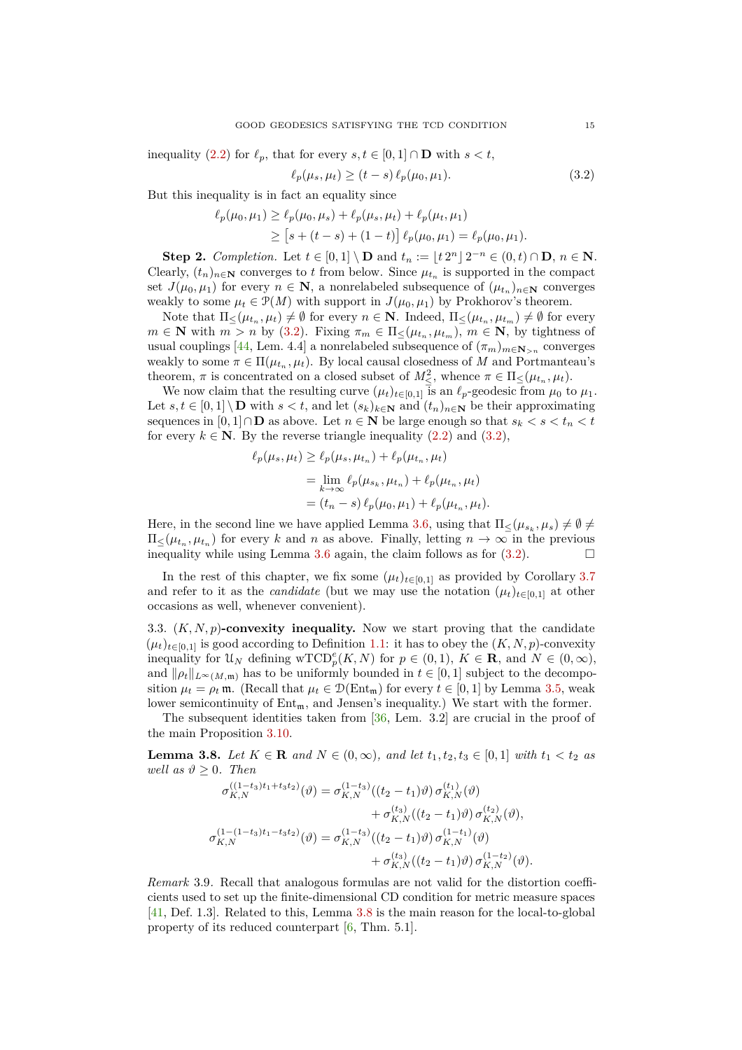inequality (2.2) for $\ell_p$, that for every $s,t \in [0,1]\cap \mathbf{D}$ with $s<t$,

$$\ell_p(\mu_s,\mu_t) \geq (t-s)\,\ell_p(\mu_0,\mu_1). \tag{3.2}$$

But this inequality is in fact an equality since

$$\begin{aligned}\ell_p(\mu_0,\mu_1) &\geq \ell_p(\mu_0,\mu_s) + \ell_p(\mu_s,\mu_t) + \ell_p(\mu_t,\mu_1)\\ &\geq \big[s + (t-s) + (1-t)\big]\,\ell_p(\mu_0,\mu_1) = \ell_p(\mu_0,\mu_1).\end{aligned}$$

**Step 2.** *Completion.* Let $t\in[0,1]\setminus \mathbf{D}$ and $t_n := \lfloor t\,2^n\rfloor\,2^{-n} \in (0,t)\cap\mathbf{D}$, $n\in\mathbf{N}$. Clearly, $(t_n)_{n\in\mathbf{N}}$ converges to $t$ from below. Since $\mu_{t_n}$ is supported in the compact set $J(\mu_0,\mu_1)$ for every $n\in\mathbf{N}$, a nonrelabeled subsequence of $(\mu_{t_n})_{n\in\mathbf{N}}$ converges weakly to some $\mu_t\in\mathcal{P}(M)$ with support in $J(\mu_0,\mu_1)$ by Prokhorov's theorem.

Note that $\Pi_\leq(\mu_{t_n},\mu_t)\neq\emptyset$ for every $n\in\mathbf{N}$. Indeed, $\Pi_\leq(\mu_{t_n},\mu_{t_m})\neq\emptyset$ for every $m\in\mathbf{N}$ with $m>n$ by (3.2). Fixing $\pi_m\in\Pi_\leq(\mu_{t_n},\mu_{t_m})$, $m\in\mathbf{N}$, by tightness of usual couplings [44, Lem. 4.4] a nonrelabeled subsequence of $(\pi_m)_{m\in\mathbf{N}_{>n}}$ converges weakly to some $\pi\in\Pi(\mu_{t_n},\mu_t)$. By local causal closedness of $M$ and Portmanteau's theorem, $\pi$ is concentrated on a closed subset of $M^2_\leq$, whence $\pi\in\Pi_\leq(\mu_{t_n},\mu_t)$.

We now claim that the resulting curve $(\mu_t)_{t\in[0,1]}$ is an $\ell_p$-geodesic from $\mu_0$ to $\mu_1$. Let $s,t\in[0,1]\setminus\mathbf{D}$ with $s<t$, and let $(s_k)_{k\in\mathbf{N}}$ and $(t_n)_{n\in\mathbf{N}}$ be their approximating sequences in $[0,1]\cap\mathbf{D}$ as above. Let $n\in\mathbf{N}$ be large enough so that $s_k<s<t_n<t$ for every $k\in\mathbf{N}$. By the reverse triangle inequality (2.2) and (3.2),

$$\begin{aligned}\ell_p(\mu_s,\mu_t) &\geq \ell_p(\mu_s,\mu_{t_n}) + \ell_p(\mu_{t_n},\mu_t)\\ &= \lim_{k\to\infty}\ell_p(\mu_{s_k},\mu_{t_n}) + \ell_p(\mu_{t_n},\mu_t)\\ &= (t_n-s)\,\ell_p(\mu_0,\mu_1) + \ell_p(\mu_{t_n},\mu_t).\end{aligned}$$

Here, in the second line we have applied Lemma 3.6, using that $\Pi_\leq(\mu_{s_k},\mu_s)\neq\emptyset\neq\Pi_\leq(\mu_{t_n},\mu_{t_n})$ for every $k$ and $n$ as above. Finally, letting $n\to\infty$ in the previous inequality while using Lemma 3.6 again, the claim follows as for (3.2). □

In the rest of this chapter, we fix some $(\mu_t)_{t\in[0,1]}$ as provided by Corollary 3.7 and refer to it as the *candidate* (but we may use the notation $(\mu_t)_{t\in[0,1]}$ at other occasions as well, whenever convenient).

3.3. **$(K,N,p)$-convexity inequality.** Now we start proving that the candidate $(\mu_t)_{t\in[0,1]}$ is good according to Definition 1.1: it has to obey the $(K,N,p)$-convexity inequality for $\mathcal{U}_N$ defining $\mathrm{wTCD}^e_p(K,N)$ for $p\in(0,1)$, $K\in\mathbf{R}$, and $N\in(0,\infty)$, and $\|\rho_t\|_{L^\infty(M,\mathfrak{m})}$ has to be uniformly bounded in $t\in[0,1]$ subject to the decomposition $\mu_t=\rho_t\,\mathfrak{m}$. (Recall that $\mu_t\in\mathcal{D}(\mathrm{Ent}_\mathfrak{m})$ for every $t\in[0,1]$ by Lemma 3.5, weak lower semicontinuity of $\mathrm{Ent}_\mathfrak{m}$, and Jensen's inequality.) We start with the former.

The subsequent identities taken from [36, Lem. 3.2] are crucial in the proof of the main Proposition 3.10.

**Lemma 3.8.** *Let $K\in\mathbf{R}$ and $N\in(0,\infty)$, and let $t_1,t_2,t_3\in[0,1]$ with $t_1<t_2$ as well as $\vartheta\geq 0$. Then*

$$\begin{aligned}\sigma_{K,N}^{((1-t_3)t_1+t_3t_2)}(\vartheta) &= \sigma_{K,N}^{(1-t_3)}((t_2-t_1)\vartheta)\,\sigma_{K,N}^{(t_1)}(\vartheta)\\ &\quad + \sigma_{K,N}^{(t_3)}((t_2-t_1)\vartheta)\,\sigma_{K,N}^{(t_2)}(\vartheta),\\ \sigma_{K,N}^{(1-(1-t_3)t_1-t_3t_2)}(\vartheta) &= \sigma_{K,N}^{(1-t_3)}((t_2-t_1)\vartheta)\,\sigma_{K,N}^{(1-t_1)}(\vartheta)\\ &\quad + \sigma_{K,N}^{(t_3)}((t_2-t_1)\vartheta)\,\sigma_{K,N}^{(1-t_2)}(\vartheta).\end{aligned}$$

*Remark* 3.9. Recall that analogous formulas are not valid for the distortion coefficients used to set up the finite-dimensional CD condition for metric measure spaces [41, Def. 1.3]. Related to this, Lemma 3.8 is the main reason for the local-to-global property of its reduced counterpart [6, Thm. 5.1].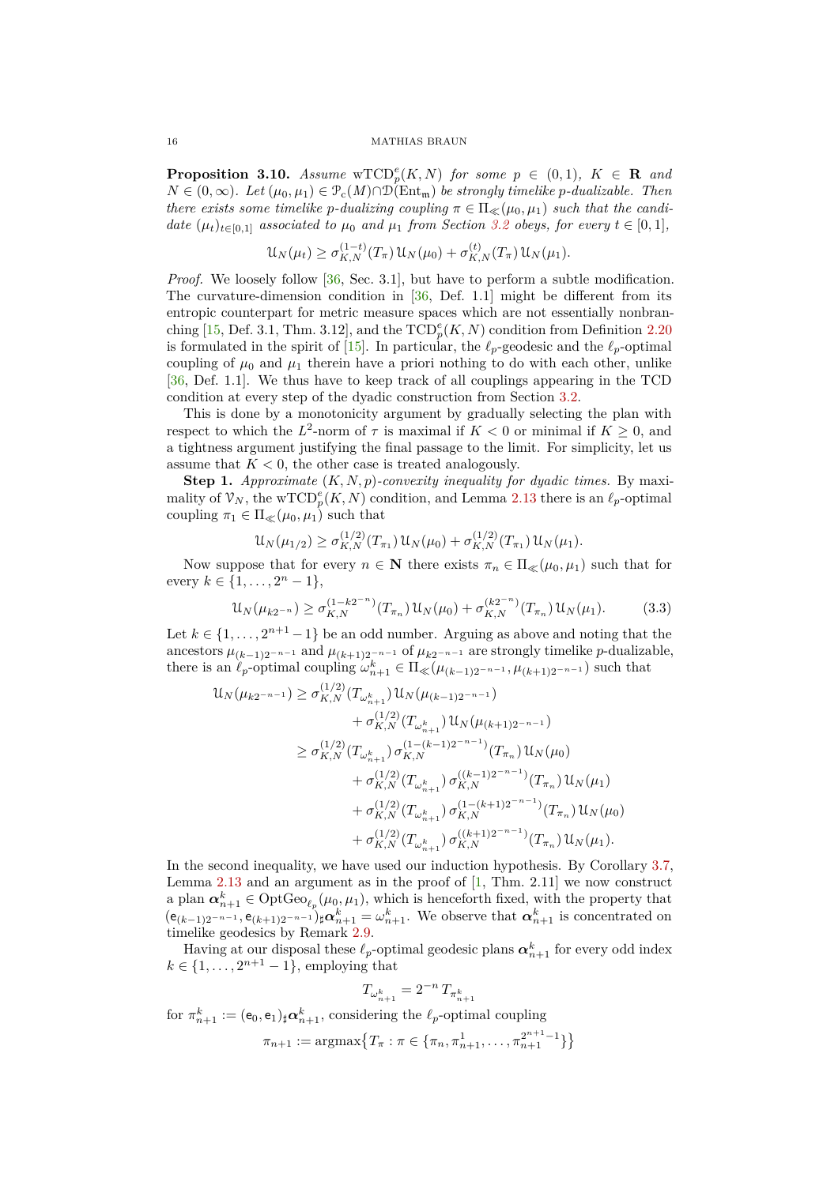**Proposition 3.10.** *Assume* $\mathrm{wTCD}_p^e(K,N)$ *for some* $p \in (0,1)$*,* $K \in \mathbf{R}$ *and* $N \in (0,\infty)$*. Let* $(\mu_0,\mu_1) \in \mathcal{P}_c(M) \cap \mathcal{D}(\mathrm{Ent}_\mathfrak{m})$ *be strongly timelike* $p$*-dualizable. Then there exists some timelike* $p$*-dualizing coupling* $\pi \in \Pi_\ll(\mu_0,\mu_1)$ *such that the candidate* $(\mu_t)_{t\in[0,1]}$ *associated to* $\mu_0$ *and* $\mu_1$ *from Section 3.2 obeys, for every* $t \in [0,1]$*,*

$$\mathcal{U}_N(\mu_t) \geq \sigma_{K,N}^{(1-t)}(T_\pi)\,\mathcal{U}_N(\mu_0) + \sigma_{K,N}^{(t)}(T_\pi)\,\mathcal{U}_N(\mu_1).$$

*Proof.* We loosely follow [36, Sec. 3.1], but have to perform a subtle modification. The curvature-dimension condition in [36, Def. 1.1] might be different from its entropic counterpart for metric measure spaces which are not essentially nonbranching [15, Def. 3.1, Thm. 3.12], and the $\mathrm{TCD}_p^e(K,N)$ condition from Definition 2.20 is formulated in the spirit of [15]. In particular, the $\ell_p$-geodesic and the $\ell_p$-optimal coupling of $\mu_0$ and $\mu_1$ therein have a priori nothing to do with each other, unlike [36, Def. 1.1]. We thus have to keep track of all couplings appearing in the TCD condition at every step of the dyadic construction from Section 3.2.

This is done by a monotonicity argument by gradually selecting the plan with respect to which the $L^2$-norm of $\tau$ is maximal if $K<0$ or minimal if $K \geq 0$, and a tightness argument justifying the final passage to the limit. For simplicity, let us assume that $K<0$, the other case is treated analogously.

**Step 1.** *Approximate* $(K,N,p)$*-convexity inequality for dyadic times.* By maximality of $\mathcal{V}_N$, the $\mathrm{wTCD}_p^e(K,N)$ condition, and Lemma 2.13 there is an $\ell_p$-optimal coupling $\pi_1 \in \Pi_\ll(\mu_0,\mu_1)$ such that

$$\mathcal{U}_N(\mu_{1/2}) \geq \sigma_{K,N}^{(1/2)}(T_{\pi_1})\,\mathcal{U}_N(\mu_0) + \sigma_{K,N}^{(1/2)}(T_{\pi_1})\,\mathcal{U}_N(\mu_1).$$

Now suppose that for every $n \in \mathbf{N}$ there exists $\pi_n \in \Pi_\ll(\mu_0,\mu_1)$ such that for every $k \in \{1,\dots,2^n-1\}$,

$$\mathcal{U}_N(\mu_{k2^{-n}}) \geq \sigma_{K,N}^{(1-k2^{-n})}(T_{\pi_n})\,\mathcal{U}_N(\mu_0) + \sigma_{K,N}^{(k2^{-n})}(T_{\pi_n})\,\mathcal{U}_N(\mu_1). \tag{3.3}$$

Let $k \in \{1,\dots,2^{n+1}-1\}$ be an odd number. Arguing as above and noting that the ancestors $\mu_{(k-1)2^{-n-1}}$ and $\mu_{(k+1)2^{-n-1}}$ of $\mu_{k2^{-n-1}}$ are strongly timelike $p$-dualizable, there is an $\ell_p$-optimal coupling $\omega_{n+1}^k \in \Pi_\ll(\mu_{(k-1)2^{-n-1}},\mu_{(k+1)2^{-n-1}})$ such that

$$\begin{aligned}
\mathcal{U}_N(\mu_{k2^{-n-1}}) &\geq \sigma_{K,N}^{(1/2)}(T_{\omega_{n+1}^k})\,\mathcal{U}_N(\mu_{(k-1)2^{-n-1}})\\
&\qquad + \sigma_{K,N}^{(1/2)}(T_{\omega_{n+1}^k})\,\mathcal{U}_N(\mu_{(k+1)2^{-n-1}})\\
&\geq \sigma_{K,N}^{(1/2)}(T_{\omega_{n+1}^k})\,\sigma_{K,N}^{(1-(k-1)2^{-n-1})}(T_{\pi_n})\,\mathcal{U}_N(\mu_0)\\
&\qquad + \sigma_{K,N}^{(1/2)}(T_{\omega_{n+1}^k})\,\sigma_{K,N}^{((k-1)2^{-n-1})}(T_{\pi_n})\,\mathcal{U}_N(\mu_1)\\
&\qquad + \sigma_{K,N}^{(1/2)}(T_{\omega_{n+1}^k})\,\sigma_{K,N}^{(1-(k+1)2^{-n-1})}(T_{\pi_n})\,\mathcal{U}_N(\mu_0)\\
&\qquad + \sigma_{K,N}^{(1/2)}(T_{\omega_{n+1}^k})\,\sigma_{K,N}^{((k+1)2^{-n-1})}(T_{\pi_n})\,\mathcal{U}_N(\mu_1).
\end{aligned}$$

In the second inequality, we have used our induction hypothesis. By Corollary 3.7, Lemma 2.13 and an argument as in the proof of [1, Thm. 2.11] we now construct a plan $\boldsymbol{\alpha}_{n+1}^k \in \mathrm{OptGeo}_{\ell_p}(\mu_0,\mu_1)$, which is henceforth fixed, with the property that $(\mathsf{e}_{(k-1)2^{-n-1}},\mathsf{e}_{(k+1)2^{-n-1}})_\sharp\boldsymbol{\alpha}_{n+1}^k = \omega_{n+1}^k$. We observe that $\boldsymbol{\alpha}_{n+1}^k$ is concentrated on timelike geodesics by Remark 2.9.

Having at our disposal these $\ell_p$-optimal geodesic plans $\boldsymbol{\alpha}_{n+1}^k$ for every odd index $k \in \{1,\dots,2^{n+1}-1\}$, employing that

$$T_{\omega_{n+1}^k} = 2^{-n}\,T_{\pi_{n+1}^k}$$

for $\pi_{n+1}^k := (\mathsf{e}_0,\mathsf{e}_1)_\sharp\boldsymbol{\alpha}_{n+1}^k$, considering the $\ell_p$-optimal coupling

$$\pi_{n+1} := \operatorname{argmax}\big\{T_\pi : \pi \in \{\pi_n, \pi_{n+1}^1,\dots,\pi_{n+1}^{2^{n+1}-1}\}\big\}$$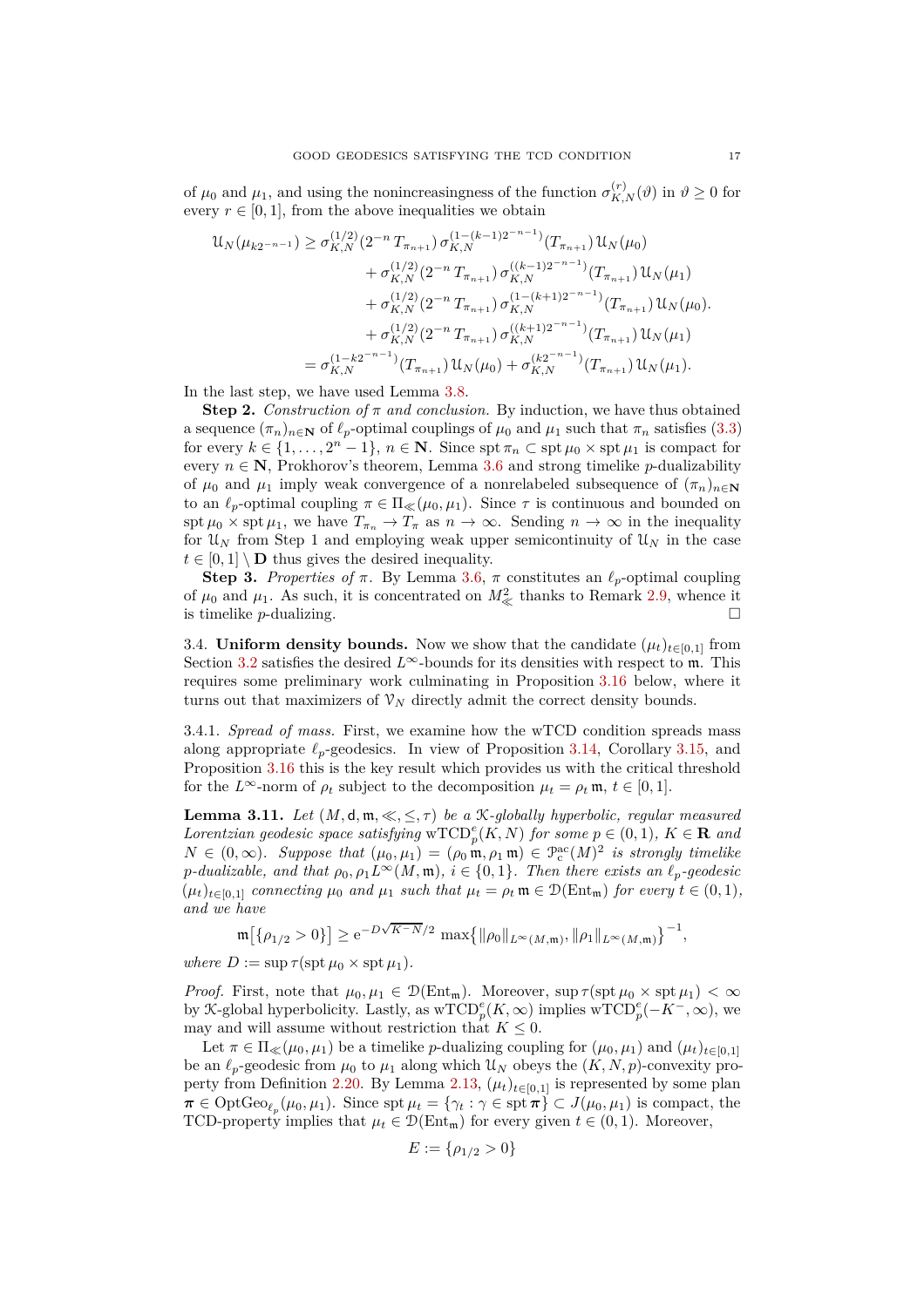of $\mu_0$ and $\mu_1$, and using the nonincreasingness of the function $\sigma_{K,N}^{(r)}(\vartheta)$ in $\vartheta \geq 0$ for every $r \in [0,1]$, from the above inequalities we obtain

$$
\begin{aligned}
\mathcal{U}_N(\mu_{k2^{-n-1}}) \geq\ & \sigma_{K,N}^{(1/2)}(2^{-n}\, T_{\pi_{n+1}})\, \sigma_{K,N}^{(1-(k-1)2^{-n-1})}(T_{\pi_{n+1}})\, \mathcal{U}_N(\mu_0)\\
&+ \sigma_{K,N}^{(1/2)}(2^{-n}\, T_{\pi_{n+1}})\, \sigma_{K,N}^{((k-1)2^{-n-1})}(T_{\pi_{n+1}})\, \mathcal{U}_N(\mu_1)\\
&+ \sigma_{K,N}^{(1/2)}(2^{-n}\, T_{\pi_{n+1}})\, \sigma_{K,N}^{(1-(k+1)2^{-n-1})}(T_{\pi_{n+1}})\, \mathcal{U}_N(\mu_0).\\
&+ \sigma_{K,N}^{(1/2)}(2^{-n}\, T_{\pi_{n+1}})\, \sigma_{K,N}^{((k+1)2^{-n-1})}(T_{\pi_{n+1}})\, \mathcal{U}_N(\mu_1)\\
=\ & \sigma_{K,N}^{(1-k2^{-n-1})}(T_{\pi_{n+1}})\, \mathcal{U}_N(\mu_0) + \sigma_{K,N}^{(k2^{-n-1})}(T_{\pi_{n+1}})\, \mathcal{U}_N(\mu_1).
\end{aligned}
$$

In the last step, we have used Lemma 3.8.

**Step 2.** *Construction of $\pi$ and conclusion.* By induction, we have thus obtained a sequence $(\pi_n)_{n\in\mathbf{N}}$ of $\ell_p$-optimal couplings of $\mu_0$ and $\mu_1$ such that $\pi_n$ satisfies (3.3) for every $k \in \{1, \dots, 2^n - 1\}$, $n \in \mathbf{N}$. Since $\operatorname{spt}\pi_n \subset \operatorname{spt}\mu_0 \times \operatorname{spt}\mu_1$ is compact for every $n \in \mathbf{N}$, Prokhorov's theorem, Lemma 3.6 and strong timelike $p$-dualizability of $\mu_0$ and $\mu_1$ imply weak convergence of a nonrelabeled subsequence of $(\pi_n)_{n\in\mathbf{N}}$ to an $\ell_p$-optimal coupling $\pi \in \Pi_{\ll}(\mu_0, \mu_1)$. Since $\tau$ is continuous and bounded on $\operatorname{spt}\mu_0 \times \operatorname{spt}\mu_1$, we have $T_{\pi_n} \to T_\pi$ as $n \to \infty$. Sending $n \to \infty$ in the inequality for $\mathcal{U}_N$ from Step 1 and employing weak upper semicontinuity of $\mathcal{U}_N$ in the case $t \in [0,1] \setminus \mathbf{D}$ thus gives the desired inequality.

**Step 3.** *Properties of $\pi$.* By Lemma 3.6, $\pi$ constitutes an $\ell_p$-optimal coupling of $\mu_0$ and $\mu_1$. As such, it is concentrated on $M^2_{\ll}$ thanks to Remark 2.9, whence it is timelike $p$-dualizing. $\square$

3.4. **Uniform density bounds.** Now we show that the candidate $(\mu_t)_{t\in[0,1]}$ from Section 3.2 satisfies the desired $L^\infty$-bounds for its densities with respect to $\mathfrak{m}$. This requires some preliminary work culminating in Proposition 3.16 below, where it turns out that maximizers of $\mathcal{V}_N$ directly admit the correct density bounds.

3.4.1. *Spread of mass.* First, we examine how the wTCD condition spreads mass along appropriate $\ell_p$-geodesics. In view of Proposition 3.14, Corollary 3.15, and Proposition 3.16 this is the key result which provides us with the critical threshold for the $L^\infty$-norm of $\rho_t$ subject to the decomposition $\mu_t = \rho_t\, \mathfrak{m}$, $t \in [0,1]$.

**Lemma 3.11.** *Let $(M, \mathsf{d}, \mathfrak{m}, \ll, \leq, \tau)$ be a $\mathcal{K}$-globally hyperbolic, regular measured Lorentzian geodesic space satisfying $\mathrm{wTCD}_p^e(K,N)$ for some $p \in (0,1)$, $K \in \mathbf{R}$ and $N \in (0,\infty)$. Suppose that $(\mu_0, \mu_1) = (\rho_0\, \mathfrak{m}, \rho_1\, \mathfrak{m}) \in \mathcal{P}_c^{\mathrm{ac}}(M)^2$ is strongly timelike $p$-dualizable, and that $\rho_0, \rho_1 L^\infty(M, \mathfrak{m})$, $i \in \{0,1\}$. Then there exists an $\ell_p$-geodesic $(\mu_t)_{t\in[0,1]}$ connecting $\mu_0$ and $\mu_1$ such that $\mu_t = \rho_t\, \mathfrak{m} \in \mathcal{D}(\mathrm{Ent}_{\mathfrak{m}})$ for every $t \in (0,1)$, and we have*

$$
\mathfrak{m}\big[\{\rho_{1/2} > 0\}\big] \geq \mathrm{e}^{-D\sqrt{K^-N}/2}\, \max\big\{\|\rho_0\|_{L^\infty(M,\mathfrak{m})}, \|\rho_1\|_{L^\infty(M,\mathfrak{m})}\big\}^{-1},
$$

*where $D := \sup \tau(\operatorname{spt}\mu_0 \times \operatorname{spt}\mu_1)$.*

*Proof.* First, note that $\mu_0, \mu_1 \in \mathcal{D}(\mathrm{Ent}_{\mathfrak{m}})$. Moreover, $\sup \tau(\operatorname{spt}\mu_0 \times \operatorname{spt}\mu_1) < \infty$ by $\mathcal{K}$-global hyperbolicity. Lastly, as $\mathrm{wTCD}_p^e(K,\infty)$ implies $\mathrm{wTCD}_p^e(-K^-,\infty)$, we may and will assume without restriction that $K \leq 0$.

Let $\pi \in \Pi_{\ll}(\mu_0, \mu_1)$ be a timelike $p$-dualizing coupling for $(\mu_0, \mu_1)$ and $(\mu_t)_{t\in[0,1]}$ be an $\ell_p$-geodesic from $\mu_0$ to $\mu_1$ along which $\mathcal{U}_N$ obeys the $(K,N,p)$-convexity property from Definition 2.20. By Lemma 2.13, $(\mu_t)_{t\in[0,1]}$ is represented by some plan $\boldsymbol{\pi} \in \mathrm{OptGeo}_{\ell_p}(\mu_0, \mu_1)$. Since $\operatorname{spt}\mu_t = \{\gamma_t : \gamma \in \operatorname{spt}\boldsymbol{\pi}\} \subset J(\mu_0, \mu_1)$ is compact, the TCD-property implies that $\mu_t \in \mathcal{D}(\mathrm{Ent}_{\mathfrak{m}})$ for every given $t \in (0,1)$. Moreover,

$$
E := \{\rho_{1/2} > 0\}
$$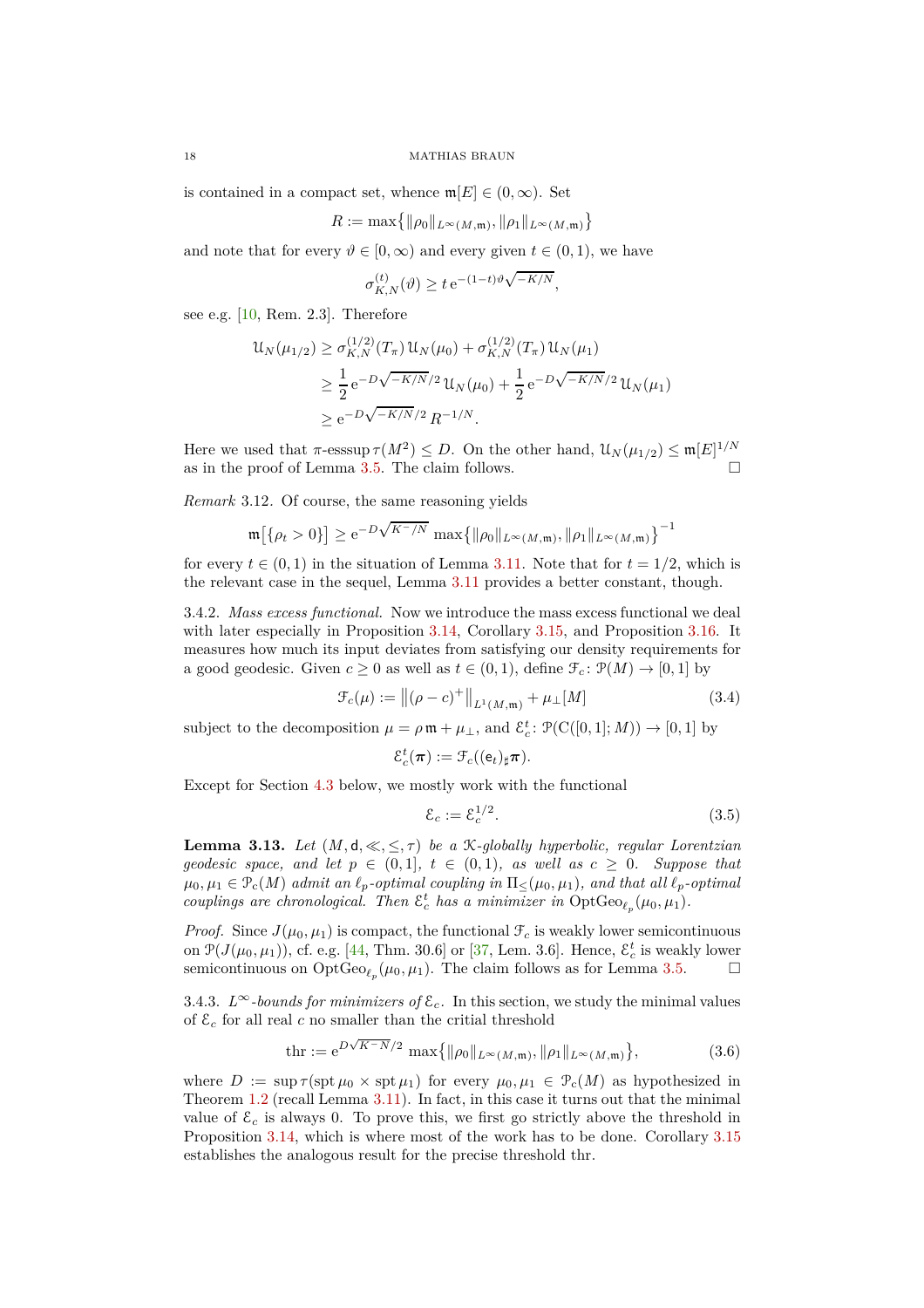is contained in a compact set, whence $\mathfrak{m}[E] \in (0,\infty)$. Set

$$R := \max\big\{\|\rho_0\|_{L^\infty(M,\mathfrak{m})}, \|\rho_1\|_{L^\infty(M,\mathfrak{m})}\big\}$$

and note that for every $\vartheta \in [0,\infty)$ and every given $t \in (0,1)$, we have

$$\sigma_{K,N}^{(t)}(\vartheta) \geq t\,\mathrm{e}^{-(1-t)\vartheta\sqrt{-K/N}},$$

see e.g. [10, Rem. 2.3]. Therefore

$$\begin{aligned}
\mathcal{U}_N(\mu_{1/2}) &\geq \sigma_{K,N}^{(1/2)}(T_\pi)\,\mathcal{U}_N(\mu_0) + \sigma_{K,N}^{(1/2)}(T_\pi)\,\mathcal{U}_N(\mu_1)\\
&\geq \frac{1}{2}\,\mathrm{e}^{-D\sqrt{-K/N}/2}\,\mathcal{U}_N(\mu_0) + \frac{1}{2}\,\mathrm{e}^{-D\sqrt{-K/N}/2}\,\mathcal{U}_N(\mu_1)\\
&\geq \mathrm{e}^{-D\sqrt{-K/N}/2}\,R^{-1/N}.
\end{aligned}$$

Here we used that $\pi$-esssup $\tau(M^2) \leq D$. On the other hand, $\mathcal{U}_N(\mu_{1/2}) \leq \mathfrak{m}[E]^{1/N}$ as in the proof of Lemma 3.5. The claim follows. □

*Remark* 3.12. Of course, the same reasoning yields

$$\mathfrak{m}\big[\{\rho_t > 0\}\big] \geq \mathrm{e}^{-D\sqrt{K^-/N}}\,\max\big\{\|\rho_0\|_{L^\infty(M,\mathfrak{m})}, \|\rho_1\|_{L^\infty(M,\mathfrak{m})}\big\}^{-1}$$

for every $t \in (0,1)$ in the situation of Lemma 3.11. Note that for $t = 1/2$, which is the relevant case in the sequel, Lemma 3.11 provides a better constant, though.

3.4.2. *Mass excess functional.* Now we introduce the mass excess functional we deal with later especially in Proposition 3.14, Corollary 3.15, and Proposition 3.16. It measures how much its input deviates from satisfying our density requirements for a good geodesic. Given $c \geq 0$ as well as $t \in (0,1)$, define $\mathcal{F}_c\colon \mathcal{P}(M) \to [0,1]$ by

$$\mathcal{F}_c(\mu) := \big\|(\rho - c)^+\big\|_{L^1(M,\mathfrak{m})} + \mu_\perp[M] \tag{3.4}$$

subject to the decomposition $\mu = \rho\,\mathfrak{m} + \mu_\perp$, and $\mathcal{E}_c^t\colon \mathcal{P}(\mathrm{C}([0,1];M)) \to [0,1]$ by

$$\mathcal{E}_c^t(\boldsymbol{\pi}) := \mathcal{F}_c((\mathsf{e}_t)_\sharp\boldsymbol{\pi}).$$

Except for Section 4.3 below, we mostly work with the functional

$$\mathcal{E}_c := \mathcal{E}_c^{1/2}. \tag{3.5}$$

**Lemma 3.13.** *Let $(M,\mathsf{d},\ll,\leq,\tau)$ be a $\mathcal{K}$-globally hyperbolic, regular Lorentzian geodesic space, and let $p \in (0,1]$, $t \in (0,1)$, as well as $c \geq 0$. Suppose that $\mu_0,\mu_1 \in \mathcal{P}_c(M)$ admit an $\ell_p$-optimal coupling in $\Pi_\leq(\mu_0,\mu_1)$, and that all $\ell_p$-optimal couplings are chronological. Then $\mathcal{E}_c^t$ has a minimizer in $\mathrm{OptGeo}_{\ell_p}(\mu_0,\mu_1)$.*

*Proof.* Since $J(\mu_0,\mu_1)$ is compact, the functional $\mathcal{F}_c$ is weakly lower semicontinuous on $\mathcal{P}(J(\mu_0,\mu_1))$, cf. e.g. [44, Thm. 30.6] or [37, Lem. 3.6]. Hence, $\mathcal{E}_c^t$ is weakly lower semicontinuous on $\mathrm{OptGeo}_{\ell_p}(\mu_0,\mu_1)$. The claim follows as for Lemma 3.5. □

3.4.3. *$L^\infty$-bounds for minimizers of $\mathcal{E}_c$.* In this section, we study the minimal values of $\mathcal{E}_c$ for all real $c$ no smaller than the critial threshold

$$\mathrm{thr} := \mathrm{e}^{D\sqrt{K^-N}/2}\,\max\big\{\|\rho_0\|_{L^\infty(M,\mathfrak{m})}, \|\rho_1\|_{L^\infty(M,\mathfrak{m})}\big\}, \tag{3.6}$$

where $D := \sup\tau(\operatorname{spt}\mu_0 \times \operatorname{spt}\mu_1)$ for every $\mu_0,\mu_1 \in \mathcal{P}_c(M)$ as hypothesized in Theorem 1.2 (recall Lemma 3.11). In fact, in this case it turns out that the minimal value of $\mathcal{E}_c$ is always 0. To prove this, we first go strictly above the threshold in Proposition 3.14, which is where most of the work has to be done. Corollary 3.15 establishes the analogous result for the precise threshold thr.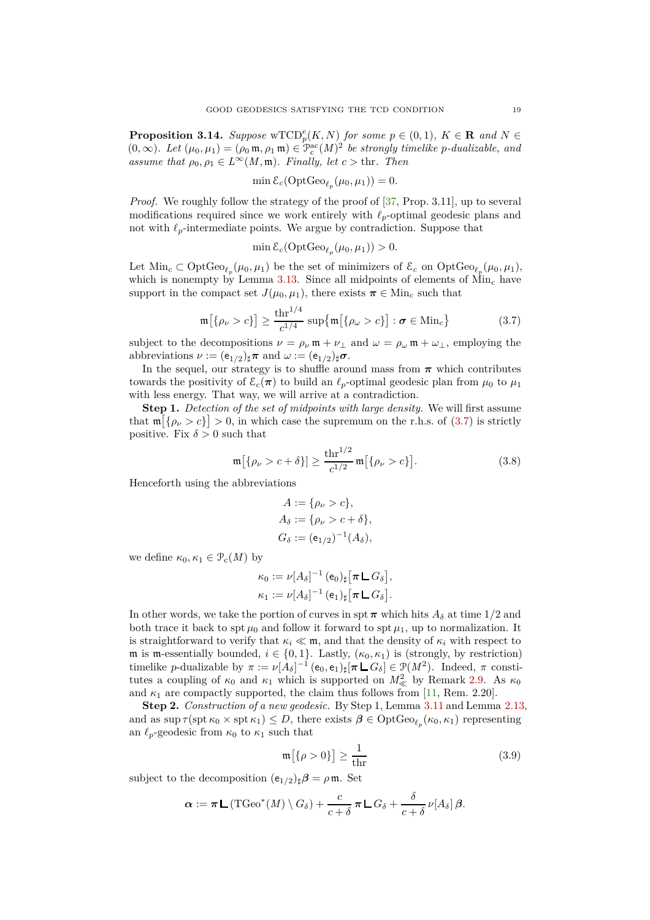**Proposition 3.14.** *Suppose* $\mathrm{wTCD}_p^e(K,N)$ *for some* $p \in (0,1)$*,* $K \in \mathbf{R}$ *and* $N \in (0,\infty)$*. Let* $(\mu_0,\mu_1) = (\rho_0\,\mathfrak{m}, \rho_1\,\mathfrak{m}) \in \mathcal{P}_c^{\mathrm{ac}}(M)^2$ *be strongly timelike* $p$*-dualizable, and assume that* $\rho_0, \rho_1 \in L^\infty(M,\mathfrak{m})$*. Finally, let* $c > \mathrm{thr}$*. Then*

$$\min \mathcal{E}_c(\mathrm{OptGeo}_{\ell_p}(\mu_0,\mu_1)) = 0.$$

*Proof.* We roughly follow the strategy of the proof of [37, Prop. 3.11], up to several modifications required since we work entirely with $\ell_p$-optimal geodesic plans and not with $\ell_p$-intermediate points. We argue by contradiction. Suppose that

$$\min \mathcal{E}_c(\mathrm{OptGeo}_{\ell_p}(\mu_0,\mu_1)) > 0.$$

Let $\mathrm{Min}_c \subset \mathrm{OptGeo}_{\ell_p}(\mu_0,\mu_1)$ be the set of minimizers of $\mathcal{E}_c$ on $\mathrm{OptGeo}_{\ell_p}(\mu_0,\mu_1)$, which is nonempty by Lemma 3.13. Since all midpoints of elements of $\mathrm{Min}_c$ have support in the compact set $J(\mu_0,\mu_1)$, there exists $\boldsymbol{\pi} \in \mathrm{Min}_c$ such that

$$\mathfrak{m}\big[\{\rho_\nu > c\}\big] \geq \frac{\mathrm{thr}^{1/4}}{c^{1/4}} \sup\big\{\mathfrak{m}\big[\{\rho_\omega > c\}\big] : \boldsymbol{\sigma} \in \mathrm{Min}_c\big\} \tag{3.7}$$

subject to the decompositions $\nu = \rho_\nu\,\mathfrak{m} + \nu_\perp$ and $\omega = \rho_\omega\,\mathfrak{m} + \omega_\perp$, employing the abbreviations $\nu := (\mathsf{e}_{1/2})_\sharp\boldsymbol{\pi}$ and $\omega := (\mathsf{e}_{1/2})_\sharp\boldsymbol{\sigma}$.

In the sequel, our strategy is to shuffle around mass from $\boldsymbol{\pi}$ which contributes towards the positivity of $\mathcal{E}_c(\boldsymbol{\pi})$ to build an $\ell_p$-optimal geodesic plan from $\mu_0$ to $\mu_1$ with less energy. That way, we will arrive at a contradiction.

**Step 1.** *Detection of the set of midpoints with large density.* We will first assume that $\mathfrak{m}\big[\{\rho_\nu > c\}\big] > 0$, in which case the supremum on the r.h.s. of (3.7) is strictly positive. Fix $\delta > 0$ such that

$$\mathfrak{m}\big[\{\rho_\nu > c+\delta\}\big] \geq \frac{\mathrm{thr}^{1/2}}{c^{1/2}}\,\mathfrak{m}\big[\{\rho_\nu > c\}\big]. \tag{3.8}$$

Henceforth using the abbreviations

$$\begin{aligned}
A &:= \{\rho_\nu > c\},\\
A_\delta &:= \{\rho_\nu > c+\delta\},\\
G_\delta &:= (\mathsf{e}_{1/2})^{-1}(A_\delta),
\end{aligned}$$

we define $\kappa_0, \kappa_1 \in \mathcal{P}_c(M)$ by

$$\begin{aligned}
\kappa_0 &:= \nu[A_\delta]^{-1}\,(\mathsf{e}_0)_\sharp\big[\boldsymbol{\pi} \llcorner G_\delta\big],\\
\kappa_1 &:= \nu[A_\delta]^{-1}\,(\mathsf{e}_1)_\sharp\big[\boldsymbol{\pi} \llcorner G_\delta\big].
\end{aligned}$$

In other words, we take the portion of curves in $\operatorname{spt}\boldsymbol{\pi}$ which hits $A_\delta$ at time $1/2$ and both trace it back to $\operatorname{spt}\mu_0$ and follow it forward to $\operatorname{spt}\mu_1$, up to normalization. It is straightforward to verify that $\kappa_i \ll \mathfrak{m}$, and that the density of $\kappa_i$ with respect to $\mathfrak{m}$ is $\mathfrak{m}$-essentially bounded, $i \in \{0,1\}$. Lastly, $(\kappa_0,\kappa_1)$ is (strongly, by restriction) timelike $p$-dualizable by $\pi := \nu[A_\delta]^{-1}\,(\mathsf{e}_0,\mathsf{e}_1)_\sharp[\boldsymbol{\pi} \llcorner G_\delta] \in \mathcal{P}(M^2)$. Indeed, $\pi$ constitutes a coupling of $\kappa_0$ and $\kappa_1$ which is supported on $M^2_\ll$ by Remark 2.9. As $\kappa_0$ and $\kappa_1$ are compactly supported, the claim thus follows from [11, Rem. 2.20].

**Step 2.** *Construction of a new geodesic.* By Step 1, Lemma 3.11 and Lemma 2.13, and as $\sup\tau(\operatorname{spt}\kappa_0 \times \operatorname{spt}\kappa_1) \leq D$, there exists $\boldsymbol{\beta} \in \mathrm{OptGeo}_{\ell_p}(\kappa_0,\kappa_1)$ representing an $\ell_p$-geodesic from $\kappa_0$ to $\kappa_1$ such that

$$\mathfrak{m}\big[\{\rho > 0\}\big] \geq \frac{1}{\mathrm{thr}} \tag{3.9}$$

subject to the decomposition $(\mathsf{e}_{1/2})_\sharp\boldsymbol{\beta} = \rho\,\mathfrak{m}$. Set

$$\boldsymbol{\alpha} := \boldsymbol{\pi} \llcorner (\mathrm{TGeo}^*(M) \setminus G_\delta) + \frac{c}{c+\delta}\,\boldsymbol{\pi} \llcorner G_\delta + \frac{\delta}{c+\delta}\,\nu[A_\delta]\,\boldsymbol{\beta}.$$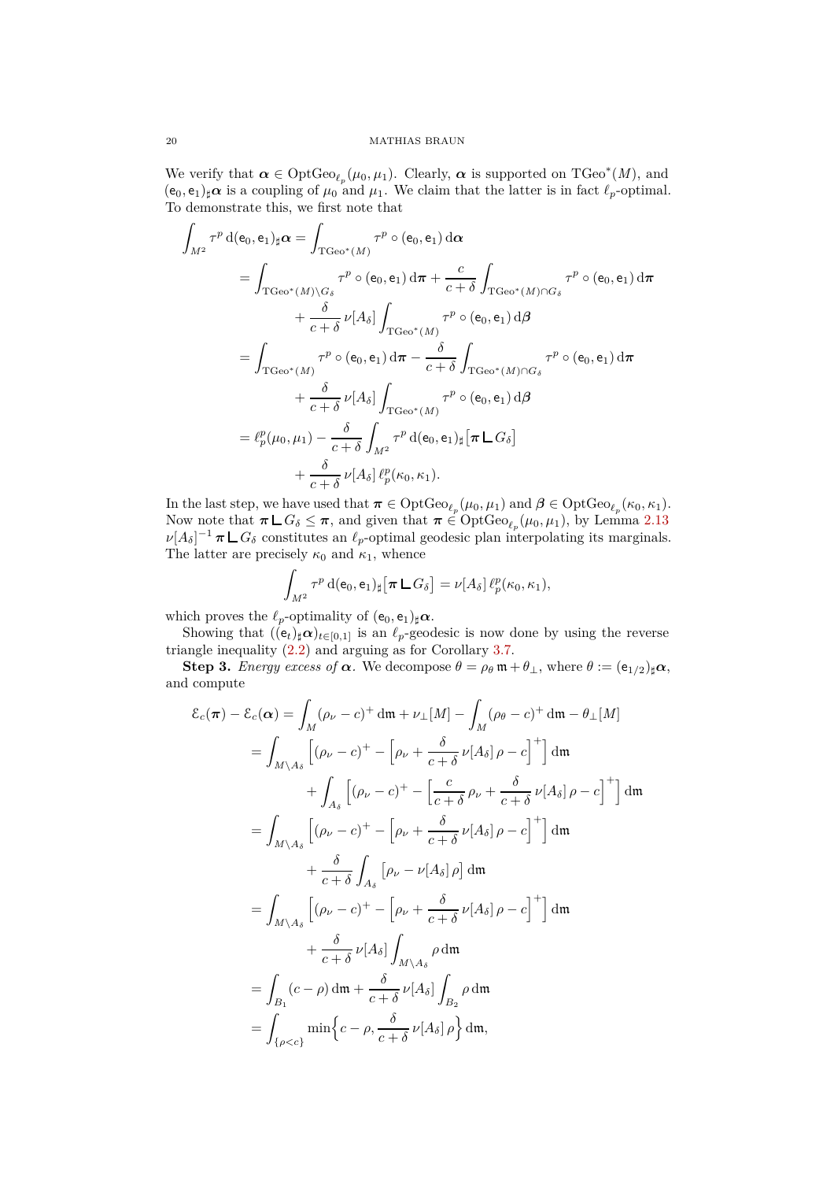We verify that $\boldsymbol{\alpha} \in \mathrm{OptGeo}_{\ell_p}(\mu_0, \mu_1)$. Clearly, $\boldsymbol{\alpha}$ is supported on $\mathrm{TGeo}^*(M)$, and $(\mathsf{e}_0, \mathsf{e}_1)_\sharp \boldsymbol{\alpha}$ is a coupling of $\mu_0$ and $\mu_1$. We claim that the latter is in fact $\ell_p$-optimal. To demonstrate this, we first note that

$$
\begin{aligned}
\int_{M^2} \tau^p \,\mathrm{d}(\mathsf{e}_0, \mathsf{e}_1)_\sharp \boldsymbol{\alpha} &= \int_{\mathrm{TGeo}^*(M)} \tau^p \circ (\mathsf{e}_0, \mathsf{e}_1) \,\mathrm{d}\boldsymbol{\alpha} \\
&= \int_{\mathrm{TGeo}^*(M) \setminus G_\delta} \tau^p \circ (\mathsf{e}_0, \mathsf{e}_1) \,\mathrm{d}\boldsymbol{\pi} + \frac{c}{c+\delta} \int_{\mathrm{TGeo}^*(M) \cap G_\delta} \tau^p \circ (\mathsf{e}_0, \mathsf{e}_1) \,\mathrm{d}\boldsymbol{\pi} \\
&\qquad + \frac{\delta}{c+\delta}\, \nu[A_\delta] \int_{\mathrm{TGeo}^*(M)} \tau^p \circ (\mathsf{e}_0, \mathsf{e}_1) \,\mathrm{d}\boldsymbol{\beta} \\
&= \int_{\mathrm{TGeo}^*(M)} \tau^p \circ (\mathsf{e}_0, \mathsf{e}_1) \,\mathrm{d}\boldsymbol{\pi} - \frac{\delta}{c+\delta} \int_{\mathrm{TGeo}^*(M) \cap G_\delta} \tau^p \circ (\mathsf{e}_0, \mathsf{e}_1) \,\mathrm{d}\boldsymbol{\pi} \\
&\qquad + \frac{\delta}{c+\delta}\, \nu[A_\delta] \int_{\mathrm{TGeo}^*(M)} \tau^p \circ (\mathsf{e}_0, \mathsf{e}_1) \,\mathrm{d}\boldsymbol{\beta} \\
&= \ell_p^p(\mu_0, \mu_1) - \frac{\delta}{c+\delta} \int_{M^2} \tau^p \,\mathrm{d}(\mathsf{e}_0, \mathsf{e}_1)_\sharp \big[\boldsymbol{\pi} \llcorner G_\delta\big] \\
&\qquad + \frac{\delta}{c+\delta}\, \nu[A_\delta]\, \ell_p^p(\kappa_0, \kappa_1).
\end{aligned}
$$

In the last step, we have used that $\boldsymbol{\pi} \in \mathrm{OptGeo}_{\ell_p}(\mu_0, \mu_1)$ and $\boldsymbol{\beta} \in \mathrm{OptGeo}_{\ell_p}(\kappa_0, \kappa_1)$. Now note that $\boldsymbol{\pi} \llcorner G_\delta \leq \boldsymbol{\pi}$, and given that $\boldsymbol{\pi} \in \mathrm{OptGeo}_{\ell_p}(\mu_0, \mu_1)$, by Lemma 2.13 $\nu[A_\delta]^{-1}\, \boldsymbol{\pi} \llcorner G_\delta$ constitutes an $\ell_p$-optimal geodesic plan interpolating its marginals. The latter are precisely $\kappa_0$ and $\kappa_1$, whence

$$
\int_{M^2} \tau^p \,\mathrm{d}(\mathsf{e}_0, \mathsf{e}_1)_\sharp \big[\boldsymbol{\pi} \llcorner G_\delta\big] = \nu[A_\delta]\, \ell_p^p(\kappa_0, \kappa_1),
$$

which proves the $\ell_p$-optimality of $(\mathsf{e}_0, \mathsf{e}_1)_\sharp \boldsymbol{\alpha}$.

Showing that $((\mathsf{e}_t)_\sharp \boldsymbol{\alpha})_{t \in [0,1]}$ is an $\ell_p$-geodesic is now done by using the reverse triangle inequality (2.2) and arguing as for Corollary 3.7.

**Step 3.** *Energy excess of $\boldsymbol{\alpha}$.* We decompose $\theta = \rho_\theta\, \mathfrak{m} + \theta_\perp$, where $\theta := (\mathsf{e}_{1/2})_\sharp \boldsymbol{\alpha}$, and compute

$$
\begin{aligned}
\mathcal{E}_c(\boldsymbol{\pi}) - \mathcal{E}_c(\boldsymbol{\alpha}) &= \int_M (\rho_\nu - c)^+ \,\mathrm{d}\mathfrak{m} + \nu_\perp[M] - \int_M (\rho_\theta - c)^+ \,\mathrm{d}\mathfrak{m} - \theta_\perp[M] \\
&= \int_{M \setminus A_\delta} \Big[(\rho_\nu - c)^+ - \Big[\rho_\nu + \frac{\delta}{c+\delta}\, \nu[A_\delta]\, \rho - c\Big]^+\Big] \,\mathrm{d}\mathfrak{m} \\
&\qquad + \int_{A_\delta} \Big[(\rho_\nu - c)^+ - \Big[\frac{c}{c+\delta}\, \rho_\nu + \frac{\delta}{c+\delta}\, \nu[A_\delta]\, \rho - c\Big]^+\Big] \,\mathrm{d}\mathfrak{m} \\
&= \int_{M \setminus A_\delta} \Big[(\rho_\nu - c)^+ - \Big[\rho_\nu + \frac{\delta}{c+\delta}\, \nu[A_\delta]\, \rho - c\Big]^+\Big] \,\mathrm{d}\mathfrak{m} \\
&\qquad + \frac{\delta}{c+\delta} \int_{A_\delta} \big[\rho_\nu - \nu[A_\delta]\, \rho\big] \,\mathrm{d}\mathfrak{m} \\
&= \int_{M \setminus A_\delta} \Big[(\rho_\nu - c)^+ - \Big[\rho_\nu + \frac{\delta}{c+\delta}\, \nu[A_\delta]\, \rho - c\Big]^+\Big] \,\mathrm{d}\mathfrak{m} \\
&\qquad + \frac{\delta}{c+\delta}\, \nu[A_\delta] \int_{M \setminus A_\delta} \rho \,\mathrm{d}\mathfrak{m} \\
&= \int_{B_1} (c - \rho) \,\mathrm{d}\mathfrak{m} + \frac{\delta}{c+\delta}\, \nu[A_\delta] \int_{B_2} \rho \,\mathrm{d}\mathfrak{m} \\
&= \int_{\{\rho < c\}} \min\Big\{c - \rho, \frac{\delta}{c+\delta}\, \nu[A_\delta]\, \rho\Big\} \,\mathrm{d}\mathfrak{m},
\end{aligned}
$$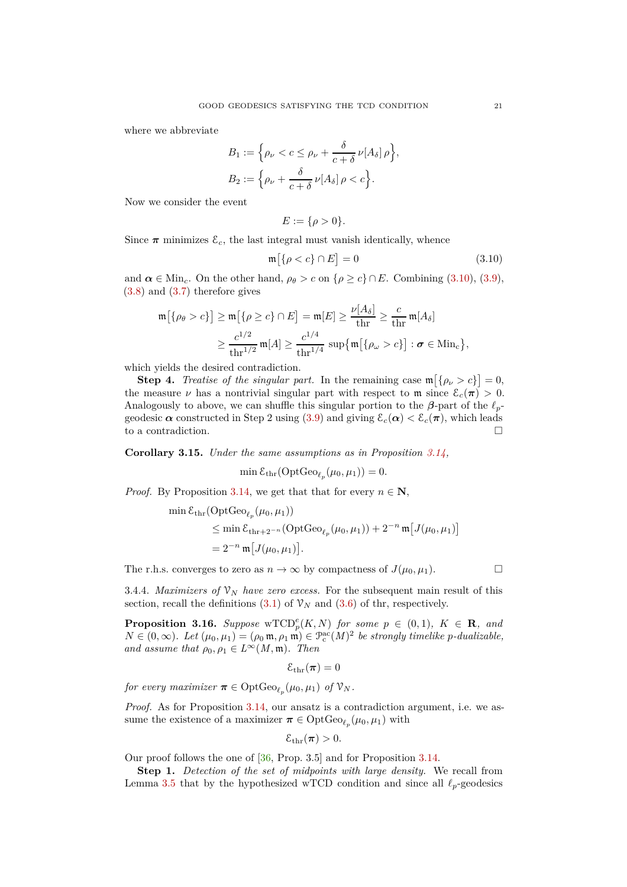where we abbreviate

$$B_1 := \Big\{\rho_\nu < c \leq \rho_\nu + \frac{\delta}{c+\delta}\,\nu[A_\delta]\,\rho\Big\},$$
$$B_2 := \Big\{\rho_\nu + \frac{\delta}{c+\delta}\,\nu[A_\delta]\,\rho < c\Big\}.$$

Now we consider the event

$$E := \{\rho > 0\}.$$

Since $\boldsymbol{\pi}$ minimizes $\mathcal{E}_c$, the last integral must vanish identically, whence

$$\mathfrak{m}\big[\{\rho < c\} \cap E\big] = 0 \tag{3.10}$$

and $\boldsymbol{\alpha} \in \mathrm{Min}_c$. On the other hand, $\rho_\theta > c$ on $\{\rho \geq c\} \cap E$. Combining (3.10), (3.9), (3.8) and (3.7) therefore gives

$$\begin{aligned}\mathfrak{m}\big[\{\rho_\theta > c\}\big] &\geq \mathfrak{m}\big[\{\rho \geq c\} \cap E\big] = \mathfrak{m}[E] \geq \frac{\nu[A_\delta]}{\mathrm{thr}} \geq \frac{c}{\mathrm{thr}}\,\mathfrak{m}[A_\delta]\\ &\geq \frac{c^{1/2}}{\mathrm{thr}^{1/2}}\,\mathfrak{m}[A] \geq \frac{c^{1/4}}{\mathrm{thr}^{1/4}}\,\sup\big\{\mathfrak{m}\big[\{\rho_\omega > c\}\big] : \boldsymbol{\sigma} \in \mathrm{Min_c}\big\},\end{aligned}$$

which yields the desired contradiction.

**Step 4.** *Treatise of the singular part.* In the remaining case $\mathfrak{m}\big[\{\rho_\nu > c\}\big] = 0$, the measure $\nu$ has a nontrivial singular part with respect to $\mathfrak{m}$ since $\mathcal{E}_c(\boldsymbol{\pi}) > 0$. Analogously to above, we can shuffle this singular portion to the $\boldsymbol{\beta}$-part of the $\ell_p$-geodesic $\boldsymbol{\alpha}$ constructed in Step 2 using (3.9) and giving $\mathcal{E}_c(\boldsymbol{\alpha}) < \mathcal{E}_c(\boldsymbol{\pi})$, which leads to a contradiction. □

**Corollary 3.15.** *Under the same assumptions as in Proposition 3.14,*

$$\min \mathcal{E}_{\mathrm{thr}}(\mathrm{OptGeo}_{\ell_p}(\mu_0,\mu_1)) = 0.$$

*Proof.* By Proposition 3.14, we get that that for every $n \in \mathbf{N}$,

$$\begin{aligned}&\min \mathcal{E}_{\mathrm{thr}}(\mathrm{OptGeo}_{\ell_p}(\mu_0,\mu_1))\\ &\quad\leq \min \mathcal{E}_{\mathrm{thr}+2^{-n}}(\mathrm{OptGeo}_{\ell_p}(\mu_0,\mu_1)) + 2^{-n}\,\mathfrak{m}\big[J(\mu_0,\mu_1)\big]\\ &\quad= 2^{-n}\,\mathfrak{m}\big[J(\mu_0,\mu_1)\big].\end{aligned}$$

The r.h.s. converges to zero as $n \to \infty$ by compactness of $J(\mu_0,\mu_1)$. □

3.4.4. *Maximizers of $\mathcal{V}_N$ have zero excess.* For the subsequent main result of this section, recall the definitions (3.1) of $\mathcal{V}_N$ and (3.6) of thr, respectively.

**Proposition 3.16.** *Suppose* $\mathrm{wTCD}_p^e(K,N)$ *for some* $p \in (0,1)$*,* $K \in \mathbf{R}$*, and* $N \in (0,\infty)$*. Let* $(\mu_0,\mu_1) = (\rho_0\,\mathfrak{m}, \rho_1\,\mathfrak{m}) \in \mathcal{P}_{\mathrm{c}}^{\mathrm{ac}}(M)^2$ *be strongly timelike $p$-dualizable, and assume that* $\rho_0, \rho_1 \in L^\infty(M,\mathfrak{m})$*. Then*

$$\mathcal{E}_{\mathrm{thr}}(\boldsymbol{\pi}) = 0$$

*for every maximizer* $\boldsymbol{\pi} \in \mathrm{OptGeo}_{\ell_p}(\mu_0,\mu_1)$ *of* $\mathcal{V}_N$*.*

*Proof.* As for Proposition 3.14, our ansatz is a contradiction argument, i.e. we assume the existence of a maximizer $\boldsymbol{\pi} \in \mathrm{OptGeo}_{\ell_p}(\mu_0,\mu_1)$ with

$$\mathcal{E}_{\mathrm{thr}}(\boldsymbol{\pi}) > 0.$$

Our proof follows the one of [36, Prop. 3.5] and for Proposition 3.14.

**Step 1.** *Detection of the set of midpoints with large density.* We recall from Lemma 3.5 that by the hypothesized wTCD condition and since all $\ell_p$-geodesics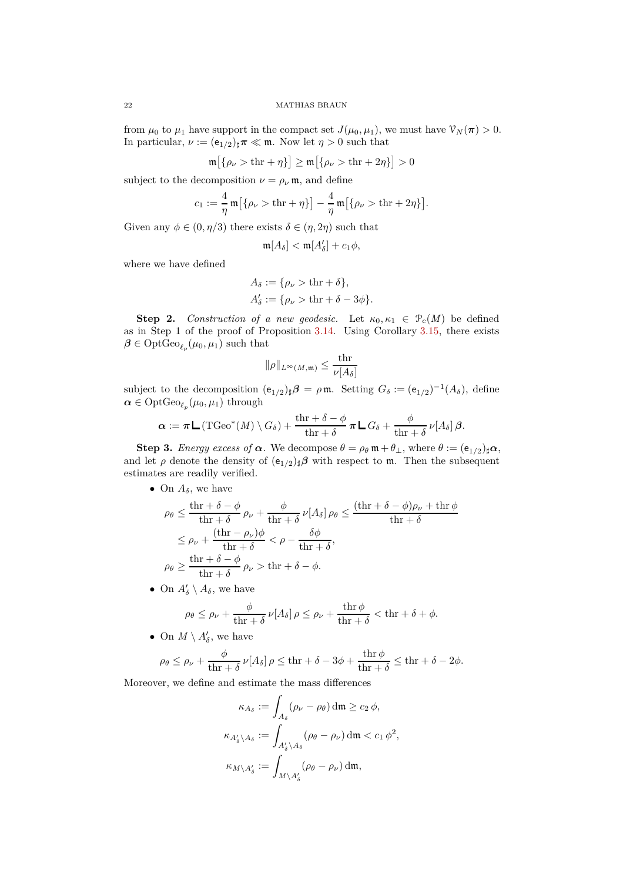from $\mu_0$ to $\mu_1$ have support in the compact set $J(\mu_0,\mu_1)$, we must have $\mathcal{V}_N(\boldsymbol{\pi}) > 0$. In particular, $\nu := (\mathsf{e}_{1/2})_\sharp\boldsymbol{\pi} \ll \mathfrak{m}$. Now let $\eta > 0$ such that

$$\mathfrak{m}\big[\{\rho_\nu > \mathrm{thr} + \eta\}\big] \geq \mathfrak{m}\big[\{\rho_\nu > \mathrm{thr} + 2\eta\}\big] > 0$$

subject to the decomposition $\nu = \rho_\nu\,\mathfrak{m}$, and define

$$c_1 := \frac{4}{\eta}\,\mathfrak{m}\big[\{\rho_\nu > \mathrm{thr}+\eta\}\big] - \frac{4}{\eta}\,\mathfrak{m}\big[\{\rho_\nu > \mathrm{thr}+2\eta\}\big].$$

Given any $\phi \in (0,\eta/3)$ there exists $\delta \in (\eta, 2\eta)$ such that

$$\mathfrak{m}[A_\delta] < \mathfrak{m}[A'_\delta] + c_1\phi,$$

where we have defined

$$\begin{aligned}
A_\delta &:= \{\rho_\nu > \mathrm{thr} + \delta\},\\
A'_\delta &:= \{\rho_\nu > \mathrm{thr} + \delta - 3\phi\}.
\end{aligned}$$

**Step 2.** *Construction of a new geodesic.* Let $\kappa_0,\kappa_1 \in \mathcal{P}_c(M)$ be defined as in Step 1 of the proof of Proposition 3.14. Using Corollary 3.15, there exists $\boldsymbol{\beta} \in \mathrm{OptGeo}_{\ell_p}(\mu_0,\mu_1)$ such that

$$\|\rho\|_{L^\infty(M,\mathfrak{m})} \leq \frac{\mathrm{thr}}{\nu[A_\delta]}$$

subject to the decomposition $(\mathsf{e}_{1/2})_\sharp\boldsymbol{\beta} = \rho\,\mathfrak{m}$. Setting $G_\delta := (\mathsf{e}_{1/2})^{-1}(A_\delta)$, define $\boldsymbol{\alpha} \in \mathrm{OptGeo}_{\ell_p}(\mu_0,\mu_1)$ through

$$\boldsymbol{\alpha} := \boldsymbol{\pi}\,\llcorner\,(\mathrm{TGeo}^*(M)\setminus G_\delta) + \frac{\mathrm{thr}+\delta-\phi}{\mathrm{thr}+\delta}\,\boldsymbol{\pi}\,\llcorner\,G_\delta + \frac{\phi}{\mathrm{thr}+\delta}\,\nu[A_\delta]\,\boldsymbol{\beta}.$$

**Step 3.** *Energy excess of $\boldsymbol{\alpha}$.* We decompose $\theta = \rho_\theta\,\mathfrak{m} + \theta_\perp$, where $\theta := (\mathsf{e}_{1/2})_\sharp\boldsymbol{\alpha}$, and let $\rho$ denote the density of $(\mathsf{e}_{1/2})_\sharp\boldsymbol{\beta}$ with respect to $\mathfrak{m}$. Then the subsequent estimates are readily verified.

- On $A_\delta$, we have

$$\begin{aligned}
\rho_\theta &\leq \frac{\mathrm{thr}+\delta-\phi}{\mathrm{thr}+\delta}\,\rho_\nu + \frac{\phi}{\mathrm{thr}+\delta}\,\nu[A_\delta]\,\rho_\theta \leq \frac{(\mathrm{thr}+\delta-\phi)\rho_\nu + \mathrm{thr}\,\phi}{\mathrm{thr}+\delta}\\
&\leq \rho_\nu + \frac{(\mathrm{thr}-\rho_\nu)\phi}{\mathrm{thr}+\delta} < \rho - \frac{\delta\phi}{\mathrm{thr}+\delta},\\
\rho_\theta &\geq \frac{\mathrm{thr}+\delta-\phi}{\mathrm{thr}+\delta}\,\rho_\nu > \mathrm{thr}+\delta-\phi.
\end{aligned}$$

- On $A'_\delta \setminus A_\delta$, we have

$$\rho_\theta \leq \rho_\nu + \frac{\phi}{\mathrm{thr}+\delta}\,\nu[A_\delta]\,\rho \leq \rho_\nu + \frac{\mathrm{thr}\,\phi}{\mathrm{thr}+\delta} < \mathrm{thr}+\delta+\phi.$$

- On $M\setminus A'_\delta$, we have

$$\rho_\theta \leq \rho_\nu + \frac{\phi}{\mathrm{thr}+\delta}\,\nu[A_\delta]\,\rho \leq \mathrm{thr}+\delta-3\phi + \frac{\mathrm{thr}\,\phi}{\mathrm{thr}+\delta} \leq \mathrm{thr}+\delta-2\phi.$$

Moreover, we define and estimate the mass differences

$$\begin{aligned}
\kappa_{A_\delta} &:= \int_{A_\delta} (\rho_\nu - \rho_\theta)\,\mathrm{d}\mathfrak{m} \geq c_2\,\phi,\\
\kappa_{A'_\delta\setminus A_\delta} &:= \int_{A'_\delta\setminus A_\delta} (\rho_\theta - \rho_\nu)\,\mathrm{d}\mathfrak{m} < c_1\,\phi^2,\\
\kappa_{M\setminus A'_\delta} &:= \int_{M\setminus A'_\delta} (\rho_\theta - \rho_\nu)\,\mathrm{d}\mathfrak{m},
\end{aligned}$$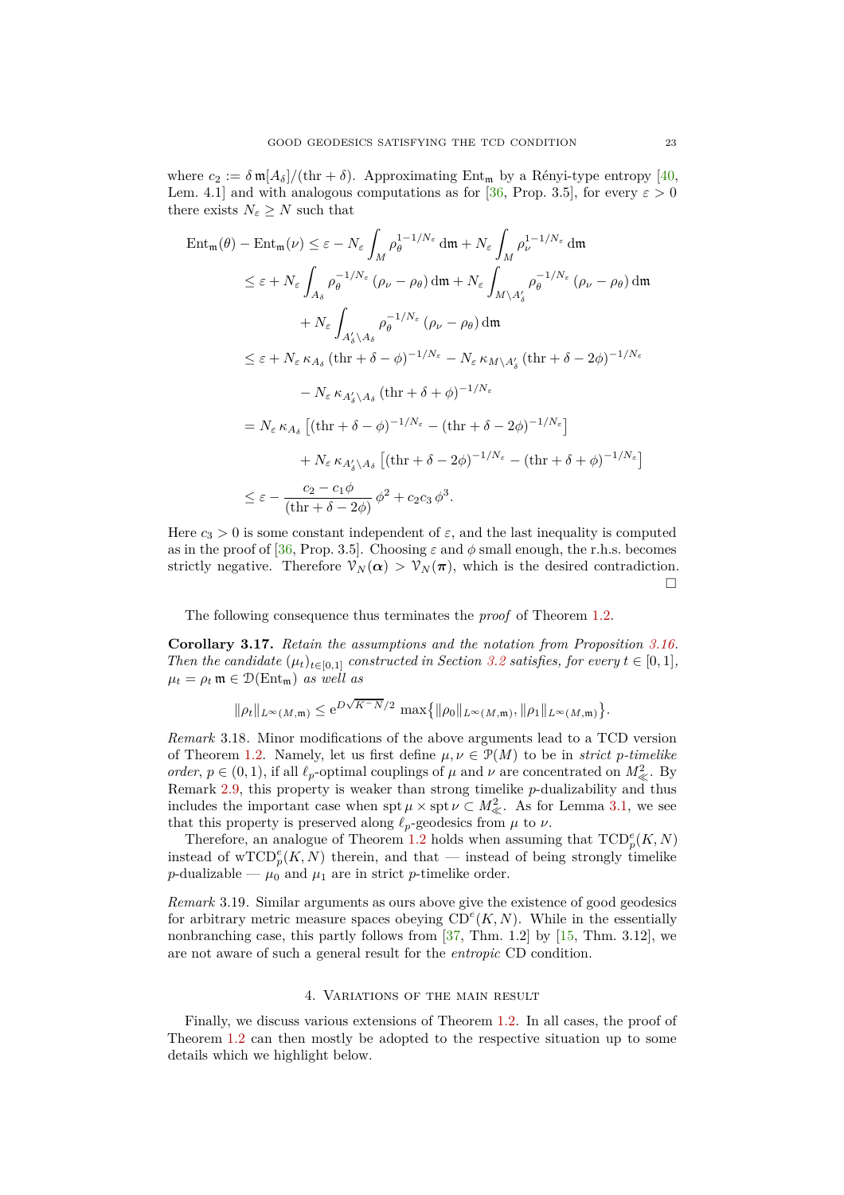where $c_2 := \delta\, \mathfrak{m}[A_\delta]/(\mathrm{thr} + \delta)$. Approximating $\mathrm{Ent}_\mathfrak{m}$ by a Rényi-type entropy [40, Lem. 4.1] and with analogous computations as for [36, Prop. 3.5], for every $\varepsilon > 0$ there exists $N_\varepsilon \geq N$ such that

$$
\begin{aligned}
\mathrm{Ent}_\mathfrak{m}(\theta) - \mathrm{Ent}_\mathfrak{m}(\nu) &\leq \varepsilon - N_\varepsilon \int_M \rho_\theta^{1-1/N_\varepsilon}\, \mathrm{d}\mathfrak{m} + N_\varepsilon \int_M \rho_\nu^{1-1/N_\varepsilon}\, \mathrm{d}\mathfrak{m} \\
&\leq \varepsilon + N_\varepsilon \int_{A_\delta} \rho_\theta^{-1/N_\varepsilon}\,(\rho_\nu - \rho_\theta)\, \mathrm{d}\mathfrak{m} + N_\varepsilon \int_{M\setminus A'_\delta} \rho_\theta^{-1/N_\varepsilon}\,(\rho_\nu - \rho_\theta)\, \mathrm{d}\mathfrak{m} \\
&\qquad + N_\varepsilon \int_{A'_\delta \setminus A_\delta} \rho_\theta^{-1/N_\varepsilon}\,(\rho_\nu - \rho_\theta)\, \mathrm{d}\mathfrak{m} \\
&\leq \varepsilon + N_\varepsilon\, \kappa_{A_\delta}\,(\mathrm{thr} + \delta - \phi)^{-1/N_\varepsilon} - N_\varepsilon\, \kappa_{M\setminus A'_\delta}\,(\mathrm{thr} + \delta - 2\phi)^{-1/N_\varepsilon} \\
&\qquad - N_\varepsilon\, \kappa_{A'_\delta\setminus A_\delta}\,(\mathrm{thr} + \delta + \phi)^{-1/N_\varepsilon} \\
&= N_\varepsilon\, \kappa_{A_\delta}\left[(\mathrm{thr} + \delta - \phi)^{-1/N_\varepsilon} - (\mathrm{thr} + \delta - 2\phi)^{-1/N_\varepsilon}\right] \\
&\qquad + N_\varepsilon\, \kappa_{A'_\delta\setminus A_\delta}\left[(\mathrm{thr} + \delta - 2\phi)^{-1/N_\varepsilon} - (\mathrm{thr} + \delta + \phi)^{-1/N_\varepsilon}\right] \\
&\leq \varepsilon - \frac{c_2 - c_1\phi}{(\mathrm{thr} + \delta - 2\phi)}\, \phi^2 + c_2 c_3\, \phi^3.
\end{aligned}
$$

Here $c_3 > 0$ is some constant independent of $\varepsilon$, and the last inequality is computed as in the proof of [36, Prop. 3.5]. Choosing $\varepsilon$ and $\phi$ small enough, the r.h.s. becomes strictly negative. Therefore $\mathcal{V}_N(\boldsymbol{\alpha}) > \mathcal{V}_N(\boldsymbol{\pi})$, which is the desired contradiction. □

The following consequence thus terminates the *proof* of Theorem 1.2.

**Corollary 3.17.** *Retain the assumptions and the notation from Proposition 3.16. Then the candidate* $(\mu_t)_{t\in[0,1]}$ *constructed in Section 3.2 satisfies, for every* $t \in [0,1]$, $\mu_t = \rho_t\, \mathfrak{m} \in \mathcal{D}(\mathrm{Ent}_\mathfrak{m})$ *as well as*

$$
\|\rho_t\|_{L^\infty(M,\mathfrak{m})} \leq \mathrm{e}^{D\sqrt{K^- N}/2}\, \max\bigl\{\|\rho_0\|_{L^\infty(M,\mathfrak{m})}, \|\rho_1\|_{L^\infty(M,\mathfrak{m})}\bigr\}.
$$

*Remark* 3.18. Minor modifications of the above arguments lead to a TCD version of Theorem 1.2. Namely, let us first define $\mu, \nu \in \mathcal{P}(M)$ to be in *strict p-timelike order*, $p \in (0,1)$, if all $\ell_p$-optimal couplings of $\mu$ and $\nu$ are concentrated on $M^2_\ll$. By Remark 2.9, this property is weaker than strong timelike $p$-dualizability and thus includes the important case when $\operatorname{spt}\mu \times \operatorname{spt}\nu \subset M^2_\ll$. As for Lemma 3.1, we see that this property is preserved along $\ell_p$-geodesics from $\mu$ to $\nu$.

Therefore, an analogue of Theorem 1.2 holds when assuming that $\mathrm{TCD}^e_p(K,N)$ instead of $\mathrm{wTCD}^e_p(K,N)$ therein, and that — instead of being strongly timelike $p$-dualizable — $\mu_0$ and $\mu_1$ are in strict $p$-timelike order.

*Remark* 3.19. Similar arguments as ours above give the existence of good geodesics for arbitrary metric measure spaces obeying $\mathrm{CD}^e(K,N)$. While in the essentially nonbranching case, this partly follows from [37, Thm. 1.2] by [15, Thm. 3.12], we are not aware of such a general result for the *entropic* CD condition.

## 4. Variations of the main result

Finally, we discuss various extensions of Theorem 1.2. In all cases, the proof of Theorem 1.2 can then mostly be adopted to the respective situation up to some details which we highlight below.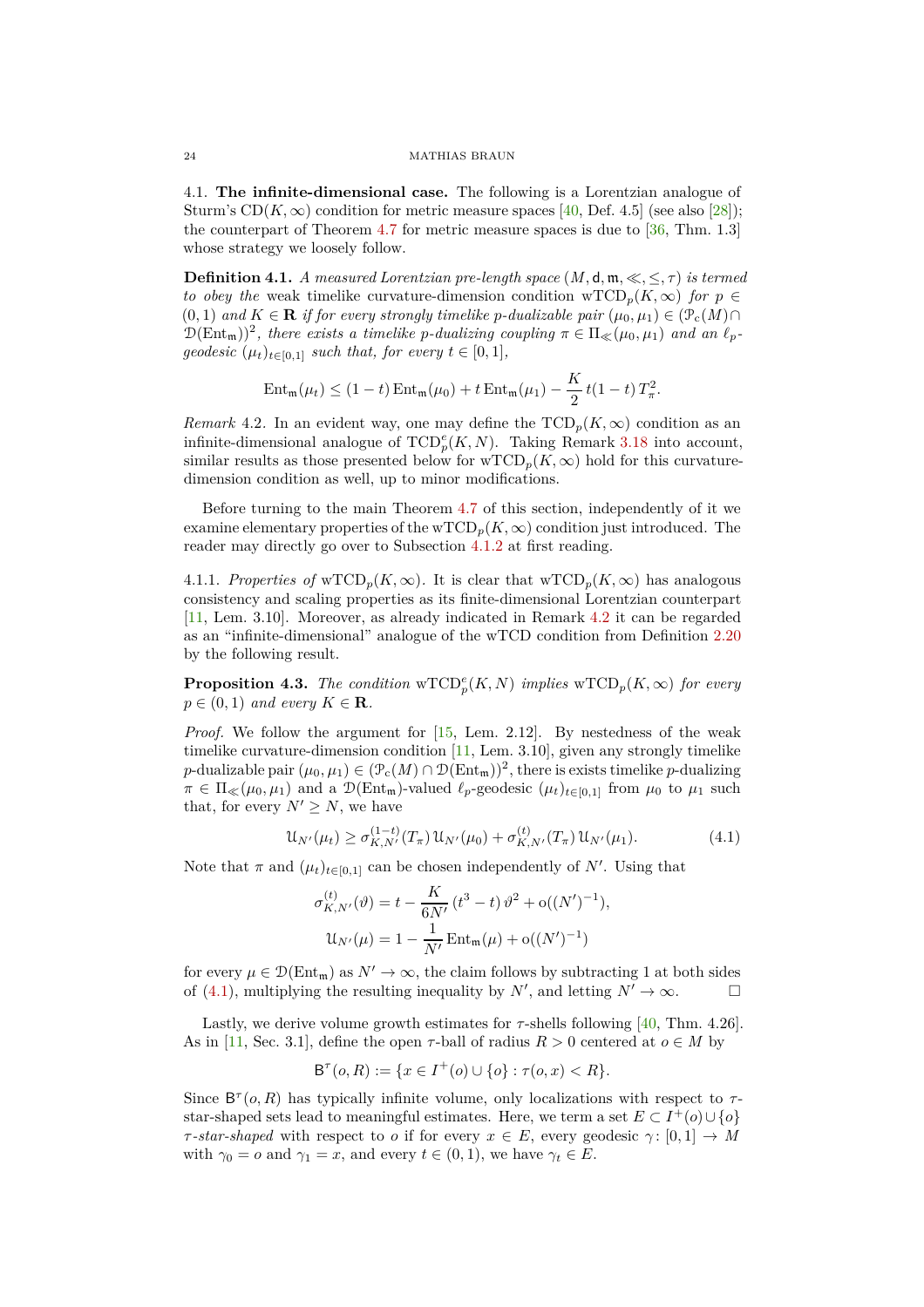### 4.1. **The infinite-dimensional case.**

The following is a Lorentzian analogue of Sturm's $\mathrm{CD}(K,\infty)$ condition for metric measure spaces [40, Def. 4.5] (see also [28]); the counterpart of Theorem 4.7 for metric measure spaces is due to [36, Thm. 1.3] whose strategy we loosely follow.

**Definition 4.1.** *A measured Lorentzian pre-length space $(M,\mathsf{d},\mathfrak{m},\ll,\leq,\tau)$ is termed to obey the* weak timelike curvature-dimension condition $\mathrm{wTCD}_p(K,\infty)$ *for $p \in (0,1)$ and $K \in \mathbf{R}$ if for every strongly timelike $p$-dualizable pair $(\mu_0,\mu_1) \in (\mathcal{P}_c(M) \cap \mathcal{D}(\mathrm{Ent}_\mathfrak{m}))^2$, there exists a timelike $p$-dualizing coupling $\pi \in \Pi_\ll(\mu_0,\mu_1)$ and an $\ell_p$-geodesic $(\mu_t)_{t\in[0,1]}$ such that, for every $t \in [0,1]$,*

$$\mathrm{Ent}_\mathfrak{m}(\mu_t) \leq (1-t)\,\mathrm{Ent}_\mathfrak{m}(\mu_0) + t\,\mathrm{Ent}_\mathfrak{m}(\mu_1) - \frac{K}{2}\,t(1-t)\,T_\pi^2.$$

*Remark* 4.2. In an evident way, one may define the $\mathrm{TCD}_p(K,\infty)$ condition as an infinite-dimensional analogue of $\mathrm{TCD}_p^e(K,N)$. Taking Remark 3.18 into account, similar results as those presented below for $\mathrm{wTCD}_p(K,\infty)$ hold for this curvature-dimension condition as well, up to minor modifications.

Before turning to the main Theorem 4.7 of this section, independently of it we examine elementary properties of the $\mathrm{wTCD}_p(K,\infty)$ condition just introduced. The reader may directly go over to Subsection 4.1.2 at first reading.

#### 4.1.1. *Properties of* $\mathrm{wTCD}_p(K,\infty)$.

It is clear that $\mathrm{wTCD}_p(K,\infty)$ has analogous consistency and scaling properties as its finite-dimensional Lorentzian counterpart [11, Lem. 3.10]. Moreover, as already indicated in Remark 4.2 it can be regarded as an "infinite-dimensional" analogue of the wTCD condition from Definition 2.20 by the following result.

**Proposition 4.3.** *The condition $\mathrm{wTCD}_p^e(K,N)$ implies $\mathrm{wTCD}_p(K,\infty)$ for every $p \in (0,1)$ and every $K \in \mathbf{R}$.*

*Proof.* We follow the argument for [15, Lem. 2.12]. By nestedness of the weak timelike curvature-dimension condition [11, Lem. 3.10], given any strongly timelike $p$-dualizable pair $(\mu_0,\mu_1) \in (\mathcal{P}_c(M)\cap\mathcal{D}(\mathrm{Ent}_\mathfrak{m}))^2$, there is exists timelike $p$-dualizing $\pi \in \Pi_\ll(\mu_0,\mu_1)$ and a $\mathcal{D}(\mathrm{Ent}_\mathfrak{m})$-valued $\ell_p$-geodesic $(\mu_t)_{t\in[0,1]}$ from $\mu_0$ to $\mu_1$ such that, for every $N' \geq N$, we have

$$\mathcal{U}_{N'}(\mu_t) \geq \sigma_{K,N'}^{(1-t)}(T_\pi)\,\mathcal{U}_{N'}(\mu_0) + \sigma_{K,N'}^{(t)}(T_\pi)\,\mathcal{U}_{N'}(\mu_1). \tag{4.1}$$

Note that $\pi$ and $(\mu_t)_{t\in[0,1]}$ can be chosen independently of $N'$. Using that

$$\begin{aligned}
\sigma_{K,N'}^{(t)}(\vartheta) &= t - \frac{K}{6N'}\,(t^3 - t)\,\vartheta^2 + \mathrm{o}((N')^{-1}),\\
\mathcal{U}_{N'}(\mu) &= 1 - \frac{1}{N'}\,\mathrm{Ent}_\mathfrak{m}(\mu) + \mathrm{o}((N')^{-1})
\end{aligned}$$

for every $\mu \in \mathcal{D}(\mathrm{Ent}_\mathfrak{m})$ as $N' \to \infty$, the claim follows by subtracting 1 at both sides of (4.1), multiplying the resulting inequality by $N'$, and letting $N' \to \infty$. $\square$

Lastly, we derive volume growth estimates for $\tau$-shells following [40, Thm. 4.26]. As in [11, Sec. 3.1], define the open $\tau$-ball of radius $R > 0$ centered at $o \in M$ by

$$\mathsf{B}^\tau(o,R) := \{x \in I^+(o) \cup \{o\} : \tau(o,x) < R\}.$$

Since $\mathsf{B}^\tau(o,R)$ has typically infinite volume, only localizations with respect to $\tau$-star-shaped sets lead to meaningful estimates. Here, we term a set $E \subset I^+(o)\cup\{o\}$ *$\tau$-star-shaped* with respect to $o$ if for every $x \in E$, every geodesic $\gamma\colon [0,1] \to M$ with $\gamma_0 = o$ and $\gamma_1 = x$, and every $t \in (0,1)$, we have $\gamma_t \in E$.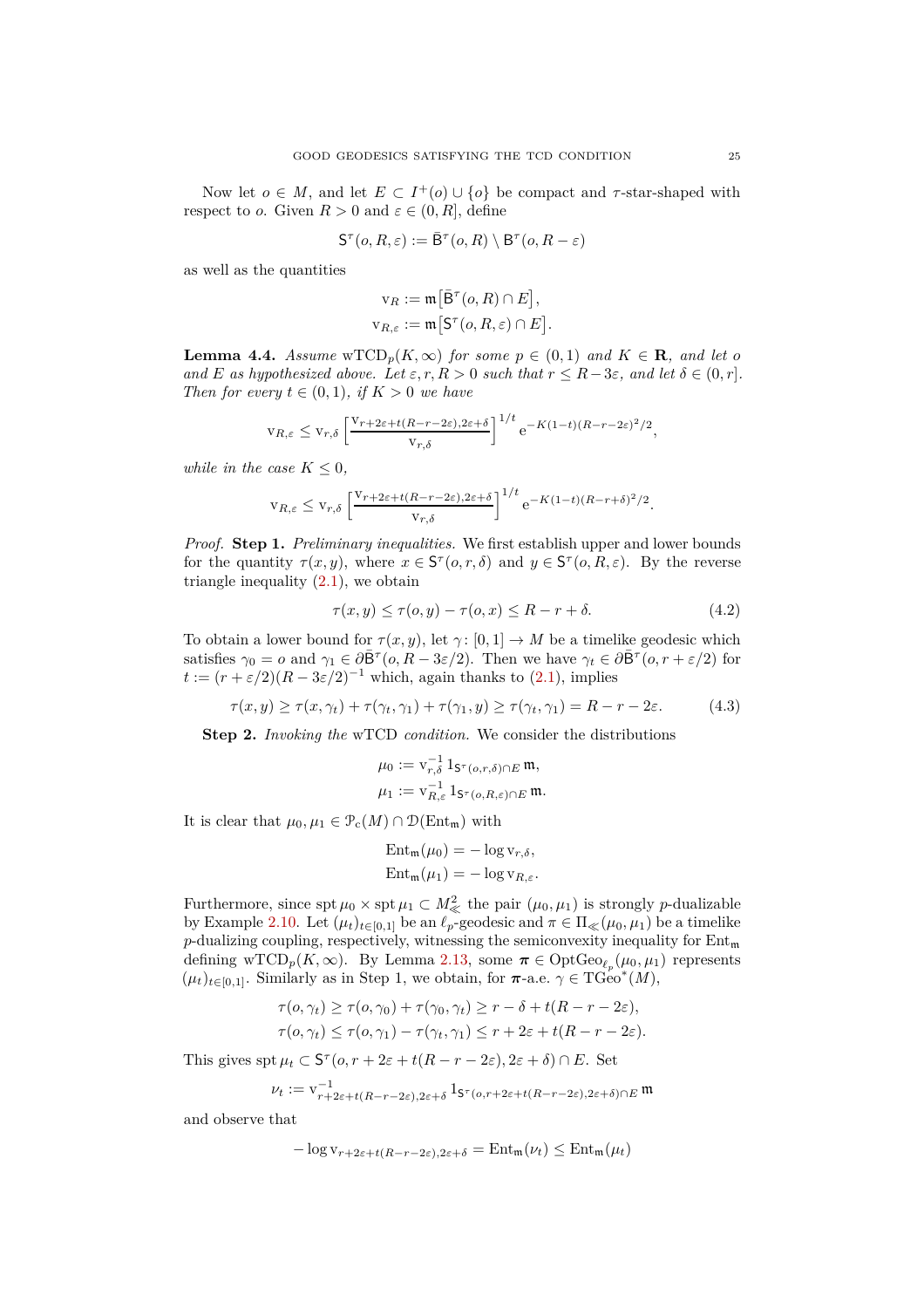Now let $o \in M$, and let $E \subset I^+(o) \cup \{o\}$ be compact and $\tau$-star-shaped with respect to $o$. Given $R > 0$ and $\varepsilon \in (0, R]$, define

$$\mathsf{S}^\tau(o, R, \varepsilon) := \bar{\mathsf{B}}^\tau(o, R) \setminus \mathsf{B}^\tau(o, R - \varepsilon)$$

as well as the quantities

$$\begin{aligned}
\mathrm{v}_R &:= \mathfrak{m}\big[\bar{\mathsf{B}}^\tau(o, R) \cap E\big],\\
\mathrm{v}_{R,\varepsilon} &:= \mathfrak{m}\big[\mathsf{S}^\tau(o, R, \varepsilon) \cap E\big].
\end{aligned}$$

**Lemma 4.4.** *Assume* $\mathrm{wTCD}_p(K, \infty)$ *for some* $p \in (0, 1)$ *and* $K \in \mathbf{R}$*, and let* $o$ *and* $E$ *as hypothesized above. Let* $\varepsilon, r, R > 0$ *such that* $r \leq R - 3\varepsilon$*, and let* $\delta \in (0, r]$*. Then for every* $t \in (0, 1)$*, if* $K > 0$ *we have*

$$\mathrm{v}_{R,\varepsilon} \leq \mathrm{v}_{r,\delta} \left[\frac{\mathrm{v}_{r+2\varepsilon+t(R-r-2\varepsilon), 2\varepsilon+\delta}}{\mathrm{v}_{r,\delta}}\right]^{1/t} \mathrm{e}^{-K(1-t)(R-r-2\varepsilon)^2/2},$$

*while in the case* $K \leq 0$*,*

$$\mathrm{v}_{R,\varepsilon} \leq \mathrm{v}_{r,\delta} \left[\frac{\mathrm{v}_{r+2\varepsilon+t(R-r-2\varepsilon), 2\varepsilon+\delta}}{\mathrm{v}_{r,\delta}}\right]^{1/t} \mathrm{e}^{-K(1-t)(R-r+\delta)^2/2}.$$

*Proof.* **Step 1.** *Preliminary inequalities.* We first establish upper and lower bounds for the quantity $\tau(x, y)$, where $x \in \mathsf{S}^\tau(o, r, \delta)$ and $y \in \mathsf{S}^\tau(o, R, \varepsilon)$. By the reverse triangle inequality (2.1), we obtain

$$\tau(x, y) \leq \tau(o, y) - \tau(o, x) \leq R - r + \delta. \tag{4.2}$$

To obtain a lower bound for $\tau(x, y)$, let $\gamma\colon [0, 1] \to M$ be a timelike geodesic which satisfies $\gamma_0 = o$ and $\gamma_1 \in \partial\bar{\mathsf{B}}^\tau(o, R - 3\varepsilon/2)$. Then we have $\gamma_t \in \partial\bar{\mathsf{B}}^\tau(o, r + \varepsilon/2)$ for $t := (r + \varepsilon/2)(R - 3\varepsilon/2)^{-1}$ which, again thanks to (2.1), implies

$$\tau(x, y) \geq \tau(x, \gamma_t) + \tau(\gamma_t, \gamma_1) + \tau(\gamma_1, y) \geq \tau(\gamma_t, \gamma_1) = R - r - 2\varepsilon. \tag{4.3}$$

**Step 2.** *Invoking the* wTCD *condition.* We consider the distributions

$$\begin{aligned}
\mu_0 &:= \mathrm{v}_{r,\delta}^{-1}\, 1_{\mathsf{S}^\tau(o,r,\delta)\cap E}\, \mathfrak{m},\\
\mu_1 &:= \mathrm{v}_{R,\varepsilon}^{-1}\, 1_{\mathsf{S}^\tau(o,R,\varepsilon)\cap E}\, \mathfrak{m}.
\end{aligned}$$

It is clear that $\mu_0, \mu_1 \in \mathcal{P}_{\mathrm{c}}(M) \cap \mathcal{D}(\mathrm{Ent}_\mathfrak{m})$ with

$$\begin{aligned}
\mathrm{Ent}_\mathfrak{m}(\mu_0) &= -\log \mathrm{v}_{r,\delta},\\
\mathrm{Ent}_\mathfrak{m}(\mu_1) &= -\log \mathrm{v}_{R,\varepsilon}.
\end{aligned}$$

Furthermore, since $\operatorname{spt}\mu_0 \times \operatorname{spt}\mu_1 \subset M^2_\ll$ the pair $(\mu_0, \mu_1)$ is strongly $p$-dualizable by Example 2.10. Let $(\mu_t)_{t\in[0,1]}$ be an $\ell_p$-geodesic and $\pi \in \Pi_\ll(\mu_0, \mu_1)$ be a timelike $p$-dualizing coupling, respectively, witnessing the semiconvexity inequality for $\mathrm{Ent}_\mathfrak{m}$ defining $\mathrm{wTCD}_p(K, \infty)$. By Lemma 2.13, some $\boldsymbol{\pi} \in \mathrm{OptGeo}_{\ell_p}(\mu_0, \mu_1)$ represents $(\mu_t)_{t\in[0,1]}$. Similarly as in Step 1, we obtain, for $\boldsymbol{\pi}$-a.e. $\gamma \in \mathrm{TGeo}^*(M)$,

$$\begin{aligned}
\tau(o, \gamma_t) &\geq \tau(o, \gamma_0) + \tau(\gamma_0, \gamma_t) \geq r - \delta + t(R - r - 2\varepsilon),\\
\tau(o, \gamma_t) &\leq \tau(o, \gamma_1) - \tau(\gamma_t, \gamma_1) \leq r + 2\varepsilon + t(R - r - 2\varepsilon).
\end{aligned}$$

This gives $\operatorname{spt}\mu_t \subset \mathsf{S}^\tau(o, r + 2\varepsilon + t(R - r - 2\varepsilon), 2\varepsilon + \delta) \cap E$. Set

$$\nu_t := \mathrm{v}_{r+2\varepsilon+t(R-r-2\varepsilon),2\varepsilon+\delta}^{-1}\, 1_{\mathsf{S}^\tau(o,r+2\varepsilon+t(R-r-2\varepsilon),2\varepsilon+\delta)\cap E}\, \mathfrak{m}$$

and observe that

$$-\log \mathrm{v}_{r+2\varepsilon+t(R-r-2\varepsilon),2\varepsilon+\delta} = \mathrm{Ent}_\mathfrak{m}(\nu_t) \leq \mathrm{Ent}_\mathfrak{m}(\mu_t)$$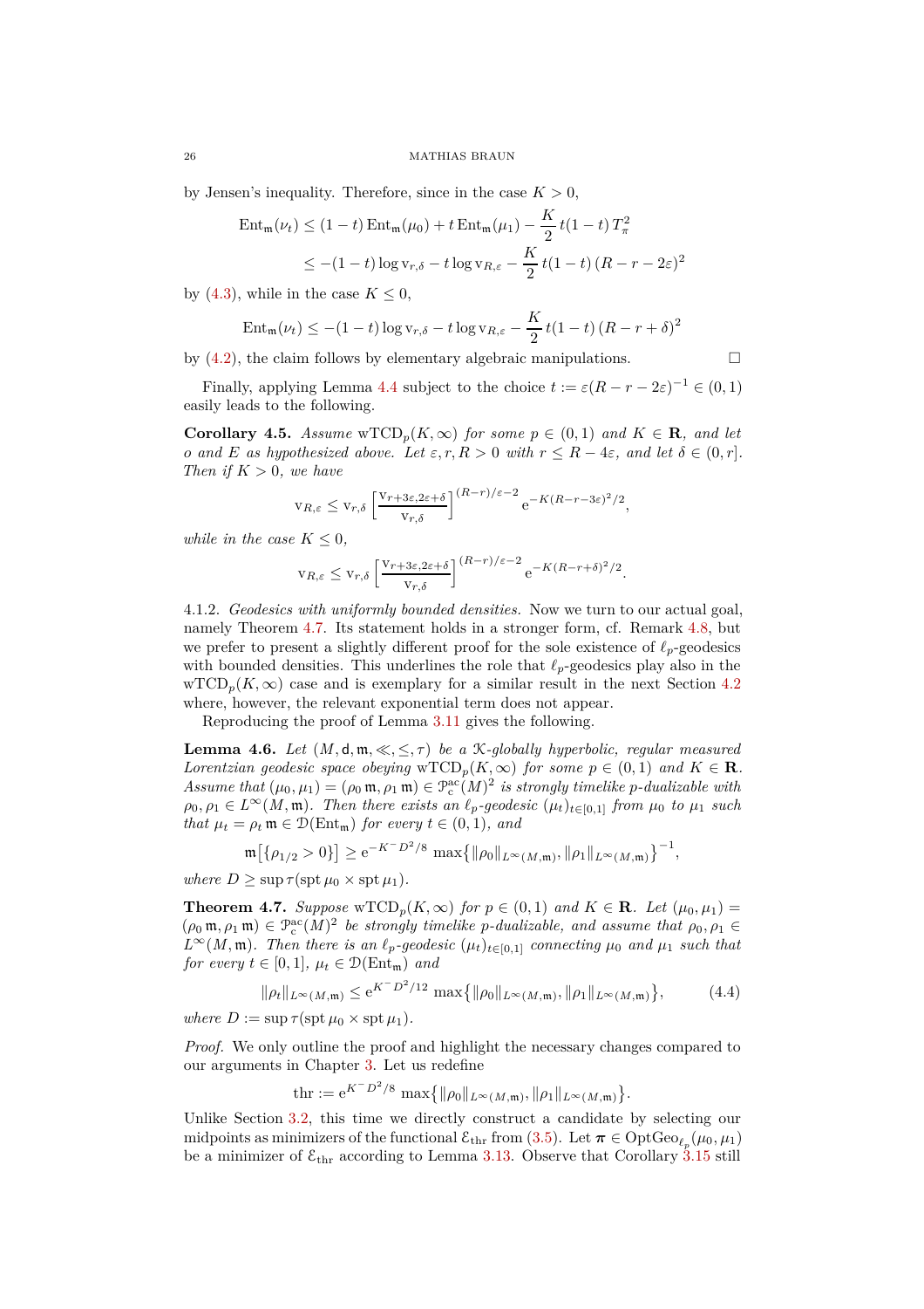by Jensen's inequality. Therefore, since in the case $K > 0$,

$$\begin{aligned}\mathrm{Ent}_{\mathfrak{m}}(\nu_t) &\leq (1-t)\,\mathrm{Ent}_{\mathfrak{m}}(\mu_0) + t\,\mathrm{Ent}_{\mathfrak{m}}(\mu_1) - \frac{K}{2}\,t(1-t)\,T_\pi^2\\ &\leq -(1-t)\log \mathrm{v}_{r,\delta} - t\log \mathrm{v}_{R,\varepsilon} - \frac{K}{2}\,t(1-t)\,(R-r-2\varepsilon)^2\end{aligned}$$

by (4.3), while in the case $K \leq 0$,

$$\mathrm{Ent}_{\mathfrak{m}}(\nu_t) \leq -(1-t)\log \mathrm{v}_{r,\delta} - t\log \mathrm{v}_{R,\varepsilon} - \frac{K}{2}\,t(1-t)\,(R-r+\delta)^2$$

by (4.2), the claim follows by elementary algebraic manipulations. $\square$

Finally, applying Lemma 4.4 subject to the choice $t := \varepsilon(R-r-2\varepsilon)^{-1} \in (0,1)$ easily leads to the following.

**Corollary 4.5.** *Assume* $\mathrm{wTCD}_p(K,\infty)$ *for some* $p \in (0,1)$ *and* $K \in \mathbf{R}$*, and let* $o$ *and* $E$ *as hypothesized above. Let* $\varepsilon, r, R > 0$ *with* $r \leq R - 4\varepsilon$*, and let* $\delta \in (0, r]$*. Then if* $K > 0$*, we have*

$$\mathrm{v}_{R,\varepsilon} \leq \mathrm{v}_{r,\delta}\left[\frac{\mathrm{v}_{r+3\varepsilon,2\varepsilon+\delta}}{\mathrm{v}_{r,\delta}}\right]^{(R-r)/\varepsilon-2}\mathrm{e}^{-K(R-r-3\varepsilon)^2/2},$$

*while in the case* $K \leq 0$*,*

$$\mathrm{v}_{R,\varepsilon} \leq \mathrm{v}_{r,\delta}\left[\frac{\mathrm{v}_{r+3\varepsilon,2\varepsilon+\delta}}{\mathrm{v}_{r,\delta}}\right]^{(R-r)/\varepsilon-2}\mathrm{e}^{-K(R-r+\delta)^2/2}.$$

4.1.2. *Geodesics with uniformly bounded densities.* Now we turn to our actual goal, namely Theorem 4.7. Its statement holds in a stronger form, cf. Remark 4.8, but we prefer to present a slightly different proof for the sole existence of $\ell_p$-geodesics with bounded densities. This underlines the role that $\ell_p$-geodesics play also in the $\mathrm{wTCD}_p(K,\infty)$ case and is exemplary for a similar result in the next Section 4.2 where, however, the relevant exponential term does not appear.

Reproducing the proof of Lemma 3.11 gives the following.

**Lemma 4.6.** *Let* $(M, \mathsf{d}, \mathfrak{m}, \ll, \leq, \tau)$ *be a* $\mathcal{K}$*-globally hyperbolic, regular measured Lorentzian geodesic space obeying* $\mathrm{wTCD}_p(K,\infty)$ *for some* $p \in (0,1)$ *and* $K \in \mathbf{R}$*. Assume that* $(\mu_0, \mu_1) = (\rho_0\,\mathfrak{m}, \rho_1\,\mathfrak{m}) \in \mathcal{P}_{\mathrm{c}}^{\mathrm{ac}}(M)^2$ *is strongly timelike* $p$*-dualizable with* $\rho_0, \rho_1 \in L^\infty(M,\mathfrak{m})$*. Then there exists an* $\ell_p$*-geodesic* $(\mu_t)_{t\in[0,1]}$ *from* $\mu_0$ *to* $\mu_1$ *such that* $\mu_t = \rho_t\,\mathfrak{m} \in \mathcal{D}(\mathrm{Ent}_{\mathfrak{m}})$ *for every* $t \in (0,1)$*, and*

$$\mathfrak{m}\big[\{\rho_{1/2} > 0\}\big] \geq \mathrm{e}^{-K^- D^2/8}\max\big\{\|\rho_0\|_{L^\infty(M,\mathfrak{m})}, \|\rho_1\|_{L^\infty(M,\mathfrak{m})}\big\}^{-1},$$

*where* $D \geq \sup \tau(\mathrm{spt}\,\mu_0 \times \mathrm{spt}\,\mu_1)$*.*

**Theorem 4.7.** *Suppose* $\mathrm{wTCD}_p(K,\infty)$ *for* $p \in (0,1)$ *and* $K \in \mathbf{R}$*. Let* $(\mu_0, \mu_1) = (\rho_0\,\mathfrak{m}, \rho_1\,\mathfrak{m}) \in \mathcal{P}_{\mathrm{c}}^{\mathrm{ac}}(M)^2$ *be strongly timelike* $p$*-dualizable, and assume that* $\rho_0, \rho_1 \in L^\infty(M,\mathfrak{m})$*. Then there is an* $\ell_p$*-geodesic* $(\mu_t)_{t\in[0,1]}$ *connecting* $\mu_0$ *and* $\mu_1$ *such that for every* $t \in [0,1]$*,* $\mu_t \in \mathcal{D}(\mathrm{Ent}_{\mathfrak{m}})$ *and*

$$\|\rho_t\|_{L^\infty(M,\mathfrak{m})} \leq \mathrm{e}^{K^- D^2/12}\max\big\{\|\rho_0\|_{L^\infty(M,\mathfrak{m})}, \|\rho_1\|_{L^\infty(M,\mathfrak{m})}\big\}, \tag{4.4}$$

*where* $D := \sup \tau(\mathrm{spt}\,\mu_0 \times \mathrm{spt}\,\mu_1)$*.*

*Proof.* We only outline the proof and highlight the necessary changes compared to our arguments in Chapter 3. Let us redefine

$$\mathrm{thr} := \mathrm{e}^{K^- D^2/8}\max\big\{\|\rho_0\|_{L^\infty(M,\mathfrak{m})}, \|\rho_1\|_{L^\infty(M,\mathfrak{m})}\big\}.$$

Unlike Section 3.2, this time we directly construct a candidate by selecting our midpoints as minimizers of the functional $\mathcal{E}_{\mathrm{thr}}$ from (3.5). Let $\boldsymbol{\pi} \in \mathrm{OptGeo}_{\ell_p}(\mu_0, \mu_1)$ be a minimizer of $\mathcal{E}_{\mathrm{thr}}$ according to Lemma 3.13. Observe that Corollary 3.15 still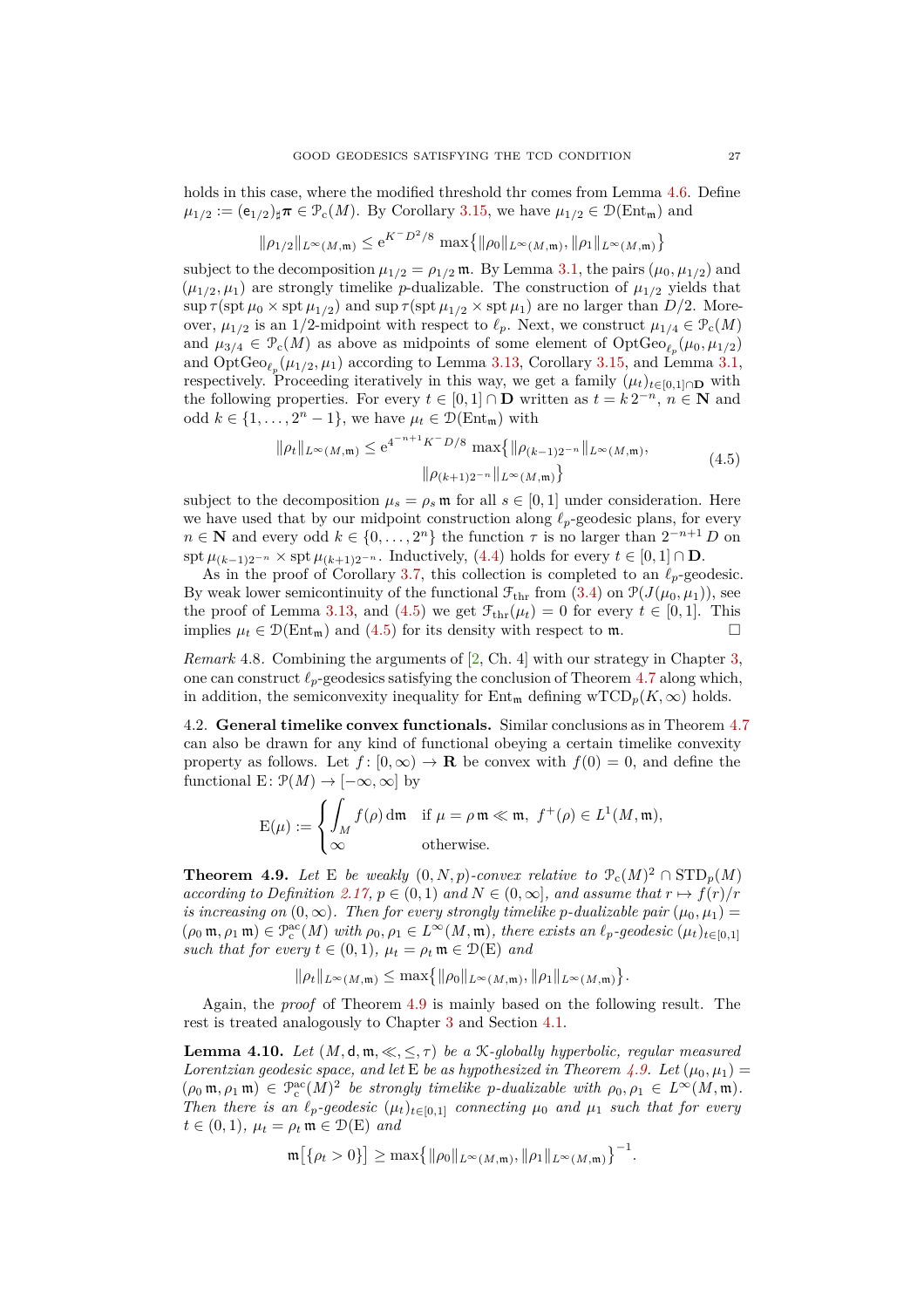holds in this case, where the modified threshold thr comes from Lemma 4.6. Define $\mu_{1/2} := (\mathsf{e}_{1/2})_\sharp \boldsymbol{\pi} \in \mathcal{P}_c(M)$. By Corollary 3.15, we have $\mu_{1/2} \in \mathcal{D}(\mathrm{Ent}_\mathfrak{m})$ and

$$\|\rho_{1/2}\|_{L^\infty(M,\mathfrak{m})} \leq \mathrm{e}^{K^- D^2/8} \max\{\|\rho_0\|_{L^\infty(M,\mathfrak{m})}, \|\rho_1\|_{L^\infty(M,\mathfrak{m})}\}$$

subject to the decomposition $\mu_{1/2} = \rho_{1/2}\,\mathfrak{m}$. By Lemma 3.1, the pairs $(\mu_0, \mu_{1/2})$ and $(\mu_{1/2}, \mu_1)$ are strongly timelike $p$-dualizable. The construction of $\mu_{1/2}$ yields that $\sup \tau(\operatorname{spt}\mu_0 \times \operatorname{spt}\mu_{1/2})$ and $\sup \tau(\operatorname{spt}\mu_{1/2} \times \operatorname{spt}\mu_1)$ are no larger than $D/2$. Moreover, $\mu_{1/2}$ is an 1/2-midpoint with respect to $\ell_p$. Next, we construct $\mu_{1/4} \in \mathcal{P}_c(M)$ and $\mu_{3/4} \in \mathcal{P}_c(M)$ as above as midpoints of some element of $\mathrm{OptGeo}_{\ell_p}(\mu_0, \mu_{1/2})$ and $\mathrm{OptGeo}_{\ell_p}(\mu_{1/2}, \mu_1)$ according to Lemma 3.13, Corollary 3.15, and Lemma 3.1, respectively. Proceeding iteratively in this way, we get a family $(\mu_t)_{t\in[0,1]\cap\mathbf{D}}$ with the following properties. For every $t \in [0,1] \cap \mathbf{D}$ written as $t = k\,2^{-n}$, $n \in \mathbf{N}$ and odd $k \in \{1, \dots, 2^n - 1\}$, we have $\mu_t \in \mathcal{D}(\mathrm{Ent}_\mathfrak{m})$ with

$$\begin{aligned}\|\rho_t\|_{L^\infty(M,\mathfrak{m})} \leq \mathrm{e}^{4^{-n+1}K^- D/8} \max\{&\|\rho_{(k-1)2^{-n}}\|_{L^\infty(M,\mathfrak{m})},\\ &\|\rho_{(k+1)2^{-n}}\|_{L^\infty(M,\mathfrak{m})}\}\end{aligned} \tag{4.5}$$

subject to the decomposition $\mu_s = \rho_s\,\mathfrak{m}$ for all $s \in [0,1]$ under consideration. Here we have used that by our midpoint construction along $\ell_p$-geodesic plans, for every $n \in \mathbf{N}$ and every odd $k \in \{0, \dots, 2^n\}$ the function $\tau$ is no larger than $2^{-n+1}\,D$ on $\operatorname{spt}\mu_{(k-1)2^{-n}} \times \operatorname{spt}\mu_{(k+1)2^{-n}}$. Inductively, (4.4) holds for every $t \in [0,1] \cap \mathbf{D}$.

As in the proof of Corollary 3.7, this collection is completed to an $\ell_p$-geodesic. By weak lower semicontinuity of the functional $\mathcal{F}_{\mathrm{thr}}$ from (3.4) on $\mathcal{P}(J(\mu_0, \mu_1))$, see the proof of Lemma 3.13, and (4.5) we get $\mathcal{F}_{\mathrm{thr}}(\mu_t) = 0$ for every $t \in [0,1]$. This implies $\mu_t \in \mathcal{D}(\mathrm{Ent}_\mathfrak{m})$ and (4.5) for its density with respect to $\mathfrak{m}$. □

*Remark* 4.8. Combining the arguments of [2, Ch. 4] with our strategy in Chapter 3, one can construct $\ell_p$-geodesics satisfying the conclusion of Theorem 4.7 along which, in addition, the semiconvexity inequality for $\mathrm{Ent}_\mathfrak{m}$ defining $\mathrm{wTCD}_p(K,\infty)$ holds.

### 4.2. General timelike convex functionals.

Similar conclusions as in Theorem 4.7 can also be drawn for any kind of functional obeying a certain timelike convexity property as follows. Let $f\colon [0,\infty) \to \mathbf{R}$ be convex with $f(0) = 0$, and define the functional $\mathrm{E}\colon \mathcal{P}(M) \to [-\infty, \infty]$ by

$$\mathrm{E}(\mu) := \begin{cases} \displaystyle\int_M f(\rho)\,\mathrm{d}\mathfrak{m} & \text{if } \mu = \rho\,\mathfrak{m} \ll \mathfrak{m},\ f^+(\rho) \in L^1(M,\mathfrak{m}),\\ \infty & \text{otherwise.}\end{cases}$$

**Theorem 4.9.** *Let* E *be weakly* $(0,N,p)$*-convex relative to* $\mathcal{P}_c(M)^2 \cap \mathrm{STD}_p(M)$ *according to Definition 2.17,* $p \in (0,1)$ *and* $N \in (0,\infty]$*, and assume that* $r \mapsto f(r)/r$ *is increasing on* $(0,\infty)$*. Then for every strongly timelike* $p$*-dualizable pair* $(\mu_0,\mu_1) = (\rho_0\,\mathfrak{m}, \rho_1\,\mathfrak{m}) \in \mathcal{P}_c^{\mathrm{ac}}(M)$ *with* $\rho_0, \rho_1 \in L^\infty(M,\mathfrak{m})$*, there exists an* $\ell_p$*-geodesic* $(\mu_t)_{t\in[0,1]}$ *such that for every* $t \in (0,1)$*,* $\mu_t = \rho_t\,\mathfrak{m} \in \mathcal{D}(\mathrm{E})$ *and*

$$\|\rho_t\|_{L^\infty(M,\mathfrak{m})} \leq \max\{\|\rho_0\|_{L^\infty(M,\mathfrak{m})}, \|\rho_1\|_{L^\infty(M,\mathfrak{m})}\}.$$

Again, the *proof* of Theorem 4.9 is mainly based on the following result. The rest is treated analogously to Chapter 3 and Section 4.1.

**Lemma 4.10.** *Let* $(M, \mathsf{d}, \mathfrak{m}, \ll, \leq, \tau)$ *be a* $\mathcal{K}$*-globally hyperbolic, regular measured Lorentzian geodesic space, and let* E *be as hypothesized in Theorem 4.9. Let* $(\mu_0,\mu_1) = (\rho_0\,\mathfrak{m}, \rho_1\,\mathfrak{m}) \in \mathcal{P}_c^{\mathrm{ac}}(M)^2$ *be strongly timelike* $p$*-dualizable with* $\rho_0, \rho_1 \in L^\infty(M,\mathfrak{m})$*. Then there is an* $\ell_p$*-geodesic* $(\mu_t)_{t\in[0,1]}$ *connecting* $\mu_0$ *and* $\mu_1$ *such that for every* $t \in (0,1)$*,* $\mu_t = \rho_t\,\mathfrak{m} \in \mathcal{D}(\mathrm{E})$ *and*

$$\mathfrak{m}\big[\{\rho_t > 0\}\big] \geq \max\{\|\rho_0\|_{L^\infty(M,\mathfrak{m})}, \|\rho_1\|_{L^\infty(M,\mathfrak{m})}\}^{-1}.$$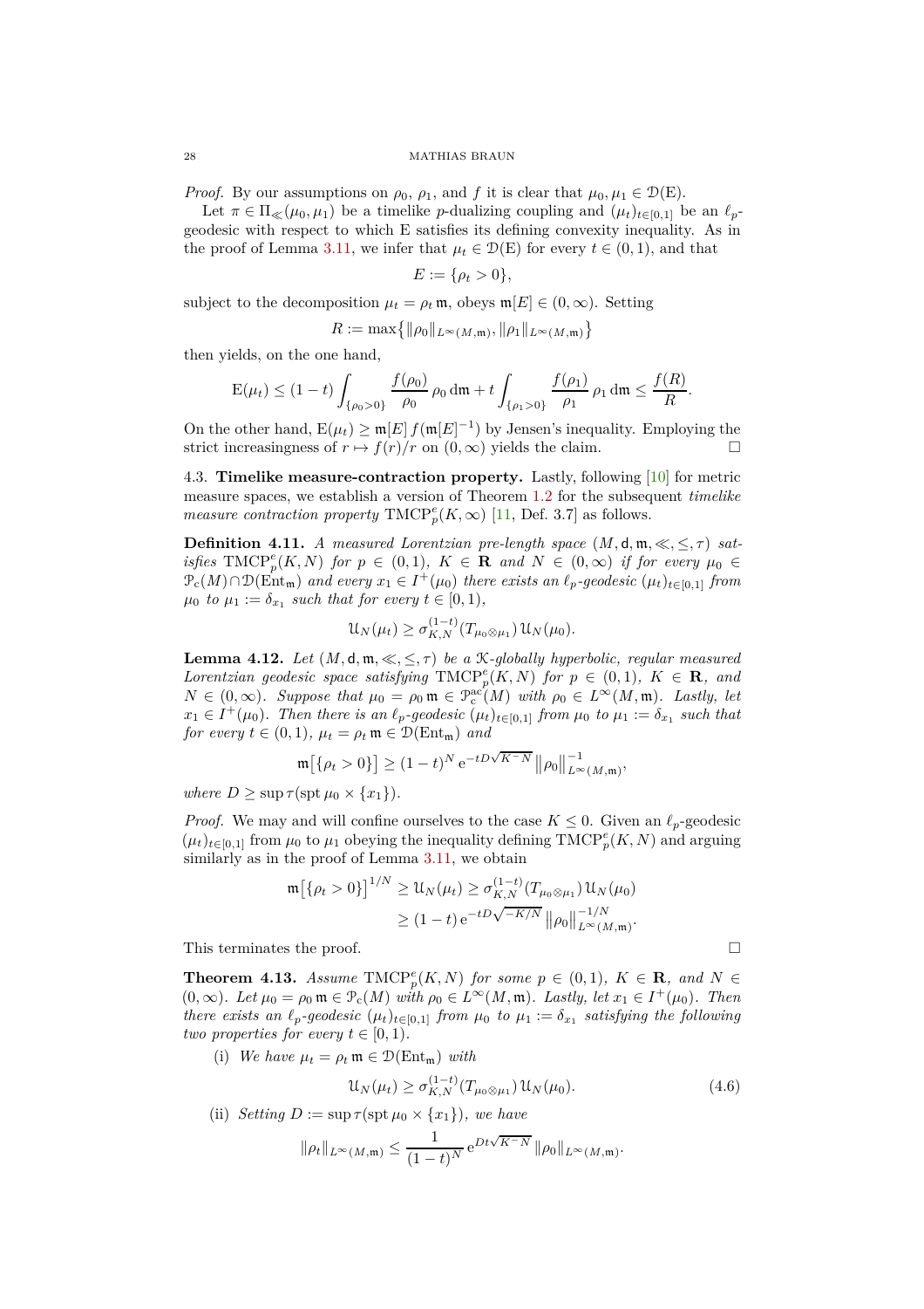*Proof.* By our assumptions on $\rho_0$, $\rho_1$, and $f$ it is clear that $\mu_0, \mu_1 \in \mathcal{D}(\mathrm{E})$.

Let $\pi \in \Pi_{\ll}(\mu_0, \mu_1)$ be a timelike $p$-dualizing coupling and $(\mu_t)_{t\in[0,1]}$ be an $\ell_p$-geodesic with respect to which E satisfies its defining convexity inequality. As in the proof of Lemma 3.11, we infer that $\mu_t \in \mathcal{D}(\mathrm{E})$ for every $t \in (0,1)$, and that

$$E := \{\rho_t > 0\},$$

subject to the decomposition $\mu_t = \rho_t\, \mathfrak{m}$, obeys $\mathfrak{m}[E] \in (0,\infty)$. Setting

$$R := \max\big\{\Vert\rho_0\Vert_{L^\infty(M,\mathfrak{m})}, \Vert\rho_1\Vert_{L^\infty(M,\mathfrak{m})}\big\}$$

then yields, on the one hand,

$$\mathrm{E}(\mu_t) \leq (1-t)\int_{\{\rho_0>0\}} \frac{f(\rho_0)}{\rho_0}\,\rho_0\,\mathrm{d}\mathfrak{m} + t\int_{\{\rho_1>0\}} \frac{f(\rho_1)}{\rho_1}\,\rho_1\,\mathrm{d}\mathfrak{m} \leq \frac{f(R)}{R}.$$

On the other hand, $\mathrm{E}(\mu_t) \geq \mathfrak{m}[E]\, f(\mathfrak{m}[E]^{-1})$ by Jensen's inequality. Employing the strict increasingness of $r \mapsto f(r)/r$ on $(0,\infty)$ yields the claim. $\square$

4.3. **Timelike measure-contraction property.** Lastly, following [10] for metric measure spaces, we establish a version of Theorem 1.2 for the subsequent *timelike measure contraction property* $\mathrm{TMCP}_p^e(K,\infty)$ [11, Def. 3.7] as follows.

**Definition 4.11.** *A measured Lorentzian pre-length space $(M,\mathsf{d},\mathfrak{m},\ll,\leq,\tau)$ satisfies $\mathrm{TMCP}_p^e(K,N)$ for $p \in (0,1)$, $K \in \mathbf{R}$ and $N \in (0,\infty)$ if for every $\mu_0 \in \mathcal{P}_{\mathrm{c}}(M)\cap\mathcal{D}(\mathrm{Ent}_\mathfrak{m})$ and every $x_1 \in I^+(\mu_0)$ there exists an $\ell_p$-geodesic $(\mu_t)_{t\in[0,1]}$ from $\mu_0$ to $\mu_1 := \delta_{x_1}$ such that for every $t \in [0,1)$,*

$$\mathcal{U}_N(\mu_t) \geq \sigma_{K,N}^{(1-t)}(T_{\mu_0\otimes\mu_1})\,\mathcal{U}_N(\mu_0).$$

**Lemma 4.12.** *Let $(M,\mathsf{d},\mathfrak{m},\ll,\leq,\tau)$ be a $\mathcal{K}$-globally hyperbolic, regular measured Lorentzian geodesic space satisfying $\mathrm{TMCP}_p^e(K,N)$ for $p \in (0,1)$, $K \in \mathbf{R}$, and $N \in (0,\infty)$. Suppose that $\mu_0 = \rho_0\,\mathfrak{m} \in \mathcal{P}_{\mathrm{c}}^{\mathrm{ac}}(M)$ with $\rho_0 \in L^\infty(M,\mathfrak{m})$. Lastly, let $x_1 \in I^+(\mu_0)$. Then there is an $\ell_p$-geodesic $(\mu_t)_{t\in[0,1]}$ from $\mu_0$ to $\mu_1 := \delta_{x_1}$ such that for every $t \in (0,1)$, $\mu_t = \rho_t\,\mathfrak{m} \in \mathcal{D}(\mathrm{Ent}_\mathfrak{m})$ and*

$$\mathfrak{m}\big[\{\rho_t > 0\}\big] \geq (1-t)^N\,\mathrm{e}^{-tD\sqrt{K^-N}}\,\Vert\rho_0\Vert_{L^\infty(M,\mathfrak{m})}^{-1},$$

*where $D \geq \sup\tau(\operatorname{spt}\mu_0\times\{x_1\})$.*

*Proof.* We may and will confine ourselves to the case $K \leq 0$. Given an $\ell_p$-geodesic $(\mu_t)_{t\in[0,1]}$ from $\mu_0$ to $\mu_1$ obeying the inequality defining $\mathrm{TMCP}_p^e(K,N)$ and arguing similarly as in the proof of Lemma 3.11, we obtain

$$\begin{aligned}\mathfrak{m}\big[\{\rho_t>0\}\big]^{1/N} &\geq \mathcal{U}_N(\mu_t) \geq \sigma_{K,N}^{(1-t)}(T_{\mu_0\otimes\mu_1})\,\mathcal{U}_N(\mu_0)\\ &\geq (1-t)\,\mathrm{e}^{-tD\sqrt{-K/N}}\,\Vert\rho_0\Vert_{L^\infty(M,\mathfrak{m})}^{-1/N}.\end{aligned}$$

This terminates the proof. $\square$

**Theorem 4.13.** *Assume $\mathrm{TMCP}_p^e(K,N)$ for some $p \in (0,1)$, $K \in \mathbf{R}$, and $N \in (0,\infty)$. Let $\mu_0 = \rho_0\,\mathfrak{m} \in \mathcal{P}_{\mathrm{c}}(M)$ with $\rho_0 \in L^\infty(M,\mathfrak{m})$. Lastly, let $x_1 \in I^+(\mu_0)$. Then there exists an $\ell_p$-geodesic $(\mu_t)_{t\in[0,1]}$ from $\mu_0$ to $\mu_1 := \delta_{x_1}$ satisfying the following two properties for every $t \in [0,1)$.*

(i) *We have $\mu_t = \rho_t\,\mathfrak{m} \in \mathcal{D}(\mathrm{Ent}_\mathfrak{m})$ with*

$$\mathcal{U}_N(\mu_t) \geq \sigma_{K,N}^{(1-t)}(T_{\mu_0\otimes\mu_1})\,\mathcal{U}_N(\mu_0). \tag{4.6}$$

(ii) *Setting $D := \sup\tau(\operatorname{spt}\mu_0\times\{x_1\})$, we have*

$$\Vert\rho_t\Vert_{L^\infty(M,\mathfrak{m})} \leq \frac{1}{(1-t)^N}\,\mathrm{e}^{Dt\sqrt{K^-N}}\,\Vert\rho_0\Vert_{L^\infty(M,\mathfrak{m})}.$$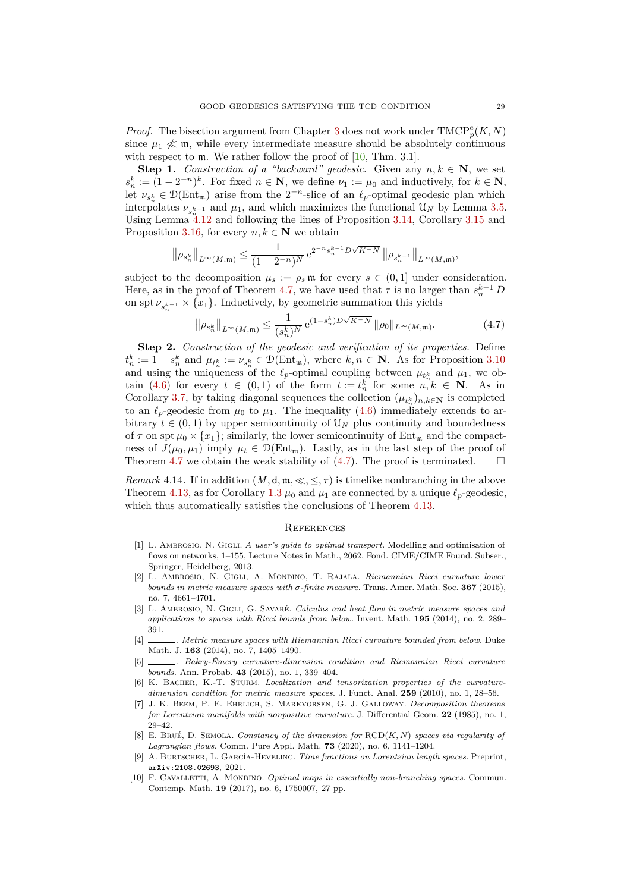*Proof.* The bisection argument from Chapter 3 does not work under $\mathrm{TMCP}_p^e(K,N)$ since $\mu_1 \not\ll \mathfrak{m}$, while every intermediate measure should be absolutely continuous with respect to $\mathfrak{m}$. We rather follow the proof of [10, Thm. 3.1].

**Step 1.** *Construction of a "backward" geodesic.* Given any $n, k \in \mathbf{N}$, we set $s_n^k := (1-2^{-n})^k$. For fixed $n \in \mathbf{N}$, we define $\nu_1 := \mu_0$ and inductively, for $k \in \mathbf{N}$, let $\nu_{s_n^k} \in \mathcal{D}(\mathrm{Ent}_\mathfrak{m})$ arise from the $2^{-n}$-slice of an $\ell_p$-optimal geodesic plan which interpolates $\nu_{s_n^{k-1}}$ and $\mu_1$, and which maximizes the functional $\mathcal{U}_N$ by Lemma 3.5. Using Lemma 4.12 and following the lines of Proposition 3.14, Corollary 3.15 and Proposition 3.16, for every $n, k \in \mathbf{N}$ we obtain

$$\big\|\rho_{s_n^k}\big\|_{L^\infty(M,\mathfrak{m})} \leq \frac{1}{(1-2^{-n})^N}\, \mathrm{e}^{2^{-n} s_n^{k-1} D\sqrt{K^- N}}\, \big\|\rho_{s_n^{k-1}}\big\|_{L^\infty(M,\mathfrak{m})},$$

subject to the decomposition $\mu_s := \rho_s\, \mathfrak{m}$ for every $s \in (0,1]$ under consideration. Here, as in the proof of Theorem 4.7, we have used that $\tau$ is no larger than $s_n^{k-1}\, D$ on $\operatorname{spt} \nu_{s_n^{k-1}} \times \{x_1\}$. Inductively, by geometric summation this yields

$$\big\|\rho_{s_n^k}\big\|_{L^\infty(M,\mathfrak{m})} \leq \frac{1}{(s_n^k)^N}\, \mathrm{e}^{(1-s_n^k) D\sqrt{K^- N}}\, \|\rho_0\|_{L^\infty(M,\mathfrak{m})}. \tag{4.7}$$

**Step 2.** *Construction of the geodesic and verification of its properties.* Define $t_n^k := 1 - s_n^k$ and $\mu_{t_n^k} := \nu_{s_n^k} \in \mathcal{D}(\mathrm{Ent}_\mathfrak{m})$, where $k, n \in \mathbf{N}$. As for Proposition 3.10 and using the uniqueness of the $\ell_p$-optimal coupling between $\mu_{t_n^k}$ and $\mu_1$, we obtain (4.6) for every $t \in (0,1)$ of the form $t := t_n^k$ for some $n, k \in \mathbf{N}$. As in Corollary 3.7, by taking diagonal sequences the collection $(\mu_{t_n^k})_{n,k\in\mathbf{N}}$ is completed to an $\ell_p$-geodesic from $\mu_0$ to $\mu_1$. The inequality (4.6) immediately extends to arbitrary $t \in (0,1)$ by upper semicontinuity of $\mathcal{U}_N$ plus continuity and boundedness of $\tau$ on $\operatorname{spt} \mu_0 \times \{x_1\}$; similarly, the lower semicontinuity of $\mathrm{Ent}_\mathfrak{m}$ and the compactness of $J(\mu_0, \mu_1)$ imply $\mu_t \in \mathcal{D}(\mathrm{Ent}_\mathfrak{m})$. Lastly, as in the last step of the proof of Theorem 4.7 we obtain the weak stability of (4.7). The proof is terminated. $\square$

*Remark* 4.14. If in addition $(M, \mathsf{d}, \mathfrak{m}, \ll, \leq, \tau)$ is timelike nonbranching in the above Theorem 4.13, as for Corollary 1.3 $\mu_0$ and $\mu_1$ are connected by a unique $\ell_p$-geodesic, which thus automatically satisfies the conclusions of Theorem 4.13.

## References

[1] L. Ambrosio, N. Gigli. *A user's guide to optimal transport.* Modelling and optimisation of flows on networks, 1–155, Lecture Notes in Math., 2062, Fond. CIME/CIME Found. Subser., Springer, Heidelberg, 2013.

[2] L. Ambrosio, N. Gigli, A. Mondino, T. Rajala. *Riemannian Ricci curvature lower bounds in metric measure spaces with σ-finite measure.* Trans. Amer. Math. Soc. **367** (2015), no. 7, 4661–4701.

[3] L. Ambrosio, N. Gigli, G. Savaré. *Calculus and heat flow in metric measure spaces and applications to spaces with Ricci bounds from below.* Invent. Math. **195** (2014), no. 2, 289–391.

[4] ______. *Metric measure spaces with Riemannian Ricci curvature bounded from below.* Duke Math. J. **163** (2014), no. 7, 1405–1490.

[5] ______. *Bakry-Émery curvature-dimension condition and Riemannian Ricci curvature bounds.* Ann. Probab. **43** (2015), no. 1, 339–404.

[6] K. Bacher, K.-T. Sturm. *Localization and tensorization properties of the curvature-dimension condition for metric measure spaces.* J. Funct. Anal. **259** (2010), no. 1, 28–56.

[7] J. K. Beem, P. E. Ehrlich, S. Markvorsen, G. J. Galloway. *Decomposition theorems for Lorentzian manifolds with nonpositive curvature.* J. Differential Geom. **22** (1985), no. 1, 29–42.

[8] E. Brué, D. Semola. *Constancy of the dimension for* RCD$(K,N)$ *spaces via regularity of Lagrangian flows.* Comm. Pure Appl. Math. **73** (2020), no. 6, 1141–1204.

[9] A. Burtscher, L. García-Heveling. *Time functions on Lorentzian length spaces.* Preprint, arXiv:2108.02693, 2021.

[10] F. Cavalletti, A. Mondino. *Optimal maps in essentially non-branching spaces.* Commun. Contemp. Math. **19** (2017), no. 6, 1750007, 27 pp.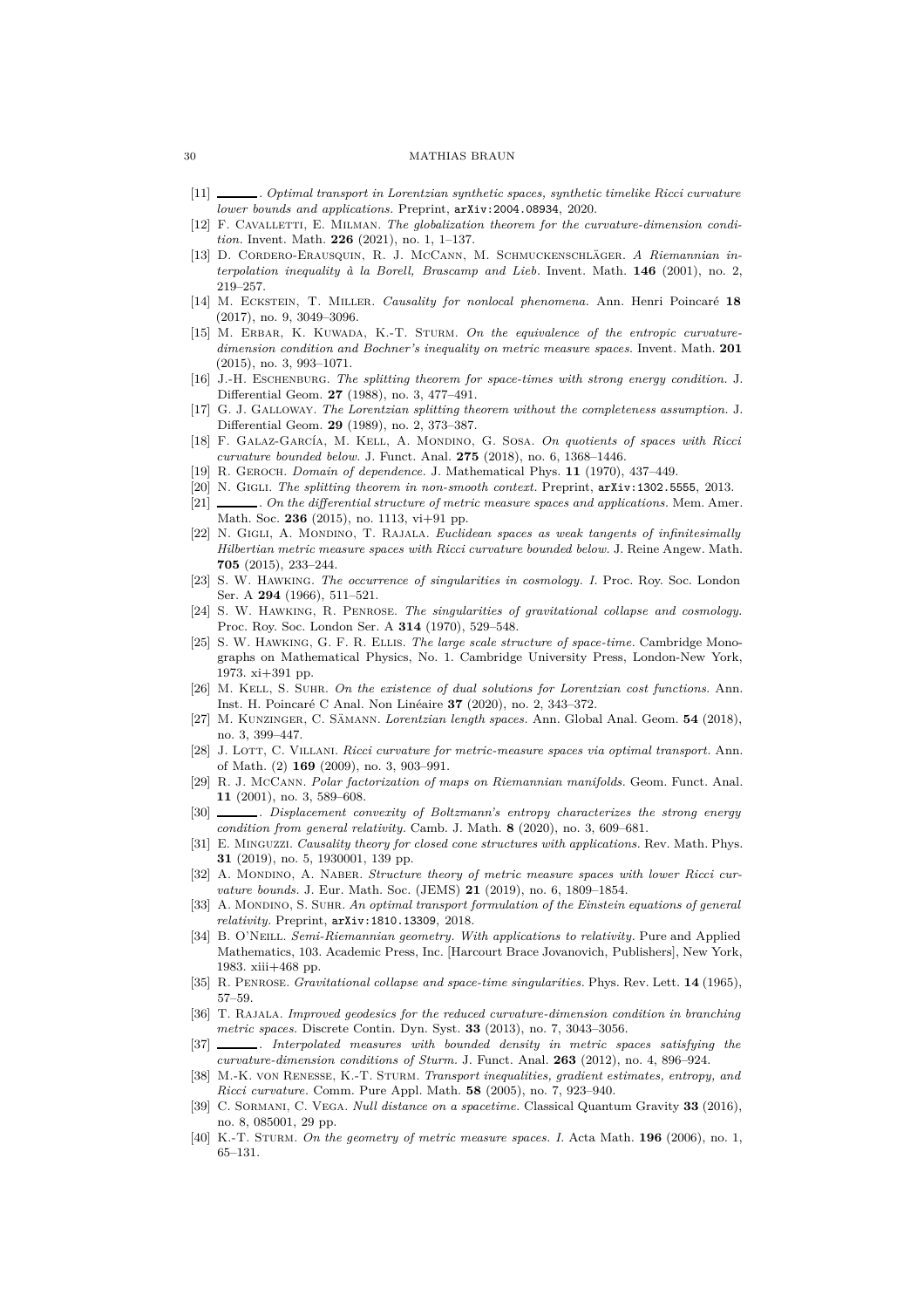[11] ———. *Optimal transport in Lorentzian synthetic spaces, synthetic timelike Ricci curvature lower bounds and applications.* Preprint, arXiv:2004.08934, 2020.

[12] F. Cavalletti, E. Milman. *The globalization theorem for the curvature-dimension condition.* Invent. Math. **226** (2021), no. 1, 1–137.

[13] D. Cordero-Erausquin, R. J. McCann, M. Schmuckenschläger. *A Riemannian interpolation inequality à la Borell, Brascamp and Lieb.* Invent. Math. **146** (2001), no. 2, 219–257.

[14] M. Eckstein, T. Miller. *Causality for nonlocal phenomena.* Ann. Henri Poincaré **18** (2017), no. 9, 3049–3096.

[15] M. Erbar, K. Kuwada, K.-T. Sturm. *On the equivalence of the entropic curvature-dimension condition and Bochner's inequality on metric measure spaces.* Invent. Math. **201** (2015), no. 3, 993–1071.

[16] J.-H. Eschenburg. *The splitting theorem for space-times with strong energy condition.* J. Differential Geom. **27** (1988), no. 3, 477–491.

[17] G. J. Galloway. *The Lorentzian splitting theorem without the completeness assumption.* J. Differential Geom. **29** (1989), no. 2, 373–387.

[18] F. Galaz-García, M. Kell, A. Mondino, G. Sosa. *On quotients of spaces with Ricci curvature bounded below.* J. Funct. Anal. **275** (2018), no. 6, 1368–1446.

[19] R. Geroch. *Domain of dependence.* J. Mathematical Phys. **11** (1970), 437–449.

[20] N. Gigli. *The splitting theorem in non-smooth context.* Preprint, arXiv:1302.5555, 2013.

[21] ———. *On the differential structure of metric measure spaces and applications.* Mem. Amer. Math. Soc. **236** (2015), no. 1113, vi+91 pp.

[22] N. Gigli, A. Mondino, T. Rajala. *Euclidean spaces as weak tangents of infinitesimally Hilbertian metric measure spaces with Ricci curvature bounded below.* J. Reine Angew. Math. **705** (2015), 233–244.

[23] S. W. Hawking. *The occurrence of singularities in cosmology. I.* Proc. Roy. Soc. London Ser. A **294** (1966), 511–521.

[24] S. W. Hawking, R. Penrose. *The singularities of gravitational collapse and cosmology.* Proc. Roy. Soc. London Ser. A **314** (1970), 529–548.

[25] S. W. Hawking, G. F. R. Ellis. *The large scale structure of space-time.* Cambridge Monographs on Mathematical Physics, No. 1. Cambridge University Press, London-New York, 1973. xi+391 pp.

[26] M. Kell, S. Suhr. *On the existence of dual solutions for Lorentzian cost functions.* Ann. Inst. H. Poincaré C Anal. Non Linéaire **37** (2020), no. 2, 343–372.

[27] M. Kunzinger, C. Sämann. *Lorentzian length spaces.* Ann. Global Anal. Geom. **54** (2018), no. 3, 399–447.

[28] J. Lott, C. Villani. *Ricci curvature for metric-measure spaces via optimal transport.* Ann. of Math. (2) **169** (2009), no. 3, 903–991.

[29] R. J. McCann. *Polar factorization of maps on Riemannian manifolds.* Geom. Funct. Anal. **11** (2001), no. 3, 589–608.

[30] ———. *Displacement convexity of Boltzmann's entropy characterizes the strong energy condition from general relativity.* Camb. J. Math. **8** (2020), no. 3, 609–681.

[31] E. Minguzzi. *Causality theory for closed cone structures with applications.* Rev. Math. Phys. **31** (2019), no. 5, 1930001, 139 pp.

[32] A. Mondino, A. Naber. *Structure theory of metric measure spaces with lower Ricci curvature bounds.* J. Eur. Math. Soc. (JEMS) **21** (2019), no. 6, 1809–1854.

[33] A. Mondino, S. Suhr. *An optimal transport formulation of the Einstein equations of general relativity.* Preprint, arXiv:1810.13309, 2018.

[34] B. O'Neill. *Semi-Riemannian geometry. With applications to relativity.* Pure and Applied Mathematics, 103. Academic Press, Inc. [Harcourt Brace Jovanovich, Publishers], New York, 1983. xiii+468 pp.

[35] R. Penrose. *Gravitational collapse and space-time singularities.* Phys. Rev. Lett. **14** (1965), 57–59.

[36] T. Rajala. *Improved geodesics for the reduced curvature-dimension condition in branching metric spaces.* Discrete Contin. Dyn. Syst. **33** (2013), no. 7, 3043–3056.

[37] ———. *Interpolated measures with bounded density in metric spaces satisfying the curvature-dimension conditions of Sturm.* J. Funct. Anal. **263** (2012), no. 4, 896–924.

[38] M.-K. von Renesse, K.-T. Sturm. *Transport inequalities, gradient estimates, entropy, and Ricci curvature.* Comm. Pure Appl. Math. **58** (2005), no. 7, 923–940.

[39] C. Sormani, C. Vega. *Null distance on a spacetime.* Classical Quantum Gravity **33** (2016), no. 8, 085001, 29 pp.

[40] K.-T. Sturm. *On the geometry of metric measure spaces. I.* Acta Math. **196** (2006), no. 1, 65–131.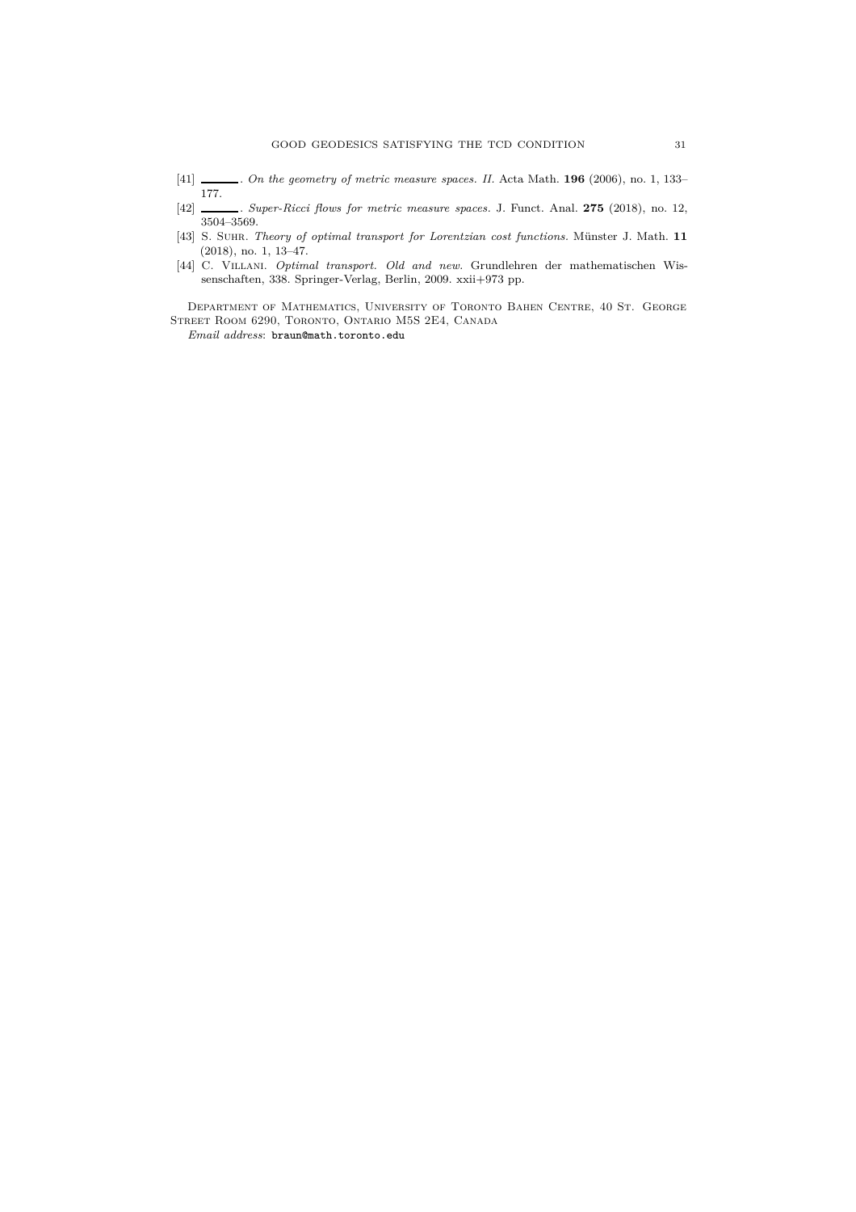[41] ______. *On the geometry of metric measure spaces. II.* Acta Math. **196** (2006), no. 1, 133–177.

[42] ______. *Super-Ricci flows for metric measure spaces.* J. Funct. Anal. **275** (2018), no. 12, 3504–3569.

[43] S. Suhr. *Theory of optimal transport for Lorentzian cost functions.* Münster J. Math. **11** (2018), no. 1, 13–47.

[44] C. Villani. *Optimal transport. Old and new.* Grundlehren der mathematischen Wissenschaften, 338. Springer-Verlag, Berlin, 2009. xxii+973 pp.

Department of Mathematics, University of Toronto Bahen Centre, 40 St. George Street Room 6290, Toronto, Ontario M5S 2E4, Canada

*Email address*: braun@math.toronto.edu